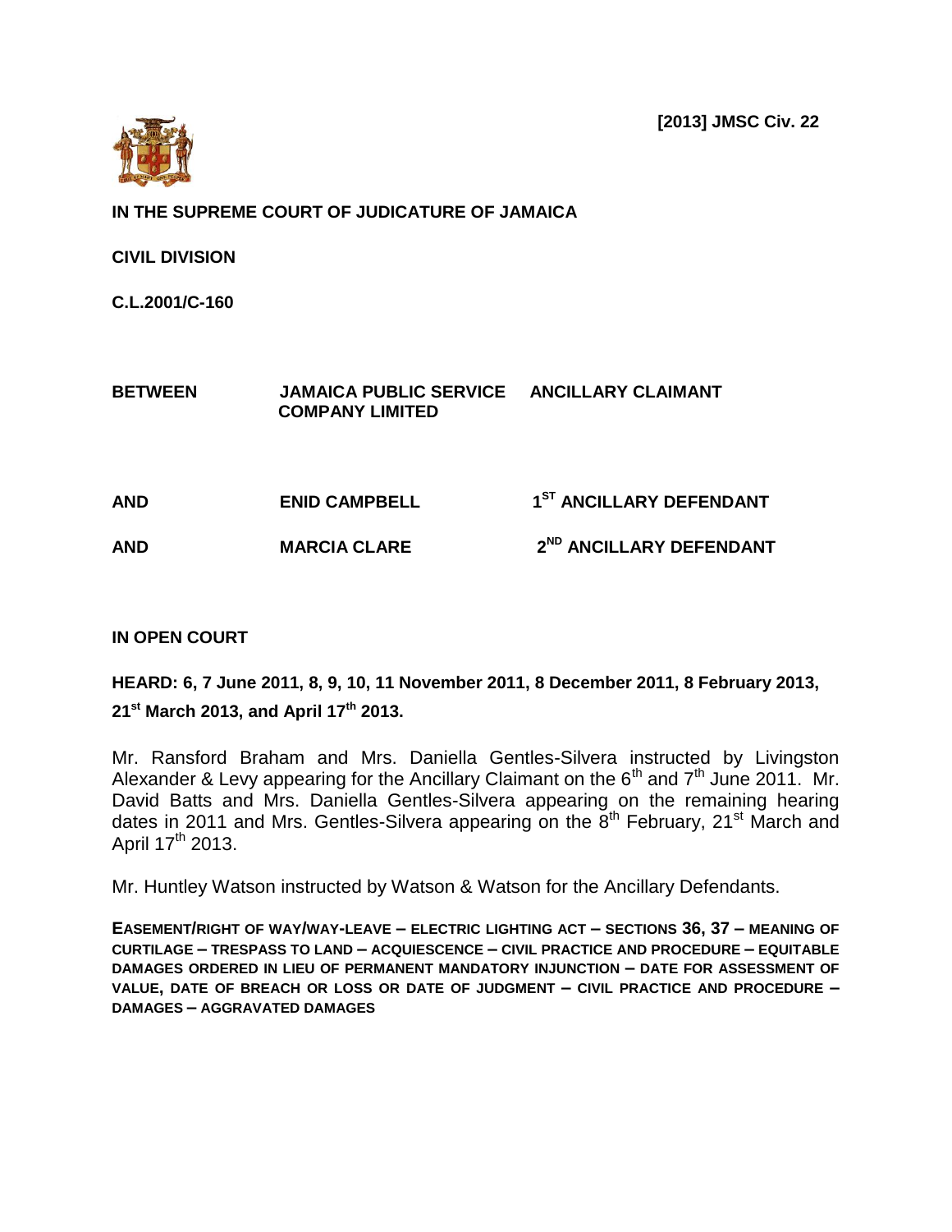**[2013] JMSC Civ. 22**

**IN THE SUPREME COURT OF JUDICATURE OF JAMAICA**

**CIVIL DIVISION**

**C.L.2001/C-160**

| | | |
|---|---|---|
| **BETWEEN** | **JAMAICA PUBLIC SERVICE COMPANY LIMITED** | **ANCILLARY CLAIMANT** |
| **AND** | **ENID CAMPBELL** | **1ST ANCILLARY DEFENDANT** |
| **AND** | **MARCIA CLARE** | **2ND ANCILLARY DEFENDANT** |

**IN OPEN COURT**

**HEARD: 6, 7 June 2011, 8, 9, 10, 11 November 2011, 8 December 2011, 8 February 2013, 21st March 2013, and April 17th 2013.**

Mr. Ransford Braham and Mrs. Daniella Gentles-Silvera instructed by Livingston Alexander & Levy appearing for the Ancillary Claimant on the 6th and 7th June 2011. Mr. David Batts and Mrs. Daniella Gentles-Silvera appearing on the remaining hearing dates in 2011 and Mrs. Gentles-Silvera appearing on the 8th February, 21st March and April 17th 2013.

Mr. Huntley Watson instructed by Watson & Watson for the Ancillary Defendants.

**EASEMENT/RIGHT OF WAY/WAY-LEAVE – ELECTRIC LIGHTING ACT – SECTIONS 36, 37 – MEANING OF CURTILAGE – TRESPASS TO LAND – ACQUIESCENCE – CIVIL PRACTICE AND PROCEDURE – EQUITABLE DAMAGES ORDERED IN LIEU OF PERMANENT MANDATORY INJUNCTION – DATE FOR ASSESSMENT OF VALUE, DATE OF BREACH OR LOSS OR DATE OF JUDGMENT – CIVIL PRACTICE AND PROCEDURE – DAMAGES – AGGRAVATED DAMAGES**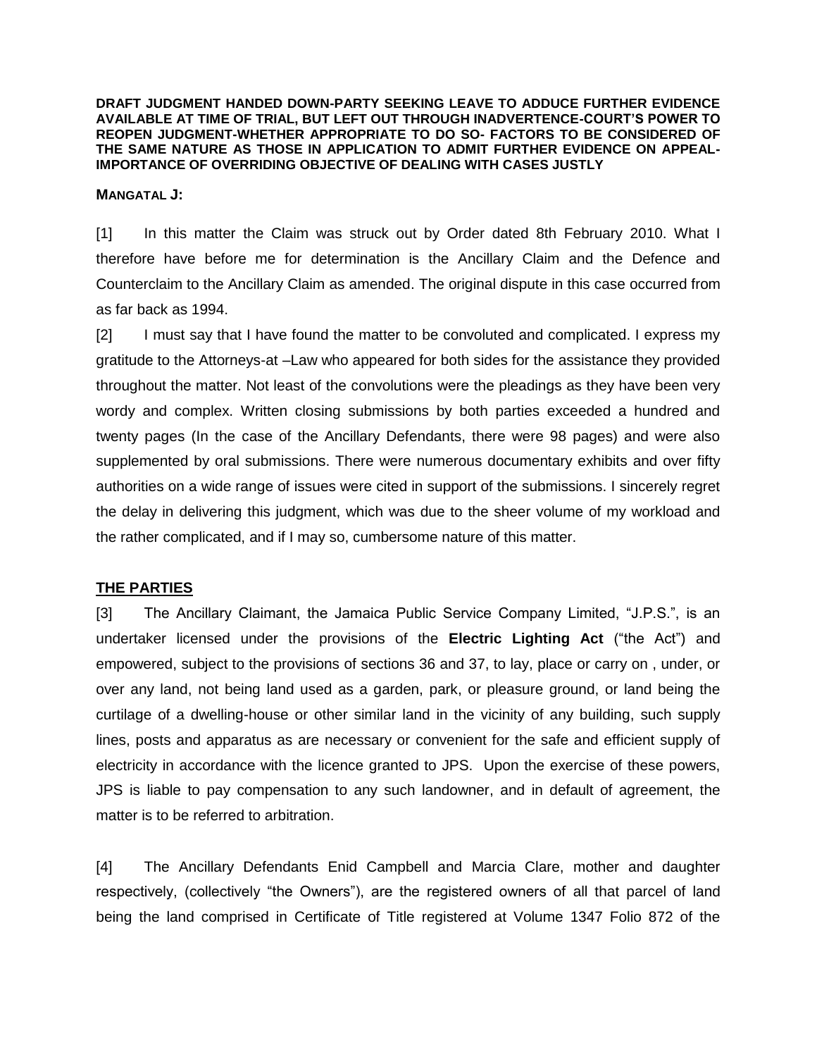**DRAFT JUDGMENT HANDED DOWN-PARTY SEEKING LEAVE TO ADDUCE FURTHER EVIDENCE AVAILABLE AT TIME OF TRIAL, BUT LEFT OUT THROUGH INADVERTENCE-COURT'S POWER TO REOPEN JUDGMENT-WHETHER APPROPRIATE TO DO SO- FACTORS TO BE CONSIDERED OF THE SAME NATURE AS THOSE IN APPLICATION TO ADMIT FURTHER EVIDENCE ON APPEAL-IMPORTANCE OF OVERRIDING OBJECTIVE OF DEALING WITH CASES JUSTLY**

**MANGATAL J:**

[1] In this matter the Claim was struck out by Order dated 8th February 2010. What I therefore have before me for determination is the Ancillary Claim and the Defence and Counterclaim to the Ancillary Claim as amended. The original dispute in this case occurred from as far back as 1994.

[2] I must say that I have found the matter to be convoluted and complicated. I express my gratitude to the Attorneys-at –Law who appeared for both sides for the assistance they provided throughout the matter. Not least of the convolutions were the pleadings as they have been very wordy and complex. Written closing submissions by both parties exceeded a hundred and twenty pages (In the case of the Ancillary Defendants, there were 98 pages) and were also supplemented by oral submissions. There were numerous documentary exhibits and over fifty authorities on a wide range of issues were cited in support of the submissions. I sincerely regret the delay in delivering this judgment, which was due to the sheer volume of my workload and the rather complicated, and if I may so, cumbersome nature of this matter.

## THE PARTIES

[3] The Ancillary Claimant, the Jamaica Public Service Company Limited, "J.P.S.", is an undertaker licensed under the provisions of the **Electric Lighting Act** ("the Act") and empowered, subject to the provisions of sections 36 and 37, to lay, place or carry on , under, or over any land, not being land used as a garden, park, or pleasure ground, or land being the curtilage of a dwelling-house or other similar land in the vicinity of any building, such supply lines, posts and apparatus as are necessary or convenient for the safe and efficient supply of electricity in accordance with the licence granted to JPS. Upon the exercise of these powers, JPS is liable to pay compensation to any such landowner, and in default of agreement, the matter is to be referred to arbitration.

[4] The Ancillary Defendants Enid Campbell and Marcia Clare, mother and daughter respectively, (collectively "the Owners"), are the registered owners of all that parcel of land being the land comprised in Certificate of Title registered at Volume 1347 Folio 872 of the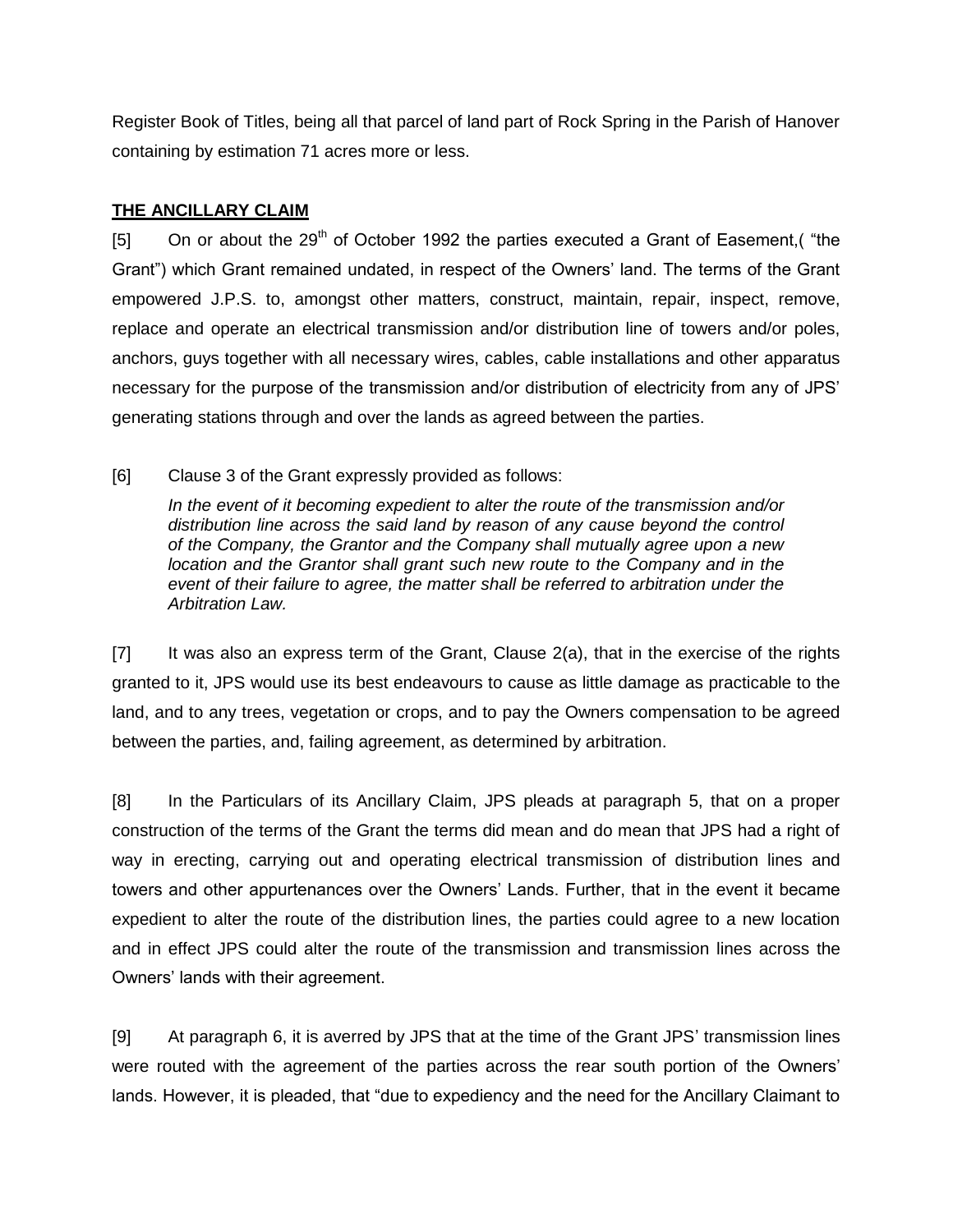Register Book of Titles, being all that parcel of land part of Rock Spring in the Parish of Hanover containing by estimation 71 acres more or less.

## THE ANCILLARY CLAIM

[5] On or about the 29th of October 1992 the parties executed a Grant of Easement,( "the Grant") which Grant remained undated, in respect of the Owners' land. The terms of the Grant empowered J.P.S. to, amongst other matters, construct, maintain, repair, inspect, remove, replace and operate an electrical transmission and/or distribution line of towers and/or poles, anchors, guys together with all necessary wires, cables, cable installations and other apparatus necessary for the purpose of the transmission and/or distribution of electricity from any of JPS' generating stations through and over the lands as agreed between the parties.

[6] Clause 3 of the Grant expressly provided as follows:

> *In the event of it becoming expedient to alter the route of the transmission and/or distribution line across the said land by reason of any cause beyond the control of the Company, the Grantor and the Company shall mutually agree upon a new location and the Grantor shall grant such new route to the Company and in the event of their failure to agree, the matter shall be referred to arbitration under the Arbitration Law.*

[7] It was also an express term of the Grant, Clause 2(a), that in the exercise of the rights granted to it, JPS would use its best endeavours to cause as little damage as practicable to the land, and to any trees, vegetation or crops, and to pay the Owners compensation to be agreed between the parties, and, failing agreement, as determined by arbitration.

[8] In the Particulars of its Ancillary Claim, JPS pleads at paragraph 5, that on a proper construction of the terms of the Grant the terms did mean and do mean that JPS had a right of way in erecting, carrying out and operating electrical transmission of distribution lines and towers and other appurtenances over the Owners' Lands. Further, that in the event it became expedient to alter the route of the distribution lines, the parties could agree to a new location and in effect JPS could alter the route of the transmission and transmission lines across the Owners' lands with their agreement.

[9] At paragraph 6, it is averred by JPS that at the time of the Grant JPS' transmission lines were routed with the agreement of the parties across the rear south portion of the Owners' lands. However, it is pleaded, that "due to expediency and the need for the Ancillary Claimant to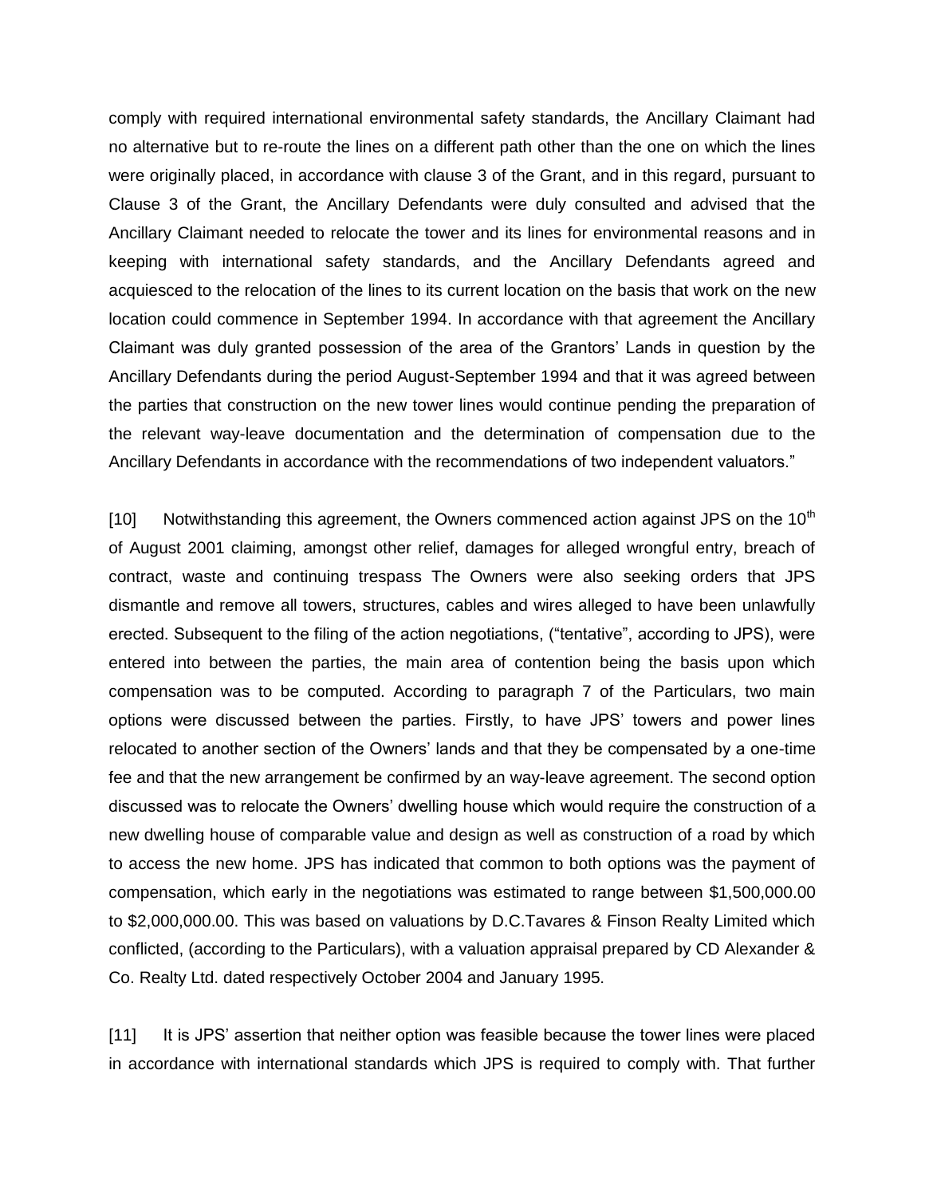comply with required international environmental safety standards, the Ancillary Claimant had no alternative but to re-route the lines on a different path other than the one on which the lines were originally placed, in accordance with clause 3 of the Grant, and in this regard, pursuant to Clause 3 of the Grant, the Ancillary Defendants were duly consulted and advised that the Ancillary Claimant needed to relocate the tower and its lines for environmental reasons and in keeping with international safety standards, and the Ancillary Defendants agreed and acquiesced to the relocation of the lines to its current location on the basis that work on the new location could commence in September 1994. In accordance with that agreement the Ancillary Claimant was duly granted possession of the area of the Grantors' Lands in question by the Ancillary Defendants during the period August-September 1994 and that it was agreed between the parties that construction on the new tower lines would continue pending the preparation of the relevant way-leave documentation and the determination of compensation due to the Ancillary Defendants in accordance with the recommendations of two independent valuators."

[10] Notwithstanding this agreement, the Owners commenced action against JPS on the 10th of August 2001 claiming, amongst other relief, damages for alleged wrongful entry, breach of contract, waste and continuing trespass The Owners were also seeking orders that JPS dismantle and remove all towers, structures, cables and wires alleged to have been unlawfully erected. Subsequent to the filing of the action negotiations, ("tentative", according to JPS), were entered into between the parties, the main area of contention being the basis upon which compensation was to be computed. According to paragraph 7 of the Particulars, two main options were discussed between the parties. Firstly, to have JPS' towers and power lines relocated to another section of the Owners' lands and that they be compensated by a one-time fee and that the new arrangement be confirmed by an way-leave agreement. The second option discussed was to relocate the Owners' dwelling house which would require the construction of a new dwelling house of comparable value and design as well as construction of a road by which to access the new home. JPS has indicated that common to both options was the payment of compensation, which early in the negotiations was estimated to range between $1,500,000.00 to $2,000,000.00. This was based on valuations by D.C.Tavares & Finson Realty Limited which conflicted, (according to the Particulars), with a valuation appraisal prepared by CD Alexander & Co. Realty Ltd. dated respectively October 2004 and January 1995.

[11] It is JPS' assertion that neither option was feasible because the tower lines were placed in accordance with international standards which JPS is required to comply with. That further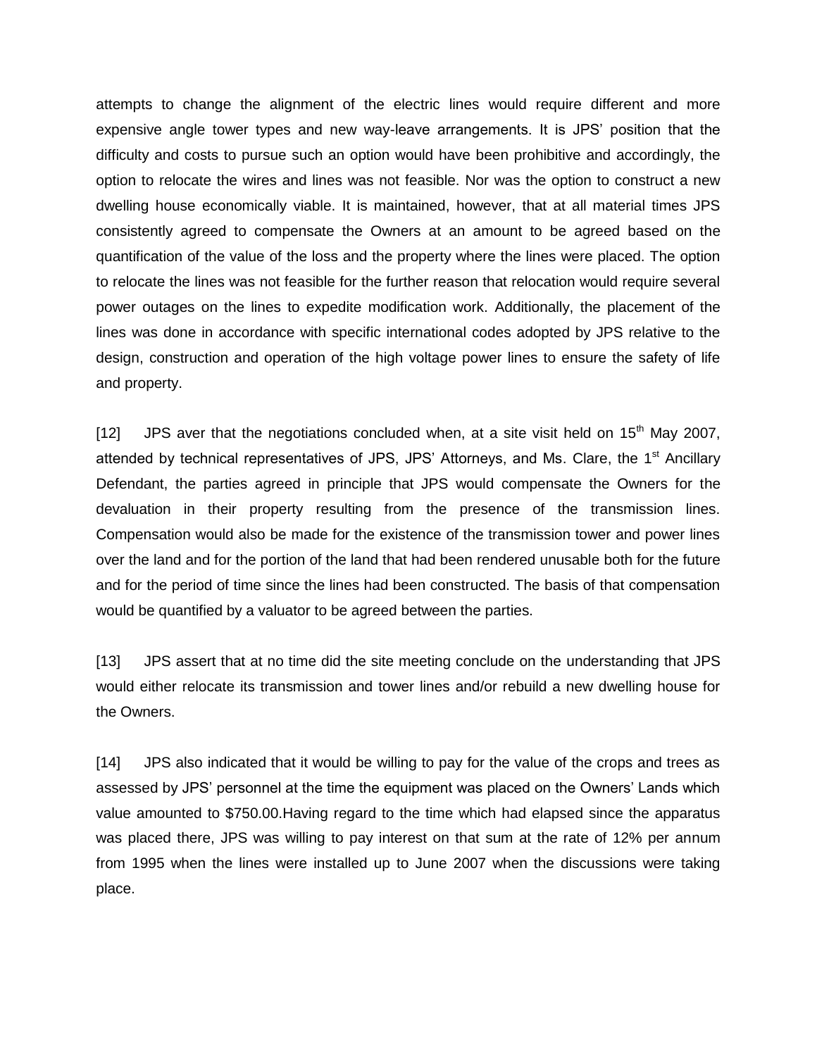attempts to change the alignment of the electric lines would require different and more expensive angle tower types and new way-leave arrangements. It is JPS' position that the difficulty and costs to pursue such an option would have been prohibitive and accordingly, the option to relocate the wires and lines was not feasible. Nor was the option to construct a new dwelling house economically viable. It is maintained, however, that at all material times JPS consistently agreed to compensate the Owners at an amount to be agreed based on the quantification of the value of the loss and the property where the lines were placed. The option to relocate the lines was not feasible for the further reason that relocation would require several power outages on the lines to expedite modification work. Additionally, the placement of the lines was done in accordance with specific international codes adopted by JPS relative to the design, construction and operation of the high voltage power lines to ensure the safety of life and property.

[12] JPS aver that the negotiations concluded when, at a site visit held on 15th May 2007, attended by technical representatives of JPS, JPS' Attorneys, and Ms. Clare, the 1st Ancillary Defendant, the parties agreed in principle that JPS would compensate the Owners for the devaluation in their property resulting from the presence of the transmission lines. Compensation would also be made for the existence of the transmission tower and power lines over the land and for the portion of the land that had been rendered unusable both for the future and for the period of time since the lines had been constructed. The basis of that compensation would be quantified by a valuator to be agreed between the parties.

[13] JPS assert that at no time did the site meeting conclude on the understanding that JPS would either relocate its transmission and tower lines and/or rebuild a new dwelling house for the Owners.

[14] JPS also indicated that it would be willing to pay for the value of the crops and trees as assessed by JPS' personnel at the time the equipment was placed on the Owners' Lands which value amounted to $750.00.Having regard to the time which had elapsed since the apparatus was placed there, JPS was willing to pay interest on that sum at the rate of 12% per annum from 1995 when the lines were installed up to June 2007 when the discussions were taking place.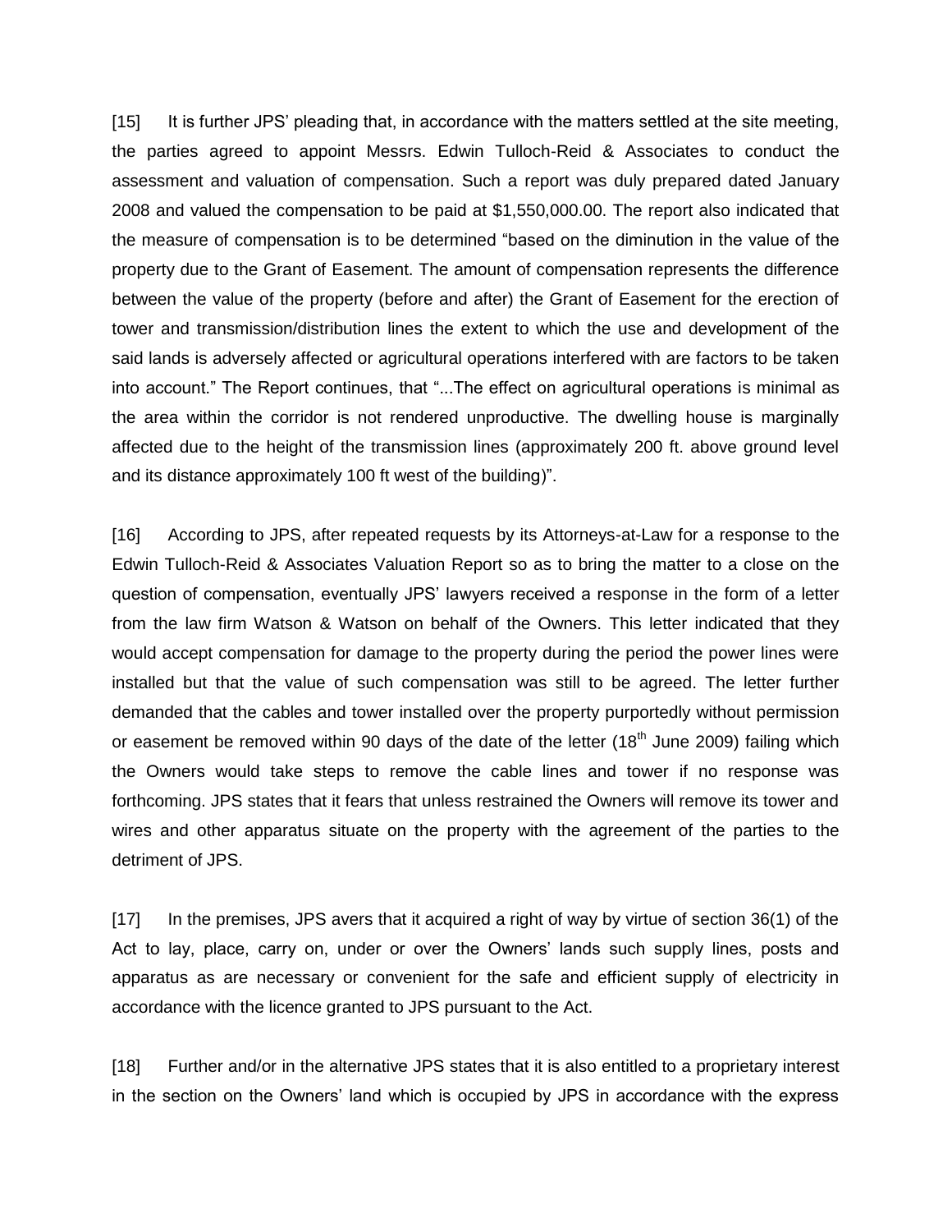[15] It is further JPS' pleading that, in accordance with the matters settled at the site meeting, the parties agreed to appoint Messrs. Edwin Tulloch-Reid & Associates to conduct the assessment and valuation of compensation. Such a report was duly prepared dated January 2008 and valued the compensation to be paid at $1,550,000.00. The report also indicated that the measure of compensation is to be determined "based on the diminution in the value of the property due to the Grant of Easement. The amount of compensation represents the difference between the value of the property (before and after) the Grant of Easement for the erection of tower and transmission/distribution lines the extent to which the use and development of the said lands is adversely affected or agricultural operations interfered with are factors to be taken into account." The Report continues, that "...The effect on agricultural operations is minimal as the area within the corridor is not rendered unproductive. The dwelling house is marginally affected due to the height of the transmission lines (approximately 200 ft. above ground level and its distance approximately 100 ft west of the building)".

[16] According to JPS, after repeated requests by its Attorneys-at-Law for a response to the Edwin Tulloch-Reid & Associates Valuation Report so as to bring the matter to a close on the question of compensation, eventually JPS' lawyers received a response in the form of a letter from the law firm Watson & Watson on behalf of the Owners. This letter indicated that they would accept compensation for damage to the property during the period the power lines were installed but that the value of such compensation was still to be agreed. The letter further demanded that the cables and tower installed over the property purportedly without permission or easement be removed within 90 days of the date of the letter (18th June 2009) failing which the Owners would take steps to remove the cable lines and tower if no response was forthcoming. JPS states that it fears that unless restrained the Owners will remove its tower and wires and other apparatus situate on the property with the agreement of the parties to the detriment of JPS.

[17] In the premises, JPS avers that it acquired a right of way by virtue of section 36(1) of the Act to lay, place, carry on, under or over the Owners' lands such supply lines, posts and apparatus as are necessary or convenient for the safe and efficient supply of electricity in accordance with the licence granted to JPS pursuant to the Act.

[18] Further and/or in the alternative JPS states that it is also entitled to a proprietary interest in the section on the Owners' land which is occupied by JPS in accordance with the express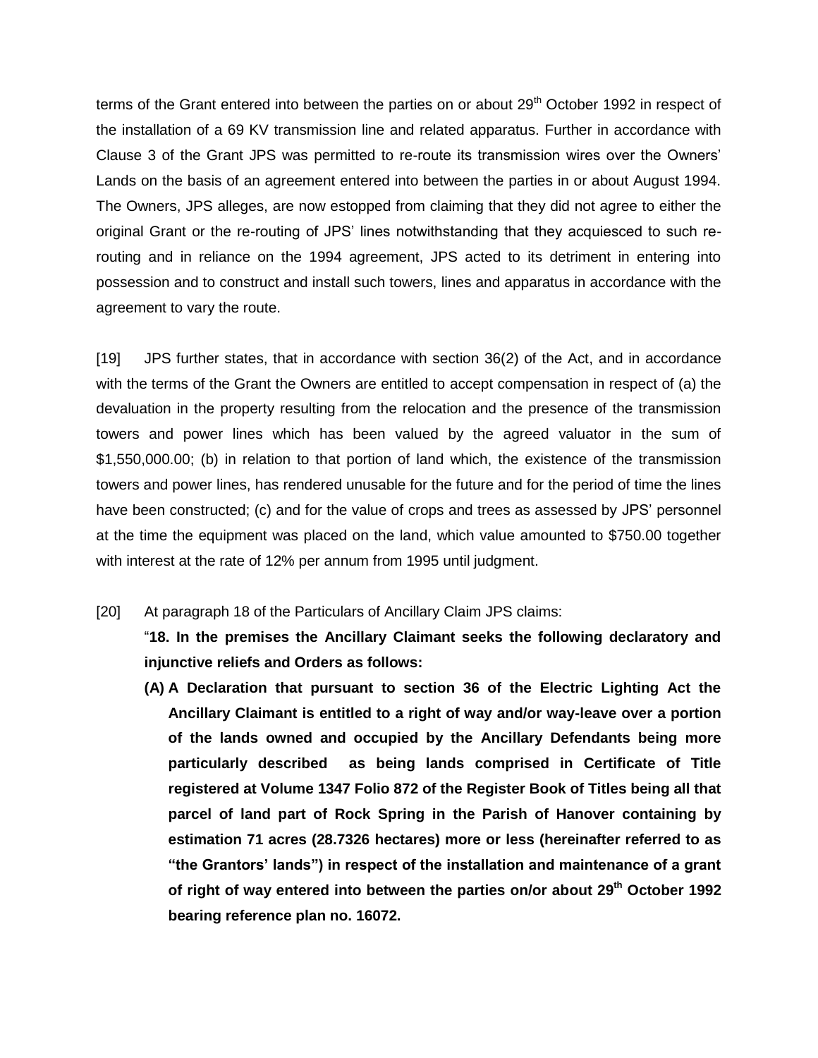terms of the Grant entered into between the parties on or about 29th October 1992 in respect of the installation of a 69 KV transmission line and related apparatus. Further in accordance with Clause 3 of the Grant JPS was permitted to re-route its transmission wires over the Owners' Lands on the basis of an agreement entered into between the parties in or about August 1994. The Owners, JPS alleges, are now estopped from claiming that they did not agree to either the original Grant or the re-routing of JPS' lines notwithstanding that they acquiesced to such re-routing and in reliance on the 1994 agreement, JPS acted to its detriment in entering into possession and to construct and install such towers, lines and apparatus in accordance with the agreement to vary the route.

[19] JPS further states, that in accordance with section 36(2) of the Act, and in accordance with the terms of the Grant the Owners are entitled to accept compensation in respect of (a) the devaluation in the property resulting from the relocation and the presence of the transmission towers and power lines which has been valued by the agreed valuator in the sum of $1,550,000.00; (b) in relation to that portion of land which, the existence of the transmission towers and power lines, has rendered unusable for the future and for the period of time the lines have been constructed; (c) and for the value of crops and trees as assessed by JPS' personnel at the time the equipment was placed on the land, which value amounted to $750.00 together with interest at the rate of 12% per annum from 1995 until judgment.

[20] At paragraph 18 of the Particulars of Ancillary Claim JPS claims:

"**18. In the premises the Ancillary Claimant seeks the following declaratory and injunctive reliefs and Orders as follows:**

**(A) A Declaration that pursuant to section 36 of the Electric Lighting Act the Ancillary Claimant is entitled to a right of way and/or way-leave over a portion of the lands owned and occupied by the Ancillary Defendants being more particularly described as being lands comprised in Certificate of Title registered at Volume 1347 Folio 872 of the Register Book of Titles being all that parcel of land part of Rock Spring in the Parish of Hanover containing by estimation 71 acres (28.7326 hectares) more or less (hereinafter referred to as "the Grantors' lands") in respect of the installation and maintenance of a grant of right of way entered into between the parties on/or about 29th October 1992 bearing reference plan no. 16072.**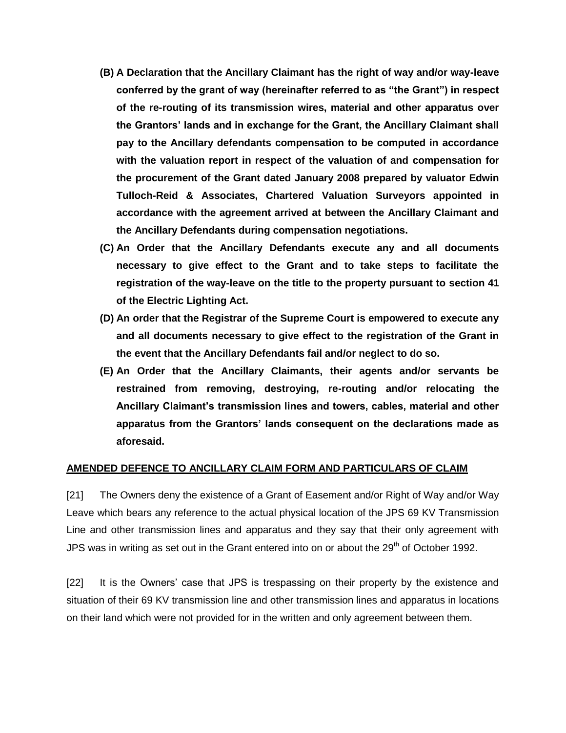**(B) A Declaration that the Ancillary Claimant has the right of way and/or way-leave conferred by the grant of way (hereinafter referred to as "the Grant") in respect of the re-routing of its transmission wires, material and other apparatus over the Grantors' lands and in exchange for the Grant, the Ancillary Claimant shall pay to the Ancillary defendants compensation to be computed in accordance with the valuation report in respect of the valuation of and compensation for the procurement of the Grant dated January 2008 prepared by valuator Edwin Tulloch-Reid & Associates, Chartered Valuation Surveyors appointed in accordance with the agreement arrived at between the Ancillary Claimant and the Ancillary Defendants during compensation negotiations.**

**(C) An Order that the Ancillary Defendants execute any and all documents necessary to give effect to the Grant and to take steps to facilitate the registration of the way-leave on the title to the property pursuant to section 41 of the Electric Lighting Act.**

**(D) An order that the Registrar of the Supreme Court is empowered to execute any and all documents necessary to give effect to the registration of the Grant in the event that the Ancillary Defendants fail and/or neglect to do so.**

**(E) An Order that the Ancillary Claimants, their agents and/or servants be restrained from removing, destroying, re-routing and/or relocating the Ancillary Claimant's transmission lines and towers, cables, material and other apparatus from the Grantors' lands consequent on the declarations made as aforesaid.**

**<u>AMENDED DEFENCE TO ANCILLARY CLAIM FORM AND PARTICULARS OF CLAIM</u>**

[21] The Owners deny the existence of a Grant of Easement and/or Right of Way and/or Way Leave which bears any reference to the actual physical location of the JPS 69 KV Transmission Line and other transmission lines and apparatus and they say that their only agreement with JPS was in writing as set out in the Grant entered into on or about the 29th of October 1992.

[22] It is the Owners' case that JPS is trespassing on their property by the existence and situation of their 69 KV transmission line and other transmission lines and apparatus in locations on their land which were not provided for in the written and only agreement between them.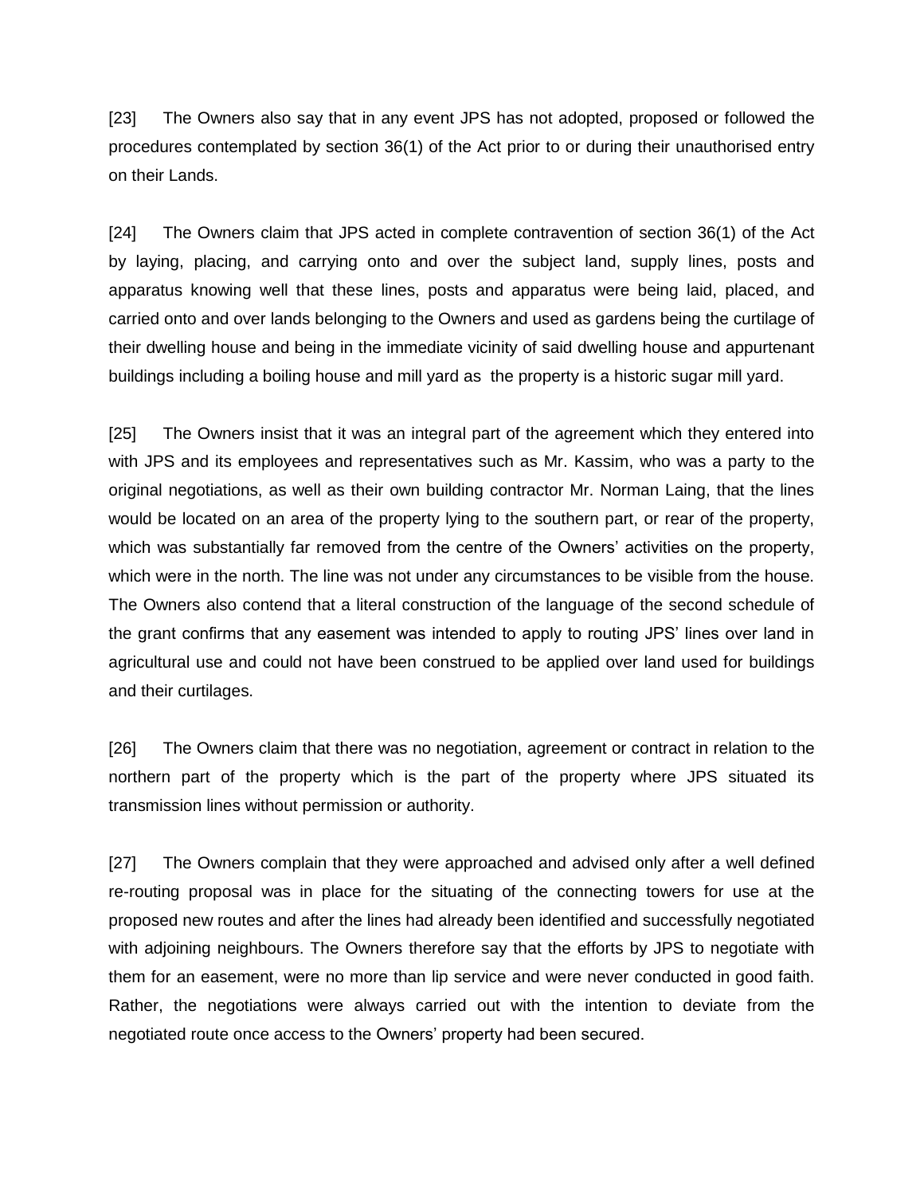[23] The Owners also say that in any event JPS has not adopted, proposed or followed the procedures contemplated by section 36(1) of the Act prior to or during their unauthorised entry on their Lands.

[24] The Owners claim that JPS acted in complete contravention of section 36(1) of the Act by laying, placing, and carrying onto and over the subject land, supply lines, posts and apparatus knowing well that these lines, posts and apparatus were being laid, placed, and carried onto and over lands belonging to the Owners and used as gardens being the curtilage of their dwelling house and being in the immediate vicinity of said dwelling house and appurtenant buildings including a boiling house and mill yard as the property is a historic sugar mill yard.

[25] The Owners insist that it was an integral part of the agreement which they entered into with JPS and its employees and representatives such as Mr. Kassim, who was a party to the original negotiations, as well as their own building contractor Mr. Norman Laing, that the lines would be located on an area of the property lying to the southern part, or rear of the property, which was substantially far removed from the centre of the Owners' activities on the property, which were in the north. The line was not under any circumstances to be visible from the house. The Owners also contend that a literal construction of the language of the second schedule of the grant confirms that any easement was intended to apply to routing JPS' lines over land in agricultural use and could not have been construed to be applied over land used for buildings and their curtilages.

[26] The Owners claim that there was no negotiation, agreement or contract in relation to the northern part of the property which is the part of the property where JPS situated its transmission lines without permission or authority.

[27] The Owners complain that they were approached and advised only after a well defined re-routing proposal was in place for the situating of the connecting towers for use at the proposed new routes and after the lines had already been identified and successfully negotiated with adjoining neighbours. The Owners therefore say that the efforts by JPS to negotiate with them for an easement, were no more than lip service and were never conducted in good faith. Rather, the negotiations were always carried out with the intention to deviate from the negotiated route once access to the Owners' property had been secured.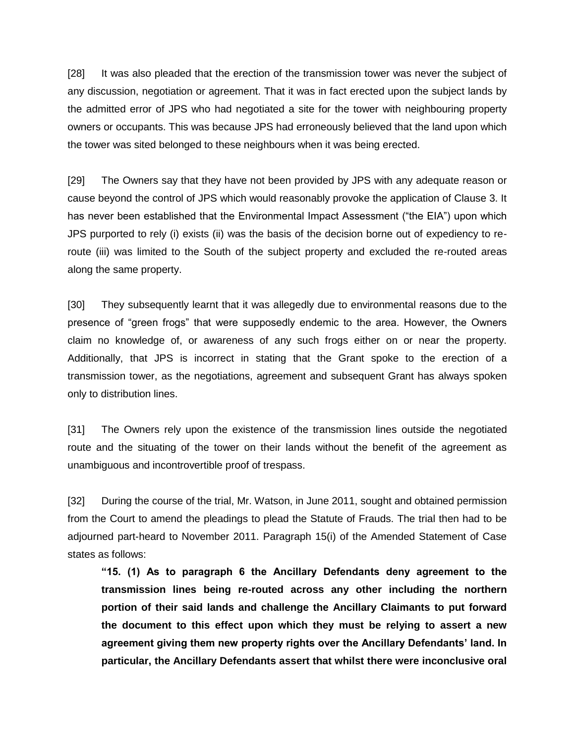[28] It was also pleaded that the erection of the transmission tower was never the subject of any discussion, negotiation or agreement. That it was in fact erected upon the subject lands by the admitted error of JPS who had negotiated a site for the tower with neighbouring property owners or occupants. This was because JPS had erroneously believed that the land upon which the tower was sited belonged to these neighbours when it was being erected.

[29] The Owners say that they have not been provided by JPS with any adequate reason or cause beyond the control of JPS which would reasonably provoke the application of Clause 3. It has never been established that the Environmental Impact Assessment ("the EIA") upon which JPS purported to rely (i) exists (ii) was the basis of the decision borne out of expediency to re-route (iii) was limited to the South of the subject property and excluded the re-routed areas along the same property.

[30] They subsequently learnt that it was allegedly due to environmental reasons due to the presence of "green frogs" that were supposedly endemic to the area. However, the Owners claim no knowledge of, or awareness of any such frogs either on or near the property. Additionally, that JPS is incorrect in stating that the Grant spoke to the erection of a transmission tower, as the negotiations, agreement and subsequent Grant has always spoken only to distribution lines.

[31] The Owners rely upon the existence of the transmission lines outside the negotiated route and the situating of the tower on their lands without the benefit of the agreement as unambiguous and incontrovertible proof of trespass.

[32] During the course of the trial, Mr. Watson, in June 2011, sought and obtained permission from the Court to amend the pleadings to plead the Statute of Frauds. The trial then had to be adjourned part-heard to November 2011. Paragraph 15(i) of the Amended Statement of Case states as follows:

> **"15. (1) As to paragraph 6 the Ancillary Defendants deny agreement to the transmission lines being re-routed across any other including the northern portion of their said lands and challenge the Ancillary Claimants to put forward the document to this effect upon which they must be relying to assert a new agreement giving them new property rights over the Ancillary Defendants' land. In particular, the Ancillary Defendants assert that whilst there were inconclusive oral**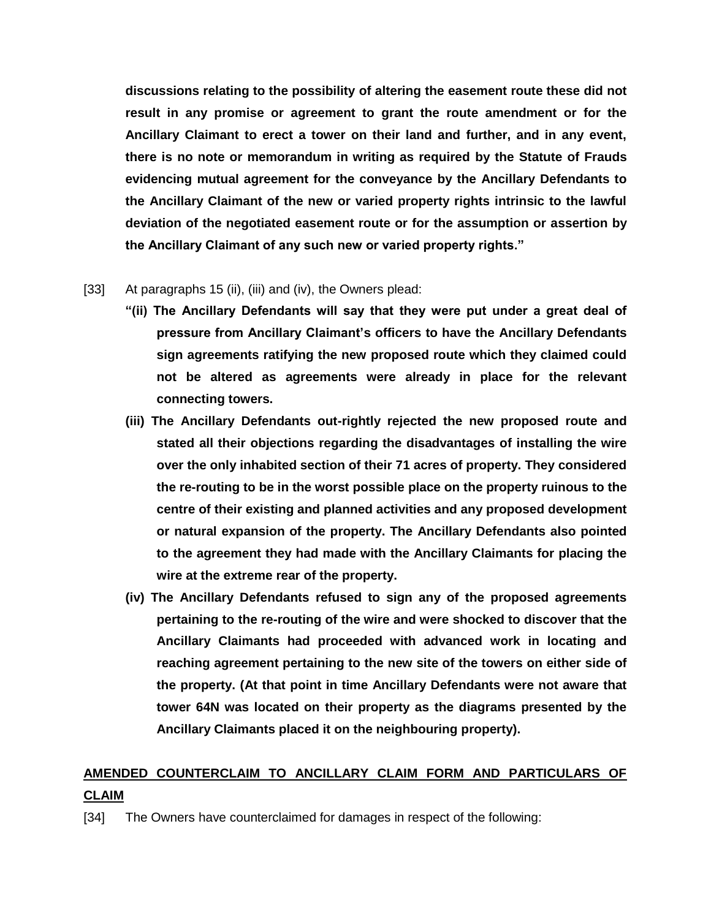**discussions relating to the possibility of altering the easement route these did not result in any promise or agreement to grant the route amendment or for the Ancillary Claimant to erect a tower on their land and further, and in any event, there is no note or memorandum in writing as required by the Statute of Frauds evidencing mutual agreement for the conveyance by the Ancillary Defendants to the Ancillary Claimant of the new or varied property rights intrinsic to the lawful deviation of the negotiated easement route or for the assumption or assertion by the Ancillary Claimant of any such new or varied property rights."**

[33] At paragraphs 15 (ii), (iii) and (iv), the Owners plead:

**"(ii) The Ancillary Defendants will say that they were put under a great deal of pressure from Ancillary Claimant's officers to have the Ancillary Defendants sign agreements ratifying the new proposed route which they claimed could not be altered as agreements were already in place for the relevant connecting towers.**

**(iii) The Ancillary Defendants out-rightly rejected the new proposed route and stated all their objections regarding the disadvantages of installing the wire over the only inhabited section of their 71 acres of property. They considered the re-routing to be in the worst possible place on the property ruinous to the centre of their existing and planned activities and any proposed development or natural expansion of the property. The Ancillary Defendants also pointed to the agreement they had made with the Ancillary Claimants for placing the wire at the extreme rear of the property.**

**(iv) The Ancillary Defendants refused to sign any of the proposed agreements pertaining to the re-routing of the wire and were shocked to discover that the Ancillary Claimants had proceeded with advanced work in locating and reaching agreement pertaining to the new site of the towers on either side of the property. (At that point in time Ancillary Defendants were not aware that tower 64N was located on their property as the diagrams presented by the Ancillary Claimants placed it on the neighbouring property).**

## AMENDED COUNTERCLAIM TO ANCILLARY CLAIM FORM AND PARTICULARS OF CLAIM

[34] The Owners have counterclaimed for damages in respect of the following: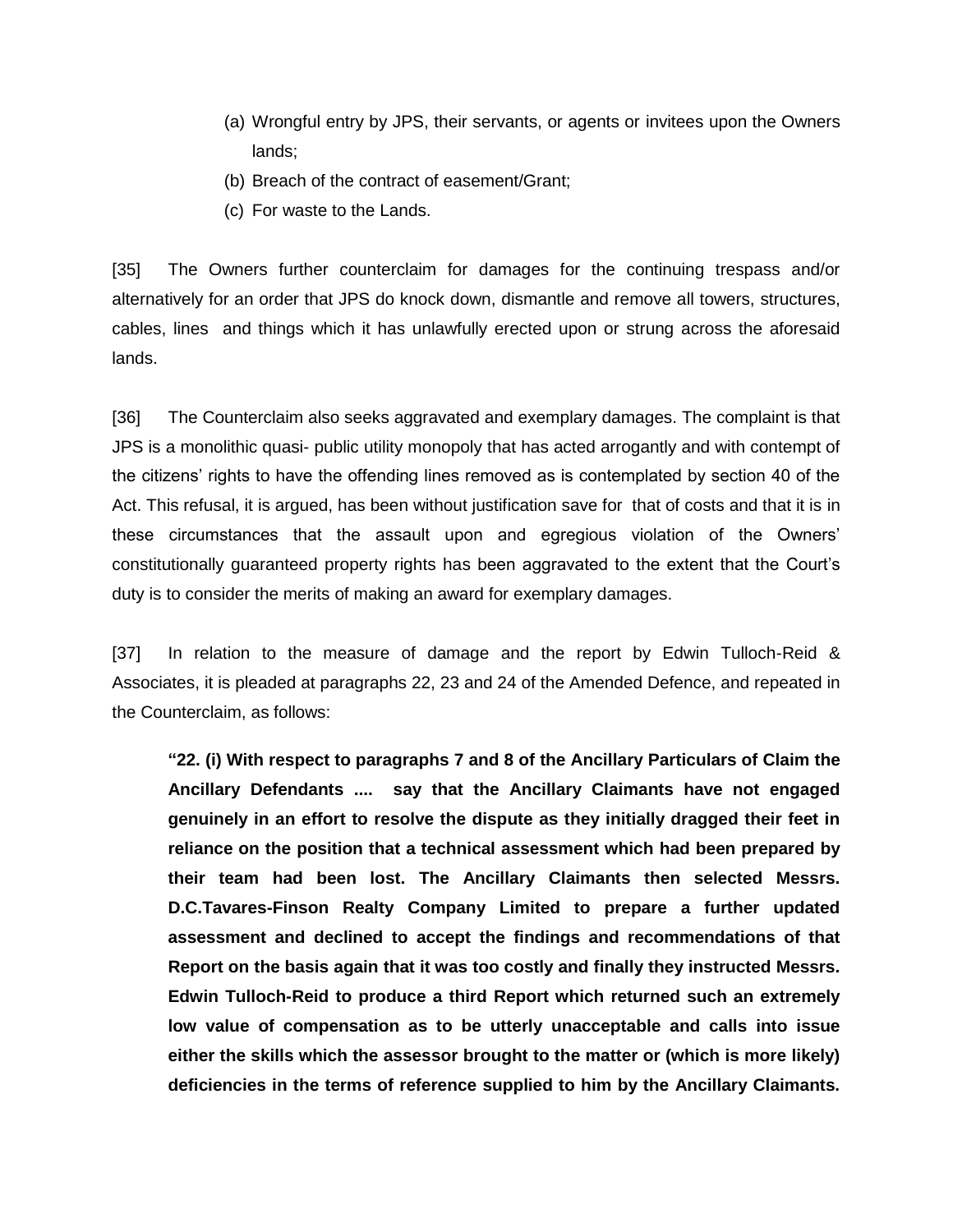(a) Wrongful entry by JPS, their servants, or agents or invitees upon the Owners lands;

(b) Breach of the contract of easement/Grant;

(c) For waste to the Lands.

[35] The Owners further counterclaim for damages for the continuing trespass and/or alternatively for an order that JPS do knock down, dismantle and remove all towers, structures, cables, lines and things which it has unlawfully erected upon or strung across the aforesaid lands.

[36] The Counterclaim also seeks aggravated and exemplary damages. The complaint is that JPS is a monolithic quasi- public utility monopoly that has acted arrogantly and with contempt of the citizens' rights to have the offending lines removed as is contemplated by section 40 of the Act. This refusal, it is argued, has been without justification save for that of costs and that it is in these circumstances that the assault upon and egregious violation of the Owners' constitutionally guaranteed property rights has been aggravated to the extent that the Court's duty is to consider the merits of making an award for exemplary damages.

[37] In relation to the measure of damage and the report by Edwin Tulloch-Reid & Associates, it is pleaded at paragraphs 22, 23 and 24 of the Amended Defence, and repeated in the Counterclaim, as follows:

> **"22. (i) With respect to paragraphs 7 and 8 of the Ancillary Particulars of Claim the Ancillary Defendants .... say that the Ancillary Claimants have not engaged genuinely in an effort to resolve the dispute as they initially dragged their feet in reliance on the position that a technical assessment which had been prepared by their team had been lost. The Ancillary Claimants then selected Messrs. D.C.Tavares-Finson Realty Company Limited to prepare a further updated assessment and declined to accept the findings and recommendations of that Report on the basis again that it was too costly and finally they instructed Messrs. Edwin Tulloch-Reid to produce a third Report which returned such an extremely low value of compensation as to be utterly unacceptable and calls into issue either the skills which the assessor brought to the matter or (which is more likely) deficiencies in the terms of reference supplied to him by the Ancillary Claimants.**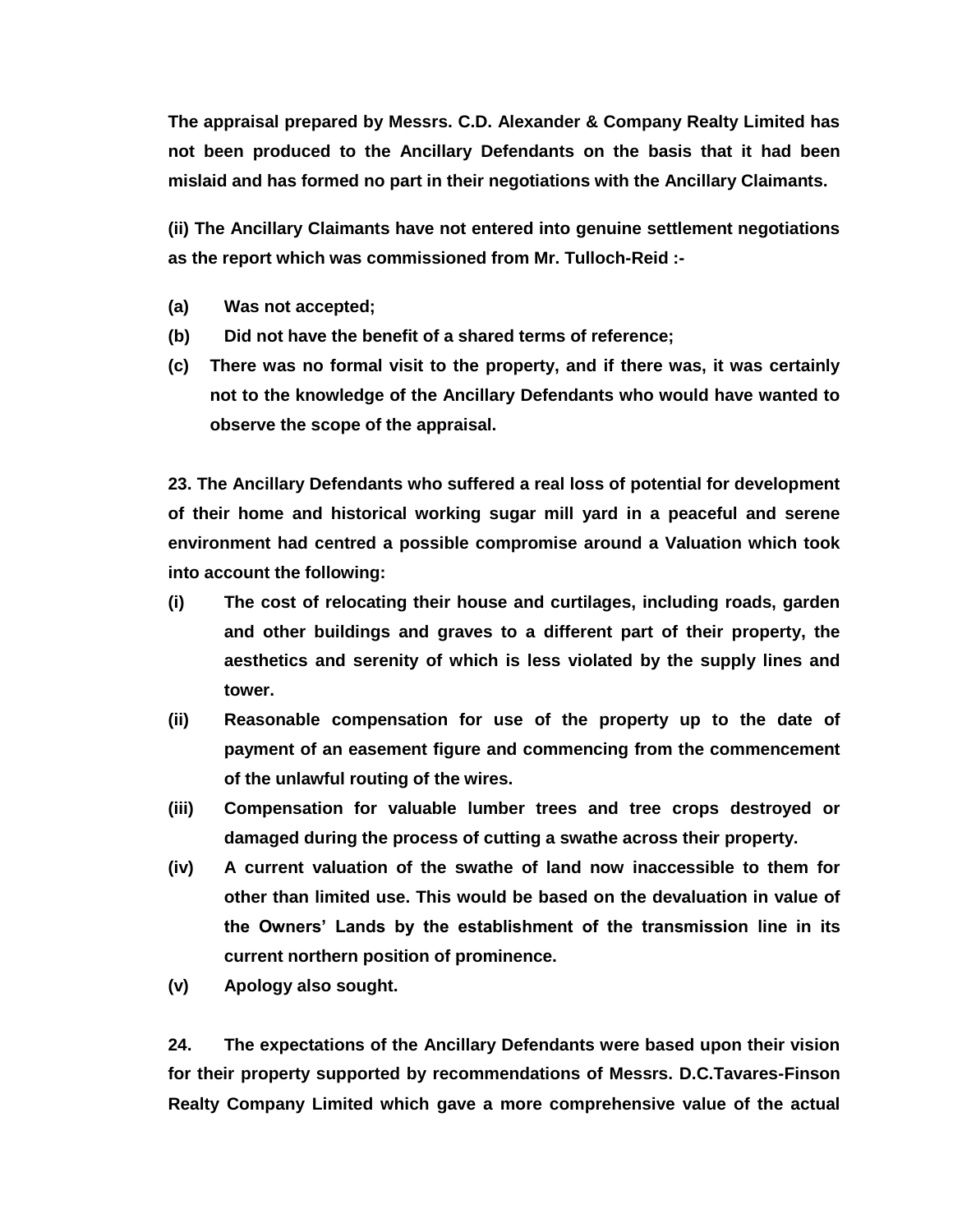**The appraisal prepared by Messrs. C.D. Alexander & Company Realty Limited has not been produced to the Ancillary Defendants on the basis that it had been mislaid and has formed no part in their negotiations with the Ancillary Claimants.**

**(ii) The Ancillary Claimants have not entered into genuine settlement negotiations as the report which was commissioned from Mr. Tulloch-Reid :-**

- **(a) Was not accepted;**
- **(b) Did not have the benefit of a shared terms of reference;**
- **(c) There was no formal visit to the property, and if there was, it was certainly not to the knowledge of the Ancillary Defendants who would have wanted to observe the scope of the appraisal.**

**23. The Ancillary Defendants who suffered a real loss of potential for development of their home and historical working sugar mill yard in a peaceful and serene environment had centred a possible compromise around a Valuation which took into account the following:**

- **(i) The cost of relocating their house and curtilages, including roads, garden and other buildings and graves to a different part of their property, the aesthetics and serenity of which is less violated by the supply lines and tower.**
- **(ii) Reasonable compensation for use of the property up to the date of payment of an easement figure and commencing from the commencement of the unlawful routing of the wires.**
- **(iii) Compensation for valuable lumber trees and tree crops destroyed or damaged during the process of cutting a swathe across their property.**
- **(iv) A current valuation of the swathe of land now inaccessible to them for other than limited use. This would be based on the devaluation in value of the Owners' Lands by the establishment of the transmission line in its current northern position of prominence.**
- **(v) Apology also sought.**

**24. The expectations of the Ancillary Defendants were based upon their vision for their property supported by recommendations of Messrs. D.C.Tavares-Finson Realty Company Limited which gave a more comprehensive value of the actual**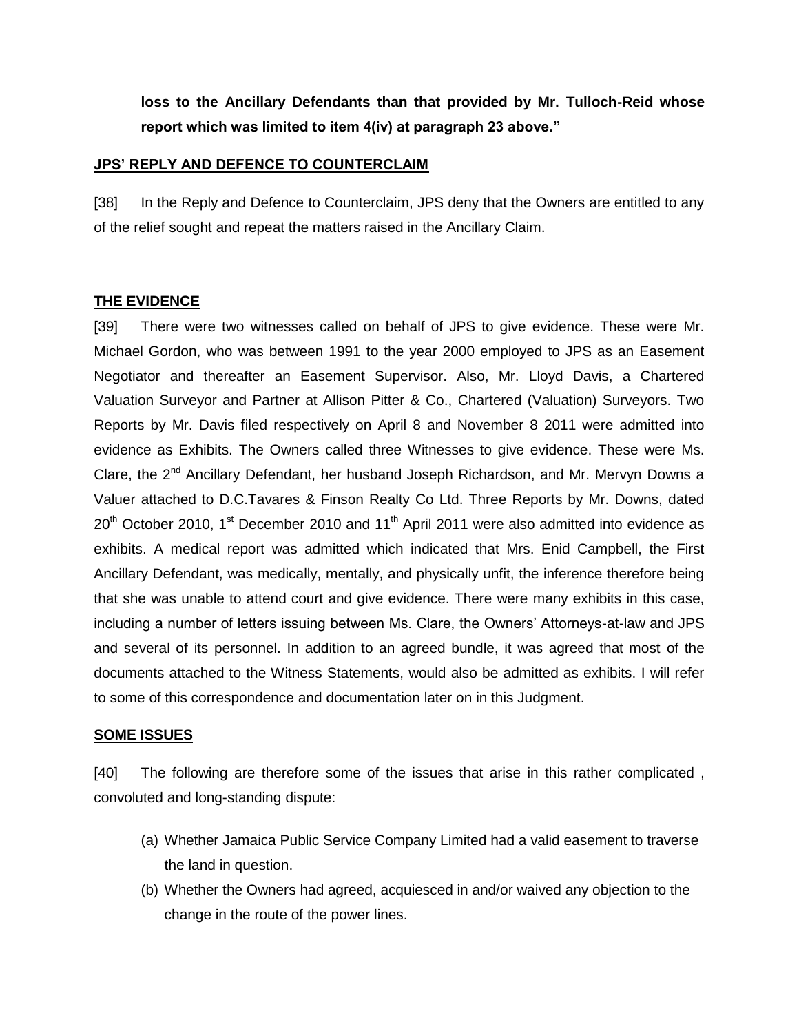**loss to the Ancillary Defendants than that provided by Mr. Tulloch-Reid whose report which was limited to item 4(iv) at paragraph 23 above."**

## JPS' REPLY AND DEFENCE TO COUNTERCLAIM

[38] In the Reply and Defence to Counterclaim, JPS deny that the Owners are entitled to any of the relief sought and repeat the matters raised in the Ancillary Claim.

## THE EVIDENCE

[39] There were two witnesses called on behalf of JPS to give evidence. These were Mr. Michael Gordon, who was between 1991 to the year 2000 employed to JPS as an Easement Negotiator and thereafter an Easement Supervisor. Also, Mr. Lloyd Davis, a Chartered Valuation Surveyor and Partner at Allison Pitter & Co., Chartered (Valuation) Surveyors. Two Reports by Mr. Davis filed respectively on April 8 and November 8 2011 were admitted into evidence as Exhibits. The Owners called three Witnesses to give evidence. These were Ms. Clare, the 2nd Ancillary Defendant, her husband Joseph Richardson, and Mr. Mervyn Downs a Valuer attached to D.C.Tavares & Finson Realty Co Ltd. Three Reports by Mr. Downs, dated 20th October 2010, 1st December 2010 and 11th April 2011 were also admitted into evidence as exhibits. A medical report was admitted which indicated that Mrs. Enid Campbell, the First Ancillary Defendant, was medically, mentally, and physically unfit, the inference therefore being that she was unable to attend court and give evidence. There were many exhibits in this case, including a number of letters issuing between Ms. Clare, the Owners' Attorneys-at-law and JPS and several of its personnel. In addition to an agreed bundle, it was agreed that most of the documents attached to the Witness Statements, would also be admitted as exhibits. I will refer to some of this correspondence and documentation later on in this Judgment.

## SOME ISSUES

[40] The following are therefore some of the issues that arise in this rather complicated , convoluted and long-standing dispute:

(a) Whether Jamaica Public Service Company Limited had a valid easement to traverse the land in question.

(b) Whether the Owners had agreed, acquiesced in and/or waived any objection to the change in the route of the power lines.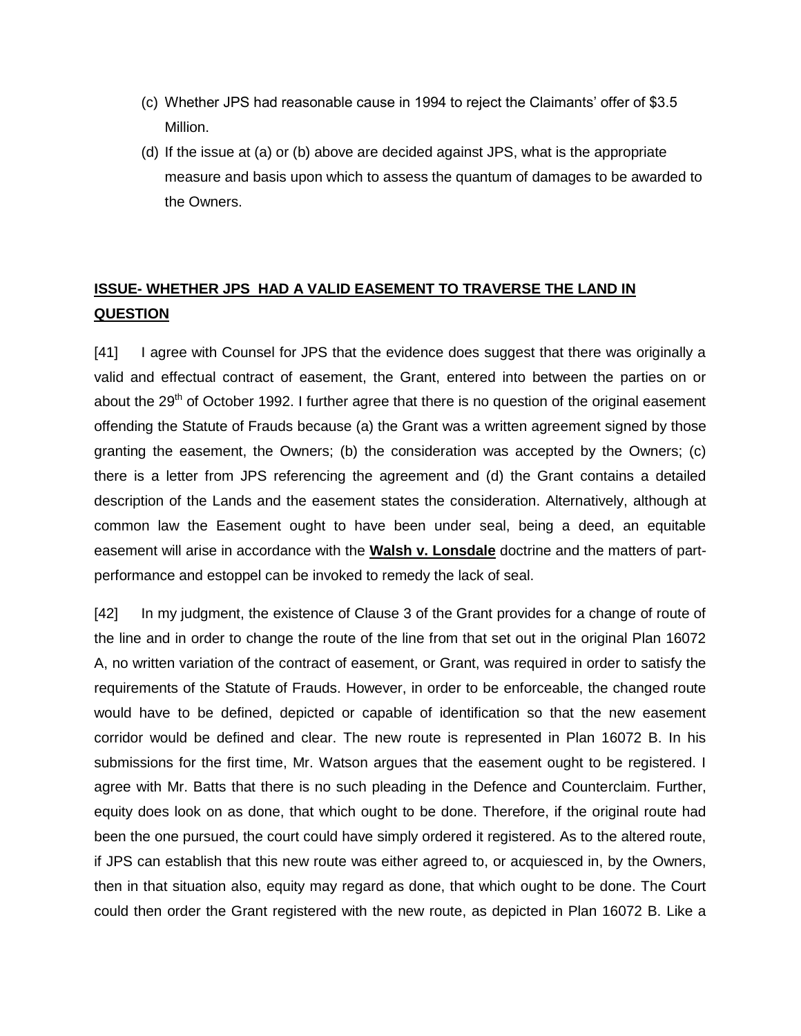(c) Whether JPS had reasonable cause in 1994 to reject the Claimants' offer of $3.5 Million.

(d) If the issue at (a) or (b) above are decided against JPS, what is the appropriate measure and basis upon which to assess the quantum of damages to be awarded to the Owners.

## **ISSUE- WHETHER JPS HAD A VALID EASEMENT TO TRAVERSE THE LAND IN QUESTION**

[41] I agree with Counsel for JPS that the evidence does suggest that there was originally a valid and effectual contract of easement, the Grant, entered into between the parties on or about the 29th of October 1992. I further agree that there is no question of the original easement offending the Statute of Frauds because (a) the Grant was a written agreement signed by those granting the easement, the Owners; (b) the consideration was accepted by the Owners; (c) there is a letter from JPS referencing the agreement and (d) the Grant contains a detailed description of the Lands and the easement states the consideration. Alternatively, although at common law the Easement ought to have been under seal, being a deed, an equitable easement will arise in accordance with the **Walsh v. Lonsdale** doctrine and the matters of part-performance and estoppel can be invoked to remedy the lack of seal.

[42] In my judgment, the existence of Clause 3 of the Grant provides for a change of route of the line and in order to change the route of the line from that set out in the original Plan 16072 A, no written variation of the contract of easement, or Grant, was required in order to satisfy the requirements of the Statute of Frauds. However, in order to be enforceable, the changed route would have to be defined, depicted or capable of identification so that the new easement corridor would be defined and clear. The new route is represented in Plan 16072 B. In his submissions for the first time, Mr. Watson argues that the easement ought to be registered. I agree with Mr. Batts that there is no such pleading in the Defence and Counterclaim. Further, equity does look on as done, that which ought to be done. Therefore, if the original route had been the one pursued, the court could have simply ordered it registered. As to the altered route, if JPS can establish that this new route was either agreed to, or acquiesced in, by the Owners, then in that situation also, equity may regard as done, that which ought to be done. The Court could then order the Grant registered with the new route, as depicted in Plan 16072 B. Like a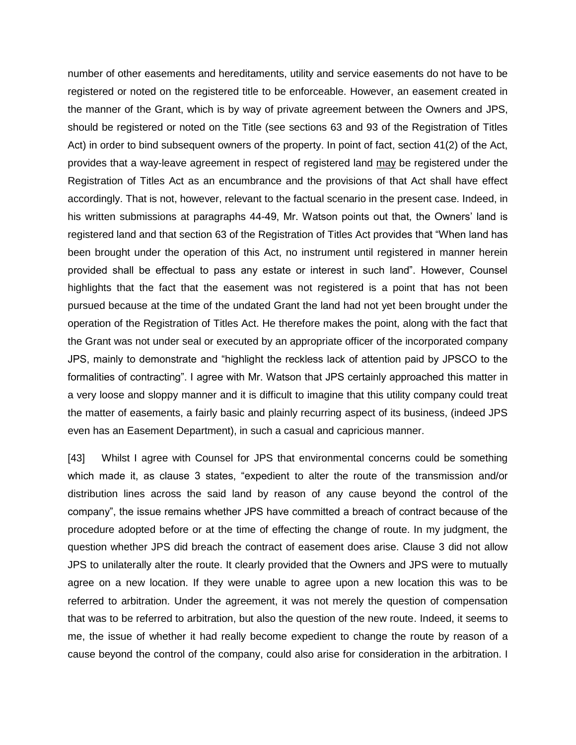number of other easements and hereditaments, utility and service easements do not have to be registered or noted on the registered title to be enforceable. However, an easement created in the manner of the Grant, which is by way of private agreement between the Owners and JPS, should be registered or noted on the Title (see sections 63 and 93 of the Registration of Titles Act) in order to bind subsequent owners of the property. In point of fact, section 41(2) of the Act, provides that a way-leave agreement in respect of registered land may be registered under the Registration of Titles Act as an encumbrance and the provisions of that Act shall have effect accordingly. That is not, however, relevant to the factual scenario in the present case. Indeed, in his written submissions at paragraphs 44-49, Mr. Watson points out that, the Owners' land is registered land and that section 63 of the Registration of Titles Act provides that "When land has been brought under the operation of this Act, no instrument until registered in manner herein provided shall be effectual to pass any estate or interest in such land". However, Counsel highlights that the fact that the easement was not registered is a point that has not been pursued because at the time of the undated Grant the land had not yet been brought under the operation of the Registration of Titles Act. He therefore makes the point, along with the fact that the Grant was not under seal or executed by an appropriate officer of the incorporated company JPS, mainly to demonstrate and "highlight the reckless lack of attention paid by JPSCO to the formalities of contracting". I agree with Mr. Watson that JPS certainly approached this matter in a very loose and sloppy manner and it is difficult to imagine that this utility company could treat the matter of easements, a fairly basic and plainly recurring aspect of its business, (indeed JPS even has an Easement Department), in such a casual and capricious manner.

[43] Whilst I agree with Counsel for JPS that environmental concerns could be something which made it, as clause 3 states, "expedient to alter the route of the transmission and/or distribution lines across the said land by reason of any cause beyond the control of the company", the issue remains whether JPS have committed a breach of contract because of the procedure adopted before or at the time of effecting the change of route. In my judgment, the question whether JPS did breach the contract of easement does arise. Clause 3 did not allow JPS to unilaterally alter the route. It clearly provided that the Owners and JPS were to mutually agree on a new location. If they were unable to agree upon a new location this was to be referred to arbitration. Under the agreement, it was not merely the question of compensation that was to be referred to arbitration, but also the question of the new route. Indeed, it seems to me, the issue of whether it had really become expedient to change the route by reason of a cause beyond the control of the company, could also arise for consideration in the arbitration. I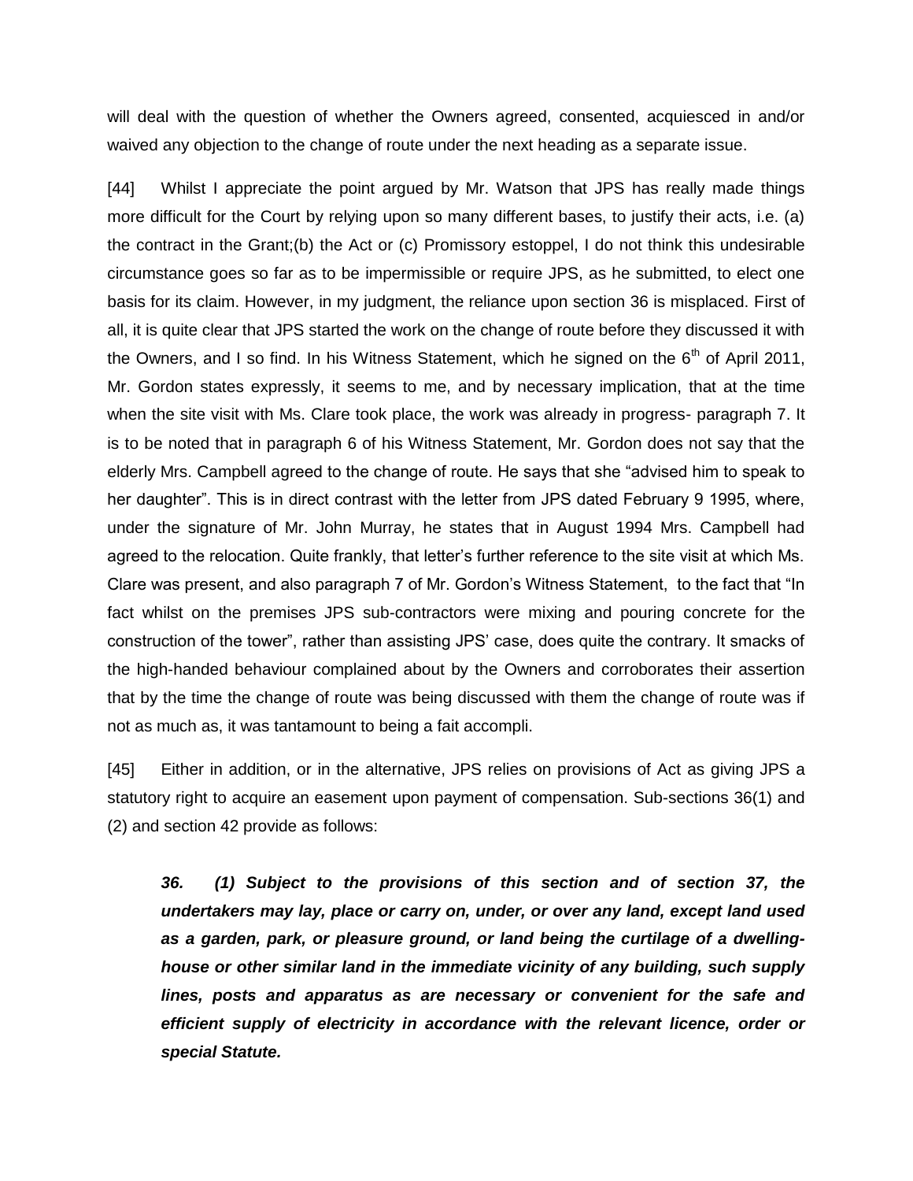will deal with the question of whether the Owners agreed, consented, acquiesced in and/or waived any objection to the change of route under the next heading as a separate issue.

[44] Whilst I appreciate the point argued by Mr. Watson that JPS has really made things more difficult for the Court by relying upon so many different bases, to justify their acts, i.e. (a) the contract in the Grant;(b) the Act or (c) Promissory estoppel, I do not think this undesirable circumstance goes so far as to be impermissible or require JPS, as he submitted, to elect one basis for its claim. However, in my judgment, the reliance upon section 36 is misplaced. First of all, it is quite clear that JPS started the work on the change of route before they discussed it with the Owners, and I so find. In his Witness Statement, which he signed on the 6th of April 2011, Mr. Gordon states expressly, it seems to me, and by necessary implication, that at the time when the site visit with Ms. Clare took place, the work was already in progress- paragraph 7. It is to be noted that in paragraph 6 of his Witness Statement, Mr. Gordon does not say that the elderly Mrs. Campbell agreed to the change of route. He says that she "advised him to speak to her daughter". This is in direct contrast with the letter from JPS dated February 9 1995, where, under the signature of Mr. John Murray, he states that in August 1994 Mrs. Campbell had agreed to the relocation. Quite frankly, that letter's further reference to the site visit at which Ms. Clare was present, and also paragraph 7 of Mr. Gordon's Witness Statement, to the fact that "In fact whilst on the premises JPS sub-contractors were mixing and pouring concrete for the construction of the tower", rather than assisting JPS' case, does quite the contrary. It smacks of the high-handed behaviour complained about by the Owners and corroborates their assertion that by the time the change of route was being discussed with them the change of route was if not as much as, it was tantamount to being a fait accompli.

[45] Either in addition, or in the alternative, JPS relies on provisions of Act as giving JPS a statutory right to acquire an easement upon payment of compensation. Sub-sections 36(1) and (2) and section 42 provide as follows:

> ***36. (1) Subject to the provisions of this section and of section 37, the undertakers may lay, place or carry on, under, or over any land, except land used as a garden, park, or pleasure ground, or land being the curtilage of a dwelling-house or other similar land in the immediate vicinity of any building, such supply lines, posts and apparatus as are necessary or convenient for the safe and efficient supply of electricity in accordance with the relevant licence, order or special Statute.***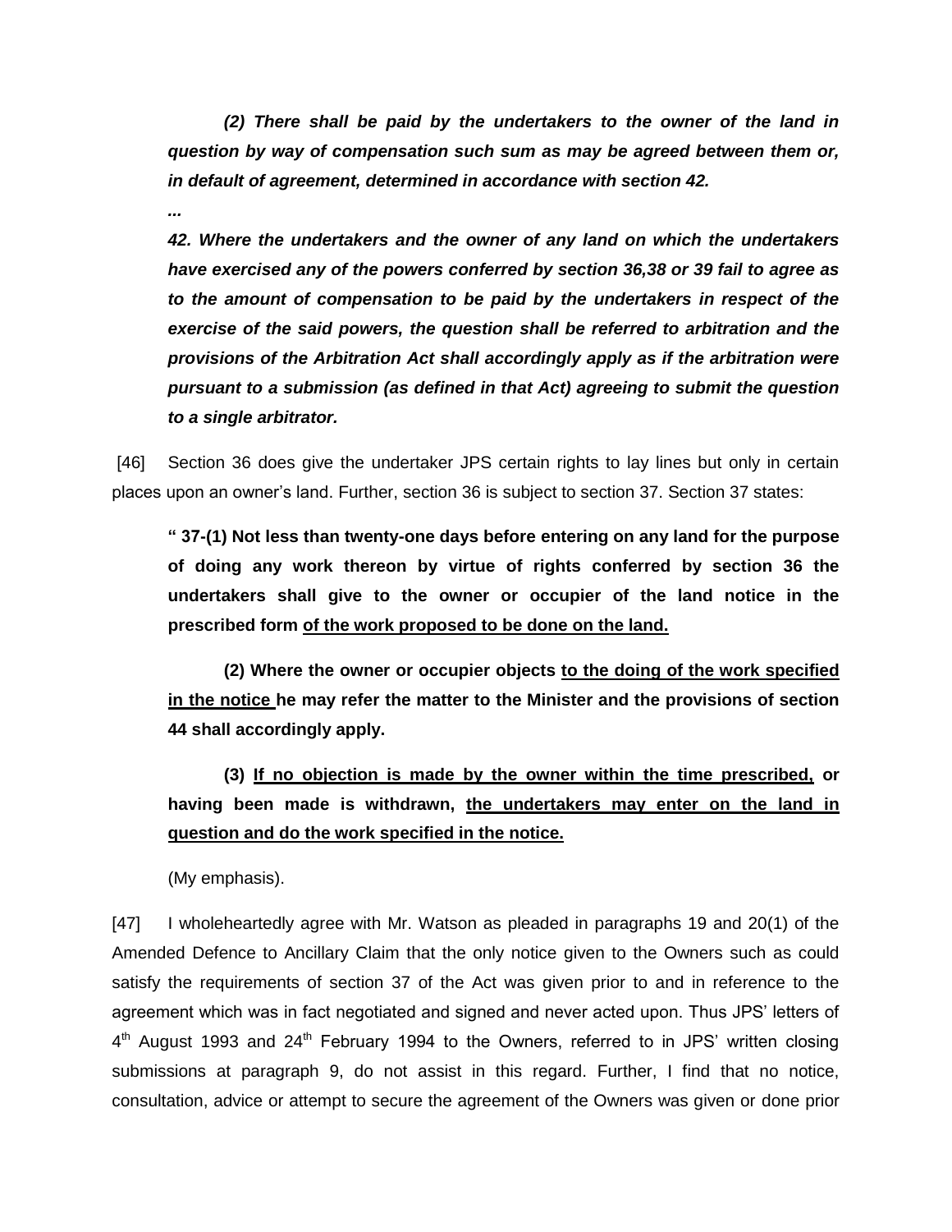*(2) There shall be paid by the undertakers to the owner of the land in question by way of compensation such sum as may be agreed between them or, in default of agreement, determined in accordance with section 42.*

*...*

***42. Where the undertakers and the owner of any land on which the undertakers have exercised any of the powers conferred by section 36,38 or 39 fail to agree as to the amount of compensation to be paid by the undertakers in respect of the exercise of the said powers, the question shall be referred to arbitration and the provisions of the Arbitration Act shall accordingly apply as if the arbitration were pursuant to a submission (as defined in that Act) agreeing to submit the question to a single arbitrator.***

[46] Section 36 does give the undertaker JPS certain rights to lay lines but only in certain places upon an owner's land. Further, section 36 is subject to section 37. Section 37 states:

**" 37-(1) Not less than twenty-one days before entering on any land for the purpose of doing any work thereon by virtue of rights conferred by section 36 the undertakers shall give to the owner or occupier of the land notice in the prescribed form <u>of the work proposed to be done on the land.</u>**

**(2) Where the owner or occupier objects <u>to the doing of the work specified in the notice</u> he may refer the matter to the Minister and the provisions of section 44 shall accordingly apply.**

**(3) <u>If no objection is made by the owner within the time prescribed,</u> or having been made is withdrawn, <u>the undertakers may enter on the land in question and do the work specified in the notice.</u>**

(My emphasis).

[47] I wholeheartedly agree with Mr. Watson as pleaded in paragraphs 19 and 20(1) of the Amended Defence to Ancillary Claim that the only notice given to the Owners such as could satisfy the requirements of section 37 of the Act was given prior to and in reference to the agreement which was in fact negotiated and signed and never acted upon. Thus JPS' letters of 4th August 1993 and 24th February 1994 to the Owners, referred to in JPS' written closing submissions at paragraph 9, do not assist in this regard. Further, I find that no notice, consultation, advice or attempt to secure the agreement of the Owners was given or done prior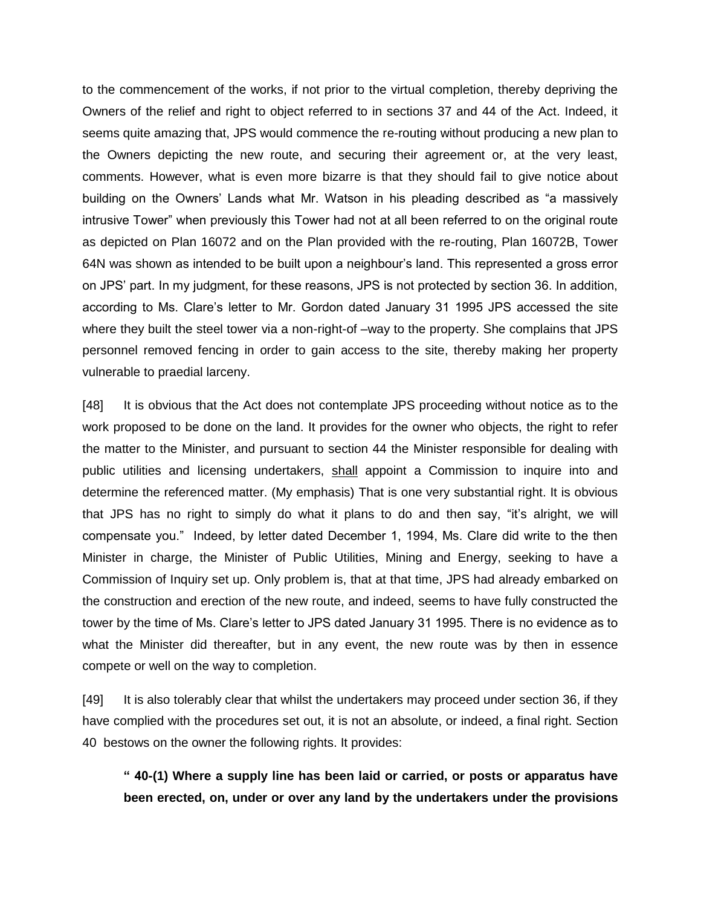to the commencement of the works, if not prior to the virtual completion, thereby depriving the Owners of the relief and right to object referred to in sections 37 and 44 of the Act. Indeed, it seems quite amazing that, JPS would commence the re-routing without producing a new plan to the Owners depicting the new route, and securing their agreement or, at the very least, comments. However, what is even more bizarre is that they should fail to give notice about building on the Owners' Lands what Mr. Watson in his pleading described as "a massively intrusive Tower" when previously this Tower had not at all been referred to on the original route as depicted on Plan 16072 and on the Plan provided with the re-routing, Plan 16072B, Tower 64N was shown as intended to be built upon a neighbour's land. This represented a gross error on JPS' part. In my judgment, for these reasons, JPS is not protected by section 36. In addition, according to Ms. Clare's letter to Mr. Gordon dated January 31 1995 JPS accessed the site where they built the steel tower via a non-right-of –way to the property. She complains that JPS personnel removed fencing in order to gain access to the site, thereby making her property vulnerable to praedial larceny.

[48] It is obvious that the Act does not contemplate JPS proceeding without notice as to the work proposed to be done on the land. It provides for the owner who objects, the right to refer the matter to the Minister, and pursuant to section 44 the Minister responsible for dealing with public utilities and licensing undertakers, <u>shall</u> appoint a Commission to inquire into and determine the referenced matter. (My emphasis) That is one very substantial right. It is obvious that JPS has no right to simply do what it plans to do and then say, "it's alright, we will compensate you." Indeed, by letter dated December 1, 1994, Ms. Clare did write to the then Minister in charge, the Minister of Public Utilities, Mining and Energy, seeking to have a Commission of Inquiry set up. Only problem is, that at that time, JPS had already embarked on the construction and erection of the new route, and indeed, seems to have fully constructed the tower by the time of Ms. Clare's letter to JPS dated January 31 1995. There is no evidence as to what the Minister did thereafter, but in any event, the new route was by then in essence compete or well on the way to completion.

[49] It is also tolerably clear that whilst the undertakers may proceed under section 36, if they have complied with the procedures set out, it is not an absolute, or indeed, a final right. Section 40 bestows on the owner the following rights. It provides:

> **" 40-(1) Where a supply line has been laid or carried, or posts or apparatus have been erected, on, under or over any land by the undertakers under the provisions**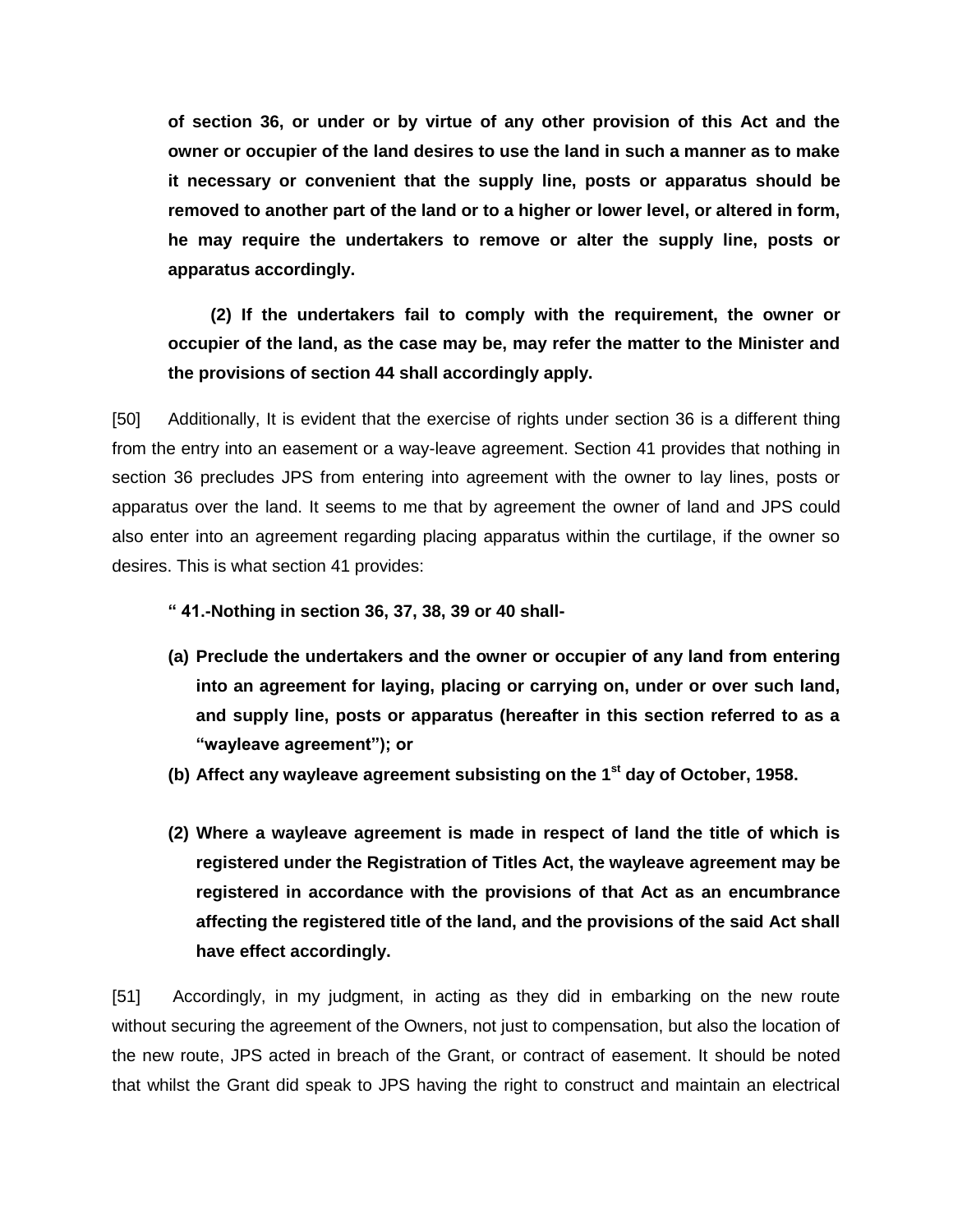**of section 36, or under or by virtue of any other provision of this Act and the owner or occupier of the land desires to use the land in such a manner as to make it necessary or convenient that the supply line, posts or apparatus should be removed to another part of the land or to a higher or lower level, or altered in form, he may require the undertakers to remove or alter the supply line, posts or apparatus accordingly.**

**(2) If the undertakers fail to comply with the requirement, the owner or occupier of the land, as the case may be, may refer the matter to the Minister and the provisions of section 44 shall accordingly apply.**

[50] Additionally, It is evident that the exercise of rights under section 36 is a different thing from the entry into an easement or a way-leave agreement. Section 41 provides that nothing in section 36 precludes JPS from entering into agreement with the owner to lay lines, posts or apparatus over the land. It seems to me that by agreement the owner of land and JPS could also enter into an agreement regarding placing apparatus within the curtilage, if the owner so desires. This is what section 41 provides:

**" 41.-Nothing in section 36, 37, 38, 39 or 40 shall-**

**(a) Preclude the undertakers and the owner or occupier of any land from entering into an agreement for laying, placing or carrying on, under or over such land, and supply line, posts or apparatus (hereafter in this section referred to as a "wayleave agreement"); or**

**(b) Affect any wayleave agreement subsisting on the 1st day of October, 1958.**

**(2) Where a wayleave agreement is made in respect of land the title of which is registered under the Registration of Titles Act, the wayleave agreement may be registered in accordance with the provisions of that Act as an encumbrance affecting the registered title of the land, and the provisions of the said Act shall have effect accordingly.**

[51] Accordingly, in my judgment, in acting as they did in embarking on the new route without securing the agreement of the Owners, not just to compensation, but also the location of the new route, JPS acted in breach of the Grant, or contract of easement. It should be noted that whilst the Grant did speak to JPS having the right to construct and maintain an electrical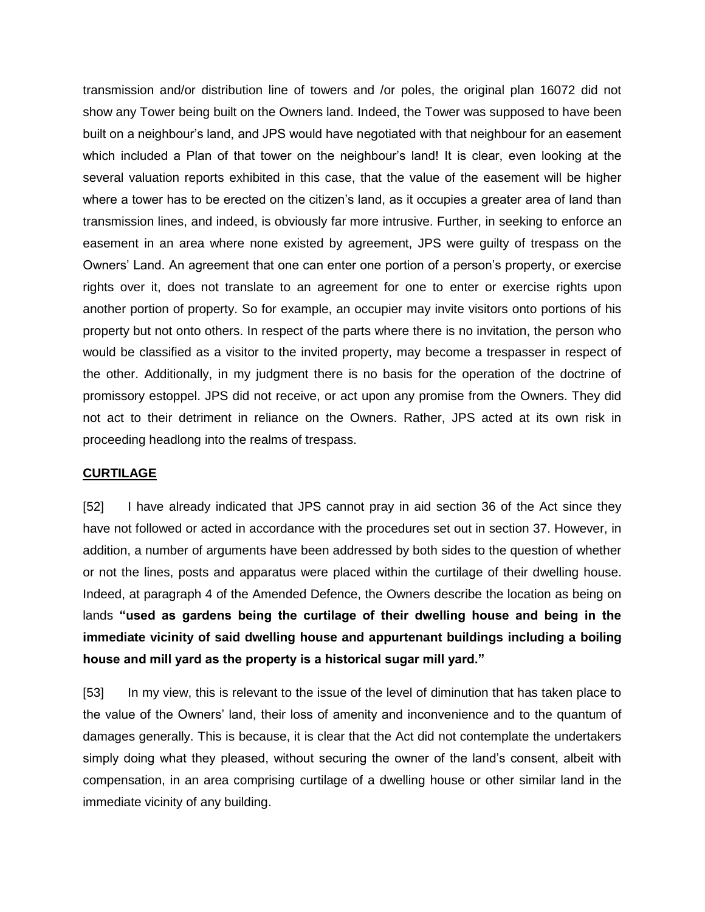transmission and/or distribution line of towers and /or poles, the original plan 16072 did not show any Tower being built on the Owners land. Indeed, the Tower was supposed to have been built on a neighbour's land, and JPS would have negotiated with that neighbour for an easement which included a Plan of that tower on the neighbour's land! It is clear, even looking at the several valuation reports exhibited in this case, that the value of the easement will be higher where a tower has to be erected on the citizen's land, as it occupies a greater area of land than transmission lines, and indeed, is obviously far more intrusive. Further, in seeking to enforce an easement in an area where none existed by agreement, JPS were guilty of trespass on the Owners' Land. An agreement that one can enter one portion of a person's property, or exercise rights over it, does not translate to an agreement for one to enter or exercise rights upon another portion of property. So for example, an occupier may invite visitors onto portions of his property but not onto others. In respect of the parts where there is no invitation, the person who would be classified as a visitor to the invited property, may become a trespasser in respect of the other. Additionally, in my judgment there is no basis for the operation of the doctrine of promissory estoppel. JPS did not receive, or act upon any promise from the Owners. They did not act to their detriment in reliance on the Owners. Rather, JPS acted at its own risk in proceeding headlong into the realms of trespass.

## CURTILAGE

[52] I have already indicated that JPS cannot pray in aid section 36 of the Act since they have not followed or acted in accordance with the procedures set out in section 37. However, in addition, a number of arguments have been addressed by both sides to the question of whether or not the lines, posts and apparatus were placed within the curtilage of their dwelling house. Indeed, at paragraph 4 of the Amended Defence, the Owners describe the location as being on lands **"used as gardens being the curtilage of their dwelling house and being in the immediate vicinity of said dwelling house and appurtenant buildings including a boiling house and mill yard as the property is a historical sugar mill yard."**

[53] In my view, this is relevant to the issue of the level of diminution that has taken place to the value of the Owners' land, their loss of amenity and inconvenience and to the quantum of damages generally. This is because, it is clear that the Act did not contemplate the undertakers simply doing what they pleased, without securing the owner of the land's consent, albeit with compensation, in an area comprising curtilage of a dwelling house or other similar land in the immediate vicinity of any building.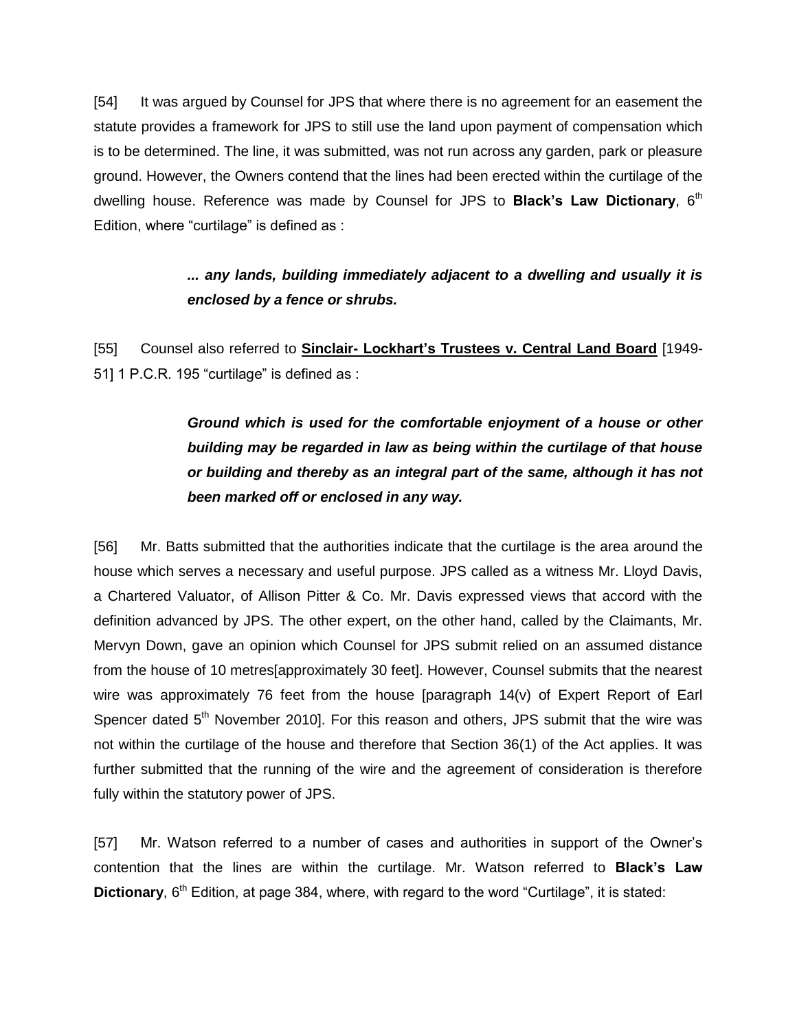[54] It was argued by Counsel for JPS that where there is no agreement for an easement the statute provides a framework for JPS to still use the land upon payment of compensation which is to be determined. The line, it was submitted, was not run across any garden, park or pleasure ground. However, the Owners contend that the lines had been erected within the curtilage of the dwelling house. Reference was made by Counsel for JPS to **Black's Law Dictionary**, 6th Edition, where "curtilage" is defined as :

> ***... any lands, building immediately adjacent to a dwelling and usually it is enclosed by a fence or shrubs.***

[55] Counsel also referred to **Sinclair- Lockhart's Trustees v. Central Land Board** [1949-51] 1 P.C.R. 195 "curtilage" is defined as :

> ***Ground which is used for the comfortable enjoyment of a house or other building may be regarded in law as being within the curtilage of that house or building and thereby as an integral part of the same, although it has not been marked off or enclosed in any way.***

[56] Mr. Batts submitted that the authorities indicate that the curtilage is the area around the house which serves a necessary and useful purpose. JPS called as a witness Mr. Lloyd Davis, a Chartered Valuator, of Allison Pitter & Co. Mr. Davis expressed views that accord with the definition advanced by JPS. The other expert, on the other hand, called by the Claimants, Mr. Mervyn Down, gave an opinion which Counsel for JPS submit relied on an assumed distance from the house of 10 metres[approximately 30 feet]. However, Counsel submits that the nearest wire was approximately 76 feet from the house [paragraph 14(v) of Expert Report of Earl Spencer dated 5th November 2010]. For this reason and others, JPS submit that the wire was not within the curtilage of the house and therefore that Section 36(1) of the Act applies. It was further submitted that the running of the wire and the agreement of consideration is therefore fully within the statutory power of JPS.

[57] Mr. Watson referred to a number of cases and authorities in support of the Owner's contention that the lines are within the curtilage. Mr. Watson referred to **Black's Law Dictionary**, 6th Edition, at page 384, where, with regard to the word "Curtilage", it is stated: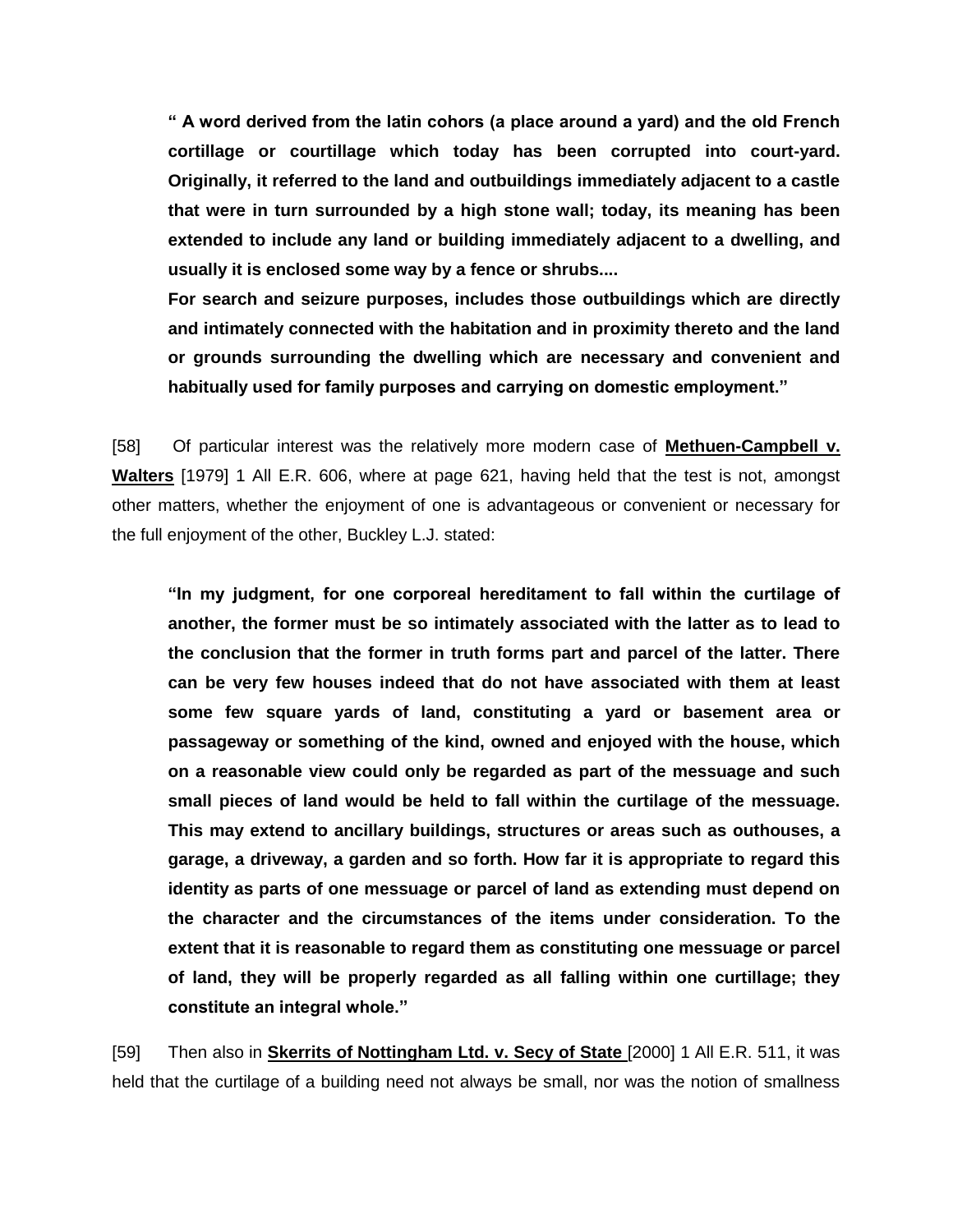> **" A word derived from the latin cohors (a place around a yard) and the old French cortillage or courtillage which today has been corrupted into court-yard. Originally, it referred to the land and outbuildings immediately adjacent to a castle that were in turn surrounded by a high stone wall; today, its meaning has been extended to include any land or building immediately adjacent to a dwelling, and usually it is enclosed some way by a fence or shrubs....**
>
> **For search and seizure purposes, includes those outbuildings which are directly and intimately connected with the habitation and in proximity thereto and the land or grounds surrounding the dwelling which are necessary and convenient and habitually used for family purposes and carrying on domestic employment."**

[58] Of particular interest was the relatively more modern case of **Methuen-Campbell v. Walters** [1979] 1 All E.R. 606, where at page 621, having held that the test is not, amongst other matters, whether the enjoyment of one is advantageous or convenient or necessary for the full enjoyment of the other, Buckley L.J. stated:

> **"In my judgment, for one corporeal hereditament to fall within the curtilage of another, the former must be so intimately associated with the latter as to lead to the conclusion that the former in truth forms part and parcel of the latter. There can be very few houses indeed that do not have associated with them at least some few square yards of land, constituting a yard or basement area or passageway or something of the kind, owned and enjoyed with the house, which on a reasonable view could only be regarded as part of the messuage and such small pieces of land would be held to fall within the curtilage of the messuage. This may extend to ancillary buildings, structures or areas such as outhouses, a garage, a driveway, a garden and so forth. How far it is appropriate to regard this identity as parts of one messuage or parcel of land as extending must depend on the character and the circumstances of the items under consideration. To the extent that it is reasonable to regard them as constituting one messuage or parcel of land, they will be properly regarded as all falling within one curtillage; they constitute an integral whole."**

[59] Then also in **Skerrits of Nottingham Ltd. v. Secy of State** [2000] 1 All E.R. 511, it was held that the curtilage of a building need not always be small, nor was the notion of smallness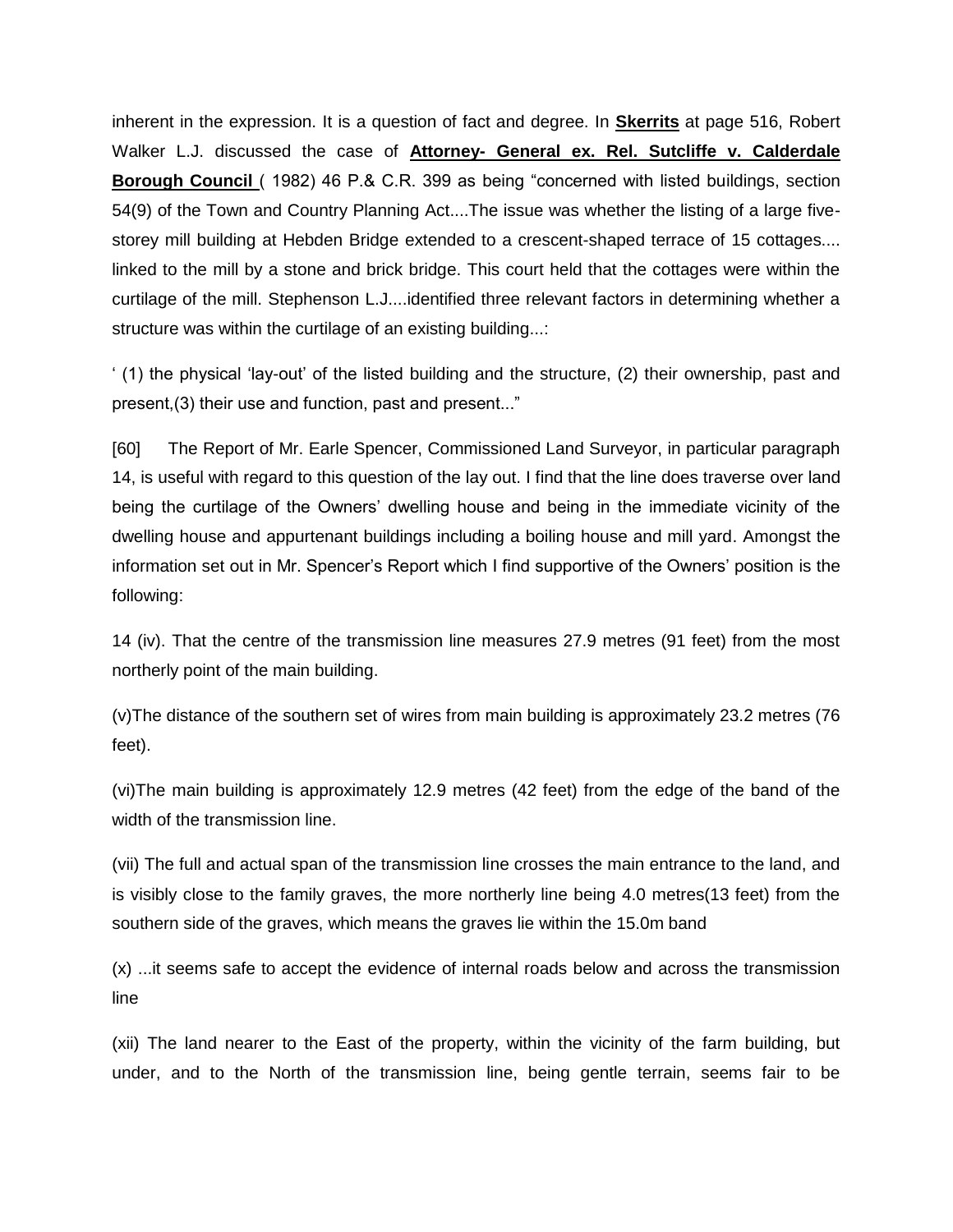inherent in the expression. It is a question of fact and degree. In **Skerrits** at page 516, Robert Walker L.J. discussed the case of **Attorney- General ex. Rel. Sutcliffe v. Calderdale Borough Council** ( 1982) 46 P.& C.R. 399 as being "concerned with listed buildings, section 54(9) of the Town and Country Planning Act....The issue was whether the listing of a large five-storey mill building at Hebden Bridge extended to a crescent-shaped terrace of 15 cottages.... linked to the mill by a stone and brick bridge. This court held that the cottages were within the curtilage of the mill. Stephenson L.J....identified three relevant factors in determining whether a structure was within the curtilage of an existing building...:

' (1) the physical 'lay-out' of the listed building and the structure, (2) their ownership, past and present,(3) their use and function, past and present..."

[60] The Report of Mr. Earle Spencer, Commissioned Land Surveyor, in particular paragraph 14, is useful with regard to this question of the lay out. I find that the line does traverse over land being the curtilage of the Owners' dwelling house and being in the immediate vicinity of the dwelling house and appurtenant buildings including a boiling house and mill yard. Amongst the information set out in Mr. Spencer's Report which I find supportive of the Owners' position is the following:

14 (iv). That the centre of the transmission line measures 27.9 metres (91 feet) from the most northerly point of the main building.

(v)The distance of the southern set of wires from main building is approximately 23.2 metres (76 feet).

(vi)The main building is approximately 12.9 metres (42 feet) from the edge of the band of the width of the transmission line.

(vii) The full and actual span of the transmission line crosses the main entrance to the land, and is visibly close to the family graves, the more northerly line being 4.0 metres(13 feet) from the southern side of the graves, which means the graves lie within the 15.0m band

(x) ...it seems safe to accept the evidence of internal roads below and across the transmission line

(xii) The land nearer to the East of the property, within the vicinity of the farm building, but under, and to the North of the transmission line, being gentle terrain, seems fair to be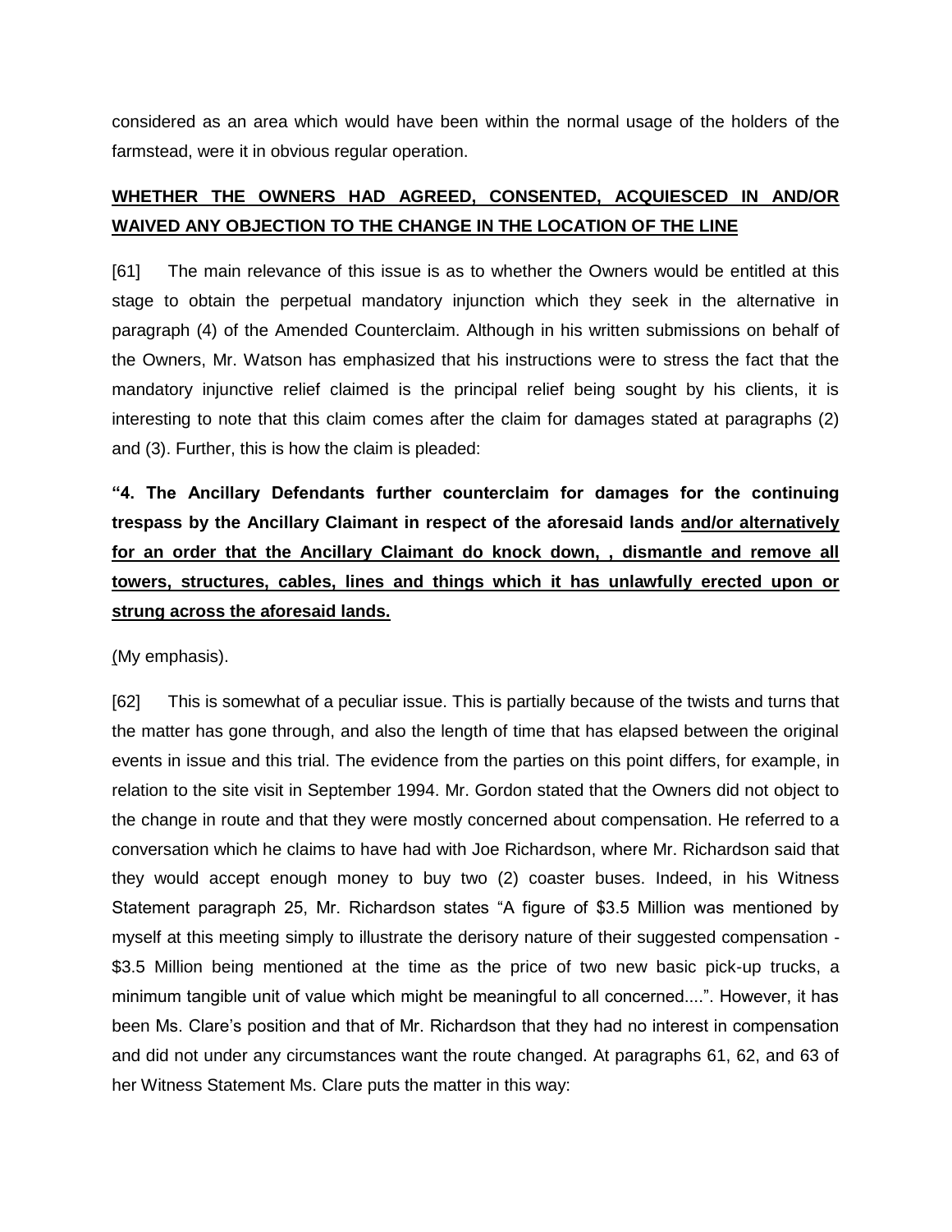considered as an area which would have been within the normal usage of the holders of the farmstead, were it in obvious regular operation.

## **WHETHER THE OWNERS HAD AGREED, CONSENTED, ACQUIESCED IN AND/OR WAIVED ANY OBJECTION TO THE CHANGE IN THE LOCATION OF THE LINE**

[61] The main relevance of this issue is as to whether the Owners would be entitled at this stage to obtain the perpetual mandatory injunction which they seek in the alternative in paragraph (4) of the Amended Counterclaim. Although in his written submissions on behalf of the Owners, Mr. Watson has emphasized that his instructions were to stress the fact that the mandatory injunctive relief claimed is the principal relief being sought by his clients, it is interesting to note that this claim comes after the claim for damages stated at paragraphs (2) and (3). Further, this is how the claim is pleaded:

**"4. The Ancillary Defendants further counterclaim for damages for the continuing trespass by the Ancillary Claimant in respect of the aforesaid lands and/or alternatively for an order that the Ancillary Claimant do knock down, , dismantle and remove all towers, structures, cables, lines and things which it has unlawfully erected upon or strung across the aforesaid lands.**

(My emphasis).

[62] This is somewhat of a peculiar issue. This is partially because of the twists and turns that the matter has gone through, and also the length of time that has elapsed between the original events in issue and this trial. The evidence from the parties on this point differs, for example, in relation to the site visit in September 1994. Mr. Gordon stated that the Owners did not object to the change in route and that they were mostly concerned about compensation. He referred to a conversation which he claims to have had with Joe Richardson, where Mr. Richardson said that they would accept enough money to buy two (2) coaster buses. Indeed, in his Witness Statement paragraph 25, Mr. Richardson states "A figure of $3.5 Million was mentioned by myself at this meeting simply to illustrate the derisory nature of their suggested compensation - $3.5 Million being mentioned at the time as the price of two new basic pick-up trucks, a minimum tangible unit of value which might be meaningful to all concerned....". However, it has been Ms. Clare's position and that of Mr. Richardson that they had no interest in compensation and did not under any circumstances want the route changed. At paragraphs 61, 62, and 63 of her Witness Statement Ms. Clare puts the matter in this way: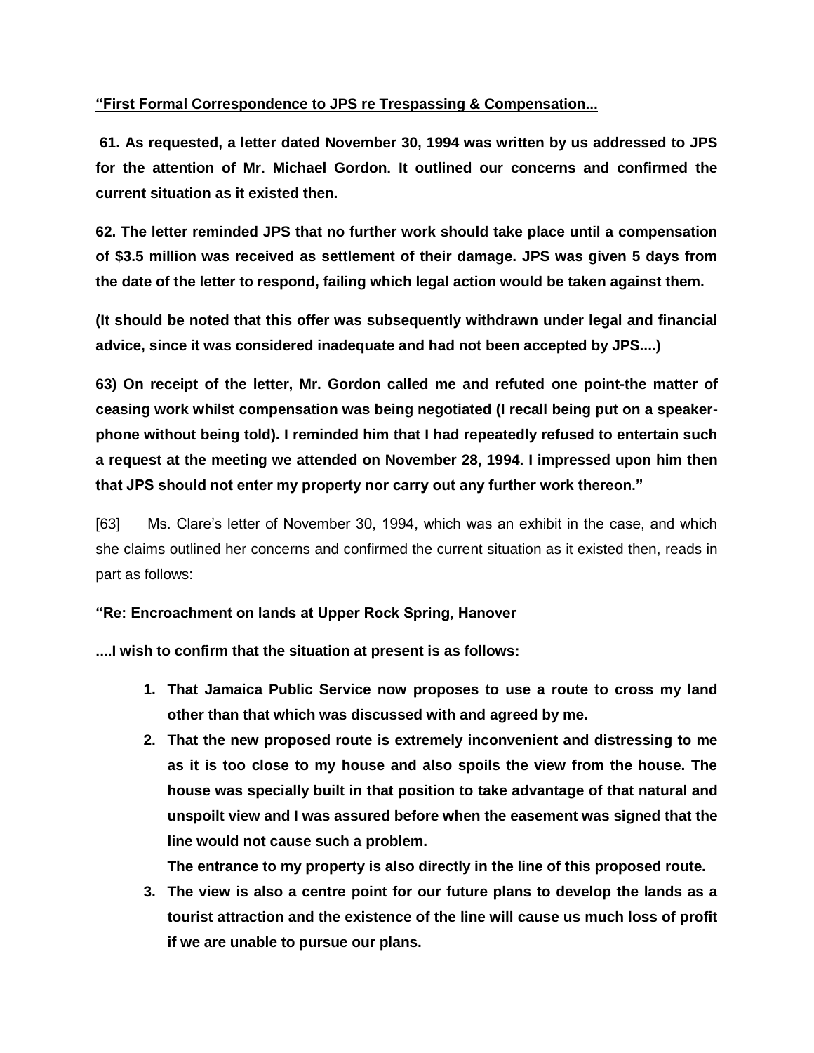**“First Formal Correspondence to JPS re Trespassing & Compensation...**

**61. As requested, a letter dated November 30, 1994 was written by us addressed to JPS for the attention of Mr. Michael Gordon. It outlined our concerns and confirmed the current situation as it existed then.**

**62. The letter reminded JPS that no further work should take place until a compensation of $3.5 million was received as settlement of their damage. JPS was given 5 days from the date of the letter to respond, failing which legal action would be taken against them.**

**(It should be noted that this offer was subsequently withdrawn under legal and financial advice, since it was considered inadequate and had not been accepted by JPS....)**

**63) On receipt of the letter, Mr. Gordon called me and refuted one point-the matter of ceasing work whilst compensation was being negotiated (I recall being put on a speaker-phone without being told). I reminded him that I had repeatedly refused to entertain such a request at the meeting we attended on November 28, 1994. I impressed upon him then that JPS should not enter my property nor carry out any further work thereon.”**

[63] Ms. Clare’s letter of November 30, 1994, which was an exhibit in the case, and which she claims outlined her concerns and confirmed the current situation as it existed then, reads in part as follows:

**“Re: Encroachment on lands at Upper Rock Spring, Hanover**

**....I wish to confirm that the situation at present is as follows:**

1. **That Jamaica Public Service now proposes to use a route to cross my land other than that which was discussed with and agreed by me.**
2. **That the new proposed route is extremely inconvenient and distressing to me as it is too close to my house and also spoils the view from the house. The house was specially built in that position to take advantage of that natural and unspoilt view and I was assured before when the easement was signed that the line would not cause such a problem.**

   **The entrance to my property is also directly in the line of this proposed route.**
3. **The view is also a centre point for our future plans to develop the lands as a tourist attraction and the existence of the line will cause us much loss of profit if we are unable to pursue our plans.**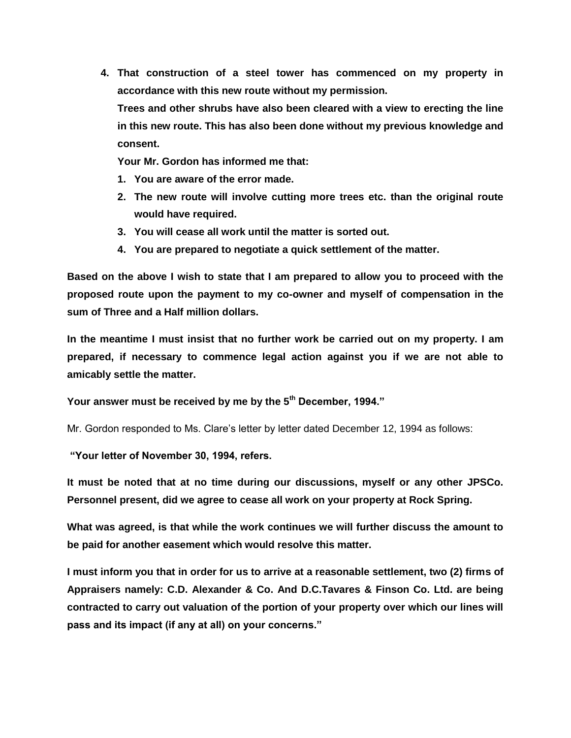4. **That construction of a steel tower has commenced on my property in accordance with this new route without my permission.**

   **Trees and other shrubs have also been cleared with a view to erecting the line in this new route. This has also been done without my previous knowledge and consent.**

   **Your Mr. Gordon has informed me that:**

   1. **You are aware of the error made.**
   2. **The new route will involve cutting more trees etc. than the original route would have required.**
   3. **You will cease all work until the matter is sorted out.**
   4. **You are prepared to negotiate a quick settlement of the matter.**

**Based on the above I wish to state that I am prepared to allow you to proceed with the proposed route upon the payment to my co-owner and myself of compensation in the sum of Three and a Half million dollars.**

**In the meantime I must insist that no further work be carried out on my property. I am prepared, if necessary to commence legal action against you if we are not able to amicably settle the matter.**

**Your answer must be received by me by the 5th December, 1994."**

Mr. Gordon responded to Ms. Clare's letter by letter dated December 12, 1994 as follows:

**"Your letter of November 30, 1994, refers.**

**It must be noted that at no time during our discussions, myself or any other JPSCo. Personnel present, did we agree to cease all work on your property at Rock Spring.**

**What was agreed, is that while the work continues we will further discuss the amount to be paid for another easement which would resolve this matter.**

**I must inform you that in order for us to arrive at a reasonable settlement, two (2) firms of Appraisers namely: C.D. Alexander & Co. And D.C.Tavares & Finson Co. Ltd. are being contracted to carry out valuation of the portion of your property over which our lines will pass and its impact (if any at all) on your concerns."**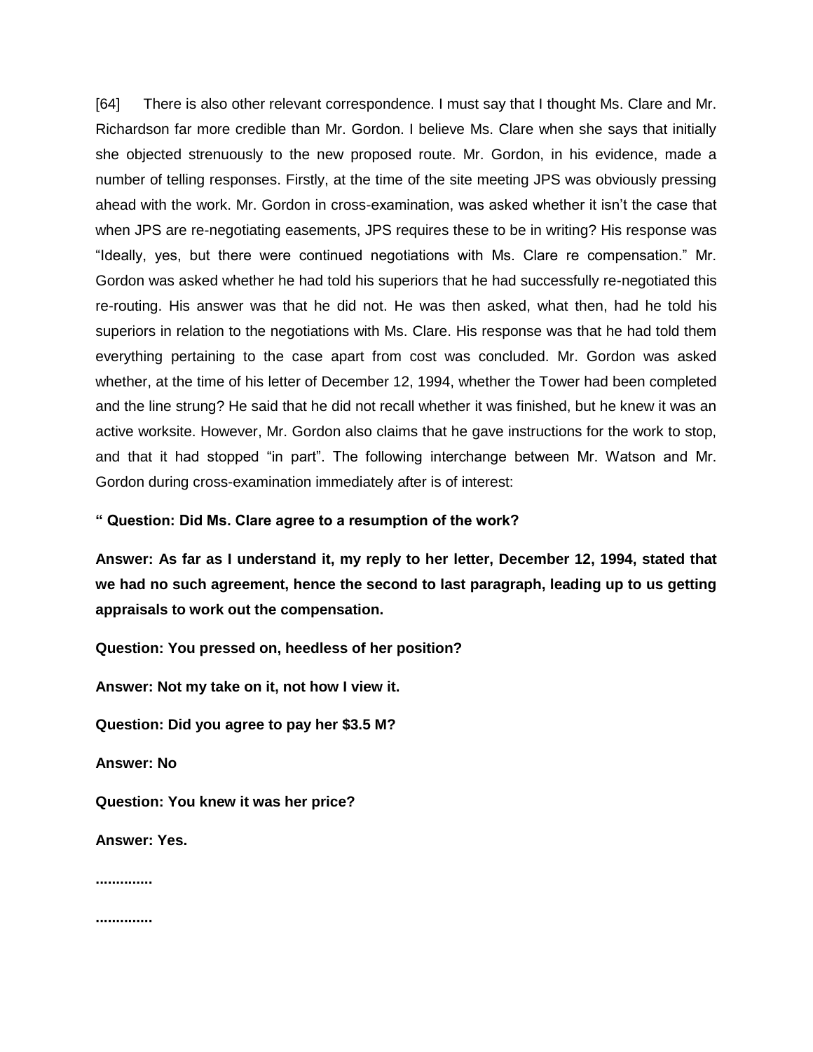[64] There is also other relevant correspondence. I must say that I thought Ms. Clare and Mr. Richardson far more credible than Mr. Gordon. I believe Ms. Clare when she says that initially she objected strenuously to the new proposed route. Mr. Gordon, in his evidence, made a number of telling responses. Firstly, at the time of the site meeting JPS was obviously pressing ahead with the work. Mr. Gordon in cross-examination, was asked whether it isn't the case that when JPS are re-negotiating easements, JPS requires these to be in writing? His response was "Ideally, yes, but there were continued negotiations with Ms. Clare re compensation." Mr. Gordon was asked whether he had told his superiors that he had successfully re-negotiated this re-routing. His answer was that he did not. He was then asked, what then, had he told his superiors in relation to the negotiations with Ms. Clare. His response was that he had told them everything pertaining to the case apart from cost was concluded. Mr. Gordon was asked whether, at the time of his letter of December 12, 1994, whether the Tower had been completed and the line strung? He said that he did not recall whether it was finished, but he knew it was an active worksite. However, Mr. Gordon also claims that he gave instructions for the work to stop, and that it had stopped "in part". The following interchange between Mr. Watson and Mr. Gordon during cross-examination immediately after is of interest:

**" Question: Did Ms. Clare agree to a resumption of the work?**

**Answer: As far as I understand it, my reply to her letter, December 12, 1994, stated that we had no such agreement, hence the second to last paragraph, leading up to us getting appraisals to work out the compensation.**

**Question: You pressed on, heedless of her position?**

**Answer: Not my take on it, not how I view it.**

**Question: Did you agree to pay her $3.5 M?**

**Answer: No**

**Question: You knew it was her price?**

**Answer: Yes.**

**..............**

**..............**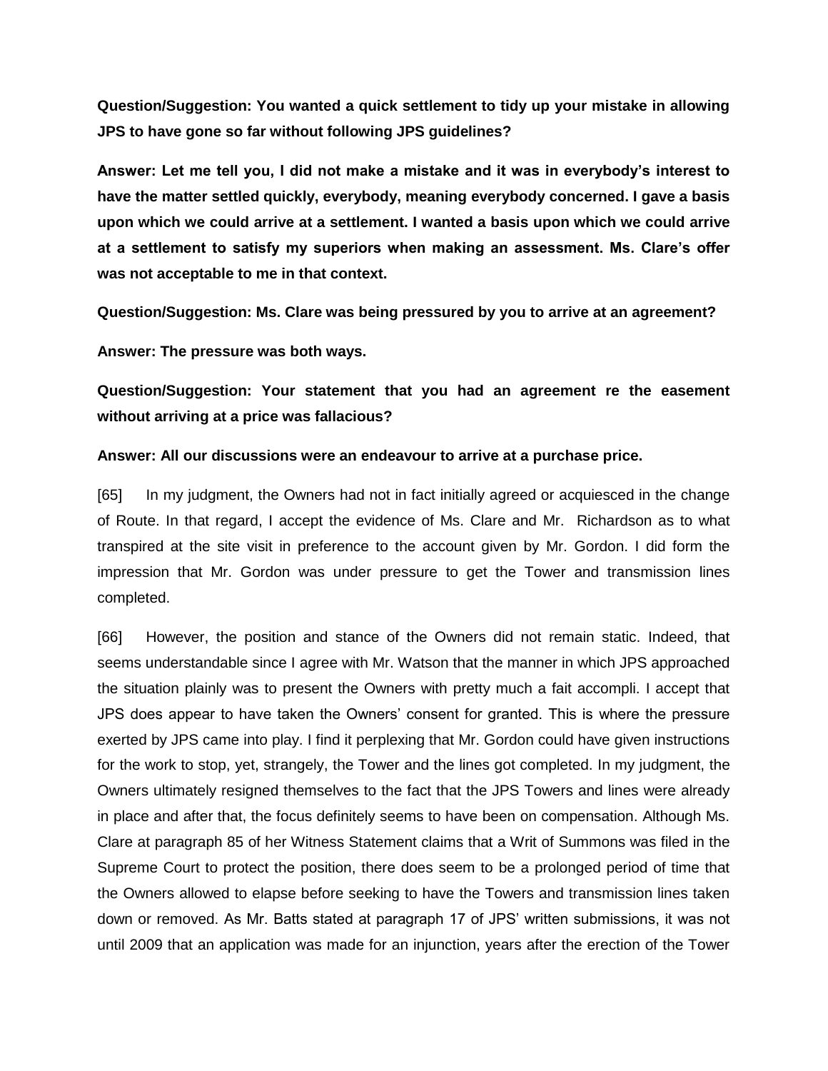**Question/Suggestion: You wanted a quick settlement to tidy up your mistake in allowing JPS to have gone so far without following JPS guidelines?**

**Answer: Let me tell you, I did not make a mistake and it was in everybody's interest to have the matter settled quickly, everybody, meaning everybody concerned. I gave a basis upon which we could arrive at a settlement. I wanted a basis upon which we could arrive at a settlement to satisfy my superiors when making an assessment. Ms. Clare's offer was not acceptable to me in that context.**

**Question/Suggestion: Ms. Clare was being pressured by you to arrive at an agreement?**

**Answer: The pressure was both ways.**

**Question/Suggestion: Your statement that you had an agreement re the easement without arriving at a price was fallacious?**

**Answer: All our discussions were an endeavour to arrive at a purchase price.**

[65] In my judgment, the Owners had not in fact initially agreed or acquiesced in the change of Route. In that regard, I accept the evidence of Ms. Clare and Mr. Richardson as to what transpired at the site visit in preference to the account given by Mr. Gordon. I did form the impression that Mr. Gordon was under pressure to get the Tower and transmission lines completed.

[66] However, the position and stance of the Owners did not remain static. Indeed, that seems understandable since I agree with Mr. Watson that the manner in which JPS approached the situation plainly was to present the Owners with pretty much a fait accompli. I accept that JPS does appear to have taken the Owners' consent for granted. This is where the pressure exerted by JPS came into play. I find it perplexing that Mr. Gordon could have given instructions for the work to stop, yet, strangely, the Tower and the lines got completed. In my judgment, the Owners ultimately resigned themselves to the fact that the JPS Towers and lines were already in place and after that, the focus definitely seems to have been on compensation. Although Ms. Clare at paragraph 85 of her Witness Statement claims that a Writ of Summons was filed in the Supreme Court to protect the position, there does seem to be a prolonged period of time that the Owners allowed to elapse before seeking to have the Towers and transmission lines taken down or removed. As Mr. Batts stated at paragraph 17 of JPS' written submissions, it was not until 2009 that an application was made for an injunction, years after the erection of the Tower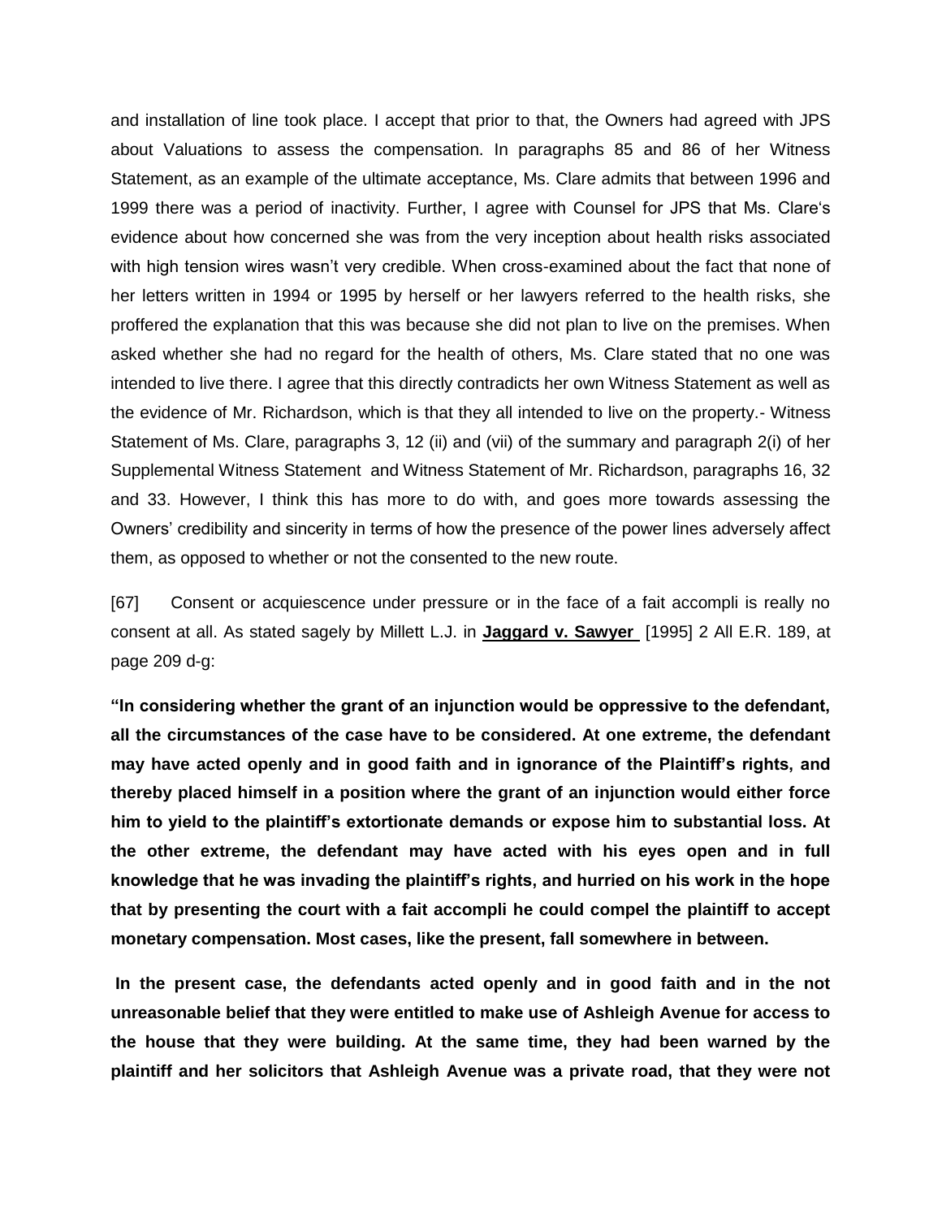and installation of line took place. I accept that prior to that, the Owners had agreed with JPS about Valuations to assess the compensation. In paragraphs 85 and 86 of her Witness Statement, as an example of the ultimate acceptance, Ms. Clare admits that between 1996 and 1999 there was a period of inactivity. Further, I agree with Counsel for JPS that Ms. Clare's evidence about how concerned she was from the very inception about health risks associated with high tension wires wasn't very credible. When cross-examined about the fact that none of her letters written in 1994 or 1995 by herself or her lawyers referred to the health risks, she proffered the explanation that this was because she did not plan to live on the premises. When asked whether she had no regard for the health of others, Ms. Clare stated that no one was intended to live there. I agree that this directly contradicts her own Witness Statement as well as the evidence of Mr. Richardson, which is that they all intended to live on the property.- Witness Statement of Ms. Clare, paragraphs 3, 12 (ii) and (vii) of the summary and paragraph 2(i) of her Supplemental Witness Statement and Witness Statement of Mr. Richardson, paragraphs 16, 32 and 33. However, I think this has more to do with, and goes more towards assessing the Owners' credibility and sincerity in terms of how the presence of the power lines adversely affect them, as opposed to whether or not the consented to the new route.

[67] Consent or acquiescence under pressure or in the face of a fait accompli is really no consent at all. As stated sagely by Millett L.J. in **Jaggard v. Sawyer** [1995] 2 All E.R. 189, at page 209 d-g:

**"In considering whether the grant of an injunction would be oppressive to the defendant, all the circumstances of the case have to be considered. At one extreme, the defendant may have acted openly and in good faith and in ignorance of the Plaintiff's rights, and thereby placed himself in a position where the grant of an injunction would either force him to yield to the plaintiff's extortionate demands or expose him to substantial loss. At the other extreme, the defendant may have acted with his eyes open and in full knowledge that he was invading the plaintiff's rights, and hurried on his work in the hope that by presenting the court with a fait accompli he could compel the plaintiff to accept monetary compensation. Most cases, like the present, fall somewhere in between.**

**In the present case, the defendants acted openly and in good faith and in the not unreasonable belief that they were entitled to make use of Ashleigh Avenue for access to the house that they were building. At the same time, they had been warned by the plaintiff and her solicitors that Ashleigh Avenue was a private road, that they were not**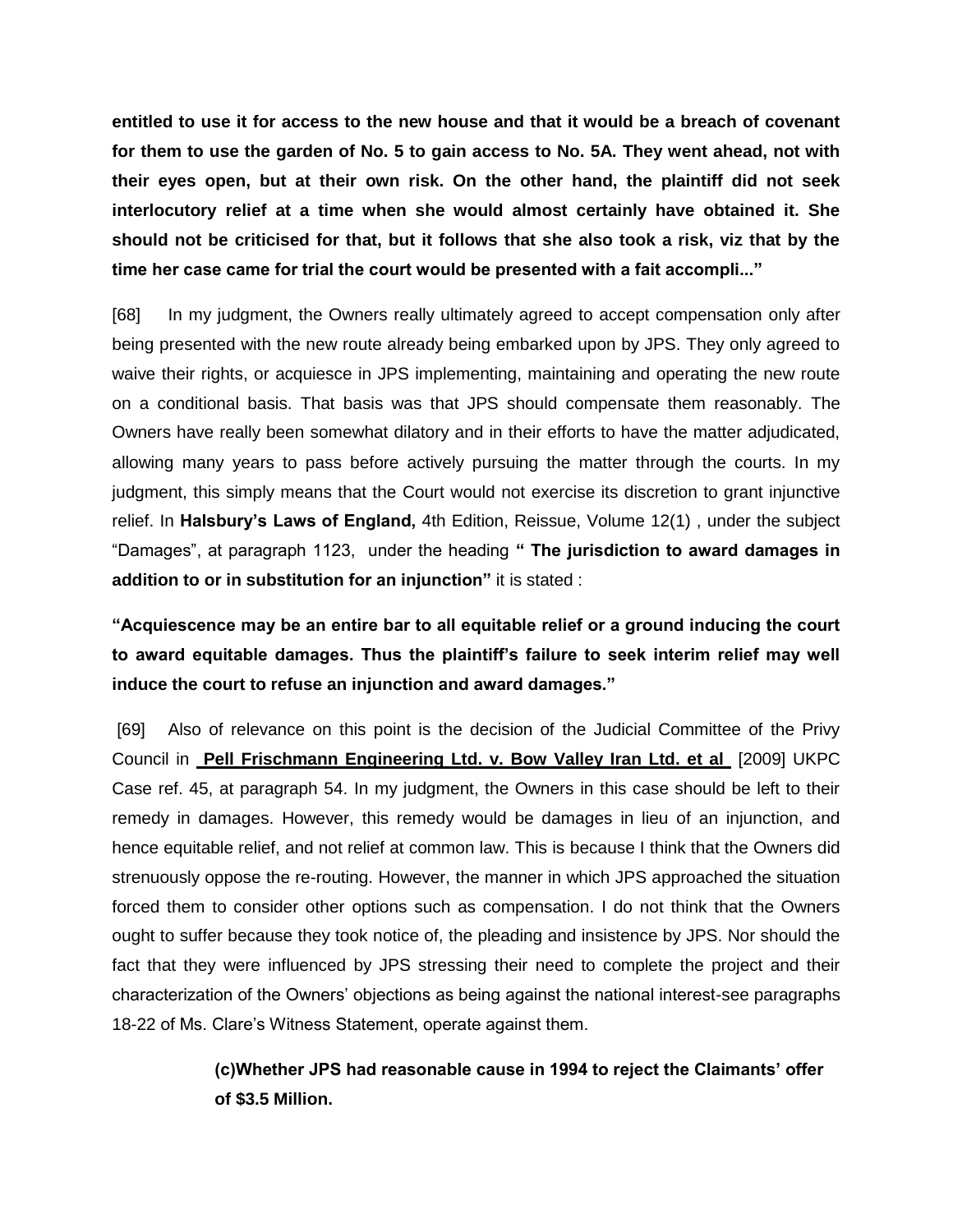**entitled to use it for access to the new house and that it would be a breach of covenant for them to use the garden of No. 5 to gain access to No. 5A. They went ahead, not with their eyes open, but at their own risk. On the other hand, the plaintiff did not seek interlocutory relief at a time when she would almost certainly have obtained it. She should not be criticised for that, but it follows that she also took a risk, viz that by the time her case came for trial the court would be presented with a fait accompli..."**

[68] In my judgment, the Owners really ultimately agreed to accept compensation only after being presented with the new route already being embarked upon by JPS. They only agreed to waive their rights, or acquiesce in JPS implementing, maintaining and operating the new route on a conditional basis. That basis was that JPS should compensate them reasonably. The Owners have really been somewhat dilatory and in their efforts to have the matter adjudicated, allowing many years to pass before actively pursuing the matter through the courts. In my judgment, this simply means that the Court would not exercise its discretion to grant injunctive relief. In **Halsbury's Laws of England,** 4th Edition, Reissue, Volume 12(1) , under the subject "Damages", at paragraph 1123, under the heading **" The jurisdiction to award damages in addition to or in substitution for an injunction"** it is stated :

**"Acquiescence may be an entire bar to all equitable relief or a ground inducing the court to award equitable damages. Thus the plaintiff's failure to seek interim relief may well induce the court to refuse an injunction and award damages."**

[69] Also of relevance on this point is the decision of the Judicial Committee of the Privy Council in **Pell Frischmann Engineering Ltd. v. Bow Valley Iran Ltd. et al** [2009] UKPC Case ref. 45, at paragraph 54. In my judgment, the Owners in this case should be left to their remedy in damages. However, this remedy would be damages in lieu of an injunction, and hence equitable relief, and not relief at common law. This is because I think that the Owners did strenuously oppose the re-routing. However, the manner in which JPS approached the situation forced them to consider other options such as compensation. I do not think that the Owners ought to suffer because they took notice of, the pleading and insistence by JPS. Nor should the fact that they were influenced by JPS stressing their need to complete the project and their characterization of the Owners' objections as being against the national interest-see paragraphs 18-22 of Ms. Clare's Witness Statement, operate against them.

**(c)Whether JPS had reasonable cause in 1994 to reject the Claimants' offer of $3.5 Million.**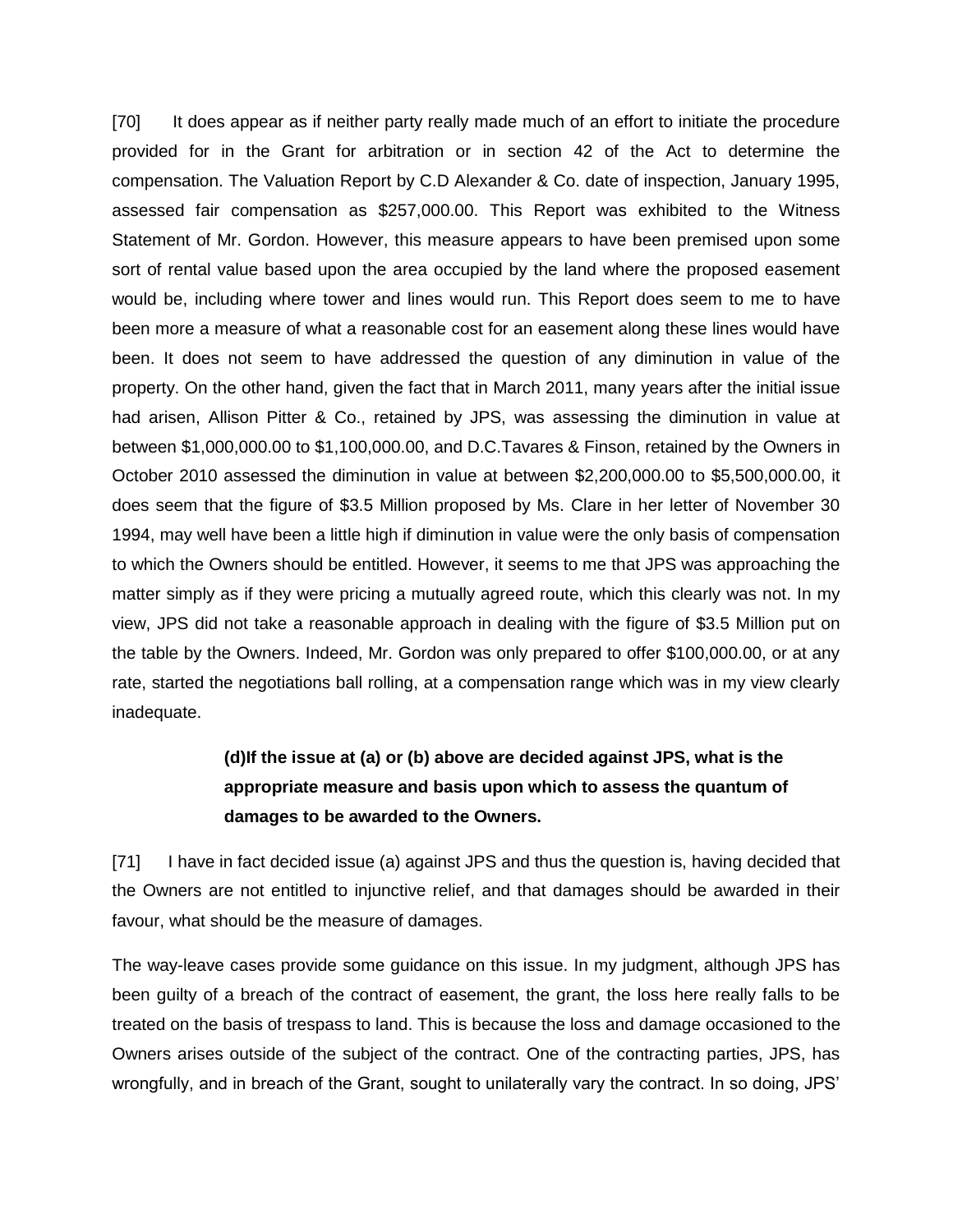[70] It does appear as if neither party really made much of an effort to initiate the procedure provided for in the Grant for arbitration or in section 42 of the Act to determine the compensation. The Valuation Report by C.D Alexander & Co. date of inspection, January 1995, assessed fair compensation as $257,000.00. This Report was exhibited to the Witness Statement of Mr. Gordon. However, this measure appears to have been premised upon some sort of rental value based upon the area occupied by the land where the proposed easement would be, including where tower and lines would run. This Report does seem to me to have been more a measure of what a reasonable cost for an easement along these lines would have been. It does not seem to have addressed the question of any diminution in value of the property. On the other hand, given the fact that in March 2011, many years after the initial issue had arisen, Allison Pitter & Co., retained by JPS, was assessing the diminution in value at between $1,000,000.00 to $1,100,000.00, and D.C.Tavares & Finson, retained by the Owners in October 2010 assessed the diminution in value at between $2,200,000.00 to $5,500,000.00, it does seem that the figure of $3.5 Million proposed by Ms. Clare in her letter of November 30 1994, may well have been a little high if diminution in value were the only basis of compensation to which the Owners should be entitled. However, it seems to me that JPS was approaching the matter simply as if they were pricing a mutually agreed route, which this clearly was not. In my view, JPS did not take a reasonable approach in dealing with the figure of $3.5 Million put on the table by the Owners. Indeed, Mr. Gordon was only prepared to offer $100,000.00, or at any rate, started the negotiations ball rolling, at a compensation range which was in my view clearly inadequate.

**(d)If the issue at (a) or (b) above are decided against JPS, what is the appropriate measure and basis upon which to assess the quantum of damages to be awarded to the Owners.**

[71] I have in fact decided issue (a) against JPS and thus the question is, having decided that the Owners are not entitled to injunctive relief, and that damages should be awarded in their favour, what should be the measure of damages.

The way-leave cases provide some guidance on this issue. In my judgment, although JPS has been guilty of a breach of the contract of easement, the grant, the loss here really falls to be treated on the basis of trespass to land. This is because the loss and damage occasioned to the Owners arises outside of the subject of the contract. One of the contracting parties, JPS, has wrongfully, and in breach of the Grant, sought to unilaterally vary the contract. In so doing, JPS'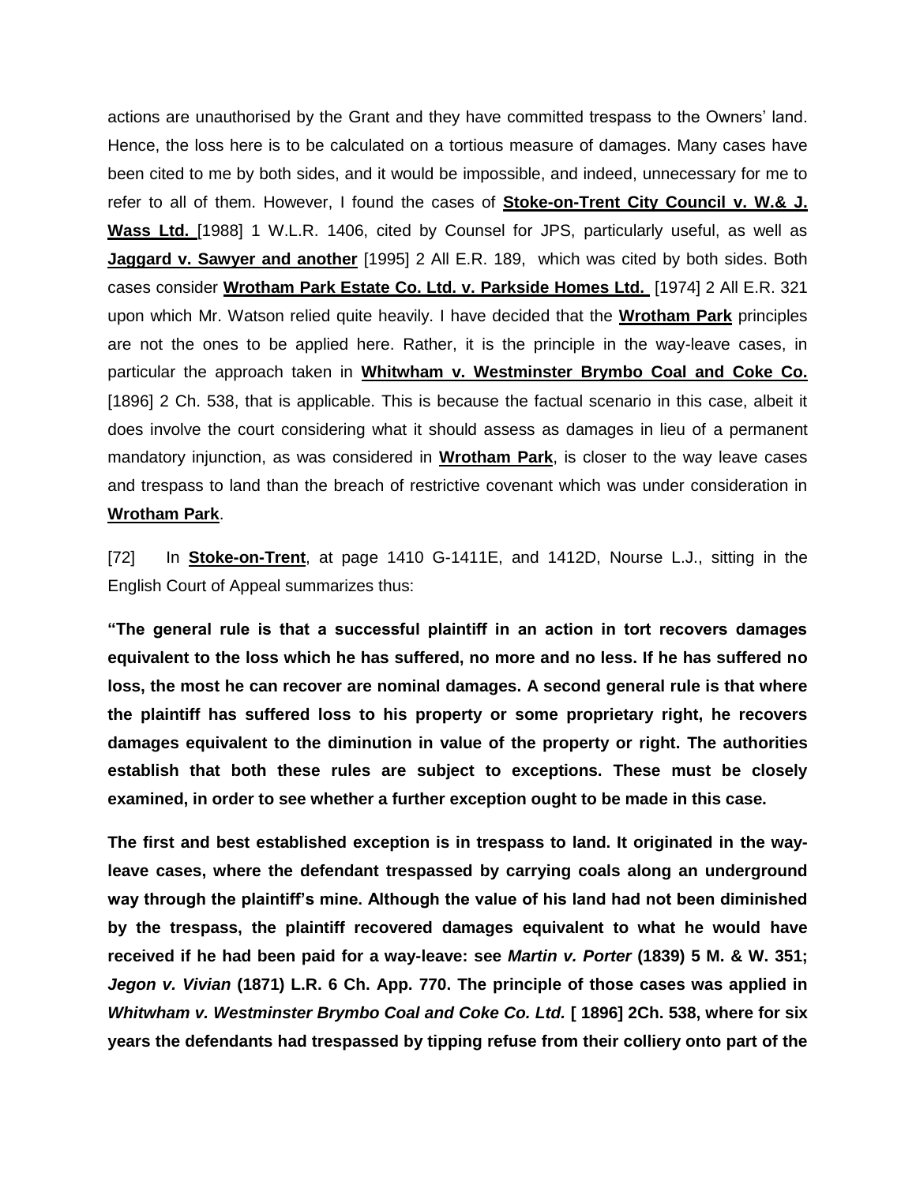actions are unauthorised by the Grant and they have committed trespass to the Owners' land. Hence, the loss here is to be calculated on a tortious measure of damages. Many cases have been cited to me by both sides, and it would be impossible, and indeed, unnecessary for me to refer to all of them. However, I found the cases of **Stoke-on-Trent City Council v. W.& J. Wass Ltd.** [1988] 1 W.L.R. 1406, cited by Counsel for JPS, particularly useful, as well as **Jaggard v. Sawyer and another** [1995] 2 All E.R. 189, which was cited by both sides. Both cases consider **Wrotham Park Estate Co. Ltd. v. Parkside Homes Ltd.** [1974] 2 All E.R. 321 upon which Mr. Watson relied quite heavily. I have decided that the **Wrotham Park** principles are not the ones to be applied here. Rather, it is the principle in the way-leave cases, in particular the approach taken in **Whitwham v. Westminster Brymbo Coal and Coke Co.** [1896] 2 Ch. 538, that is applicable. This is because the factual scenario in this case, albeit it does involve the court considering what it should assess as damages in lieu of a permanent mandatory injunction, as was considered in **Wrotham Park**, is closer to the way leave cases and trespass to land than the breach of restrictive covenant which was under consideration in **Wrotham Park**.

[72] In **Stoke-on-Trent**, at page 1410 G-1411E, and 1412D, Nourse L.J., sitting in the English Court of Appeal summarizes thus:

**"The general rule is that a successful plaintiff in an action in tort recovers damages equivalent to the loss which he has suffered, no more and no less. If he has suffered no loss, the most he can recover are nominal damages. A second general rule is that where the plaintiff has suffered loss to his property or some proprietary right, he recovers damages equivalent to the diminution in value of the property or right. The authorities establish that both these rules are subject to exceptions. These must be closely examined, in order to see whether a further exception ought to be made in this case.**

**The first and best established exception is in trespass to land. It originated in the way-leave cases, where the defendant trespassed by carrying coals along an underground way through the plaintiff's mine. Although the value of his land had not been diminished by the trespass, the plaintiff recovered damages equivalent to what he would have received if he had been paid for a way-leave: see *Martin v. Porter* (1839) 5 M. & W. 351; *Jegon v. Vivian* (1871) L.R. 6 Ch. App. 770. The principle of those cases was applied in *Whitwham v. Westminster Brymbo Coal and Coke Co. Ltd.* [ 1896] 2Ch. 538, where for six years the defendants had trespassed by tipping refuse from their colliery onto part of the**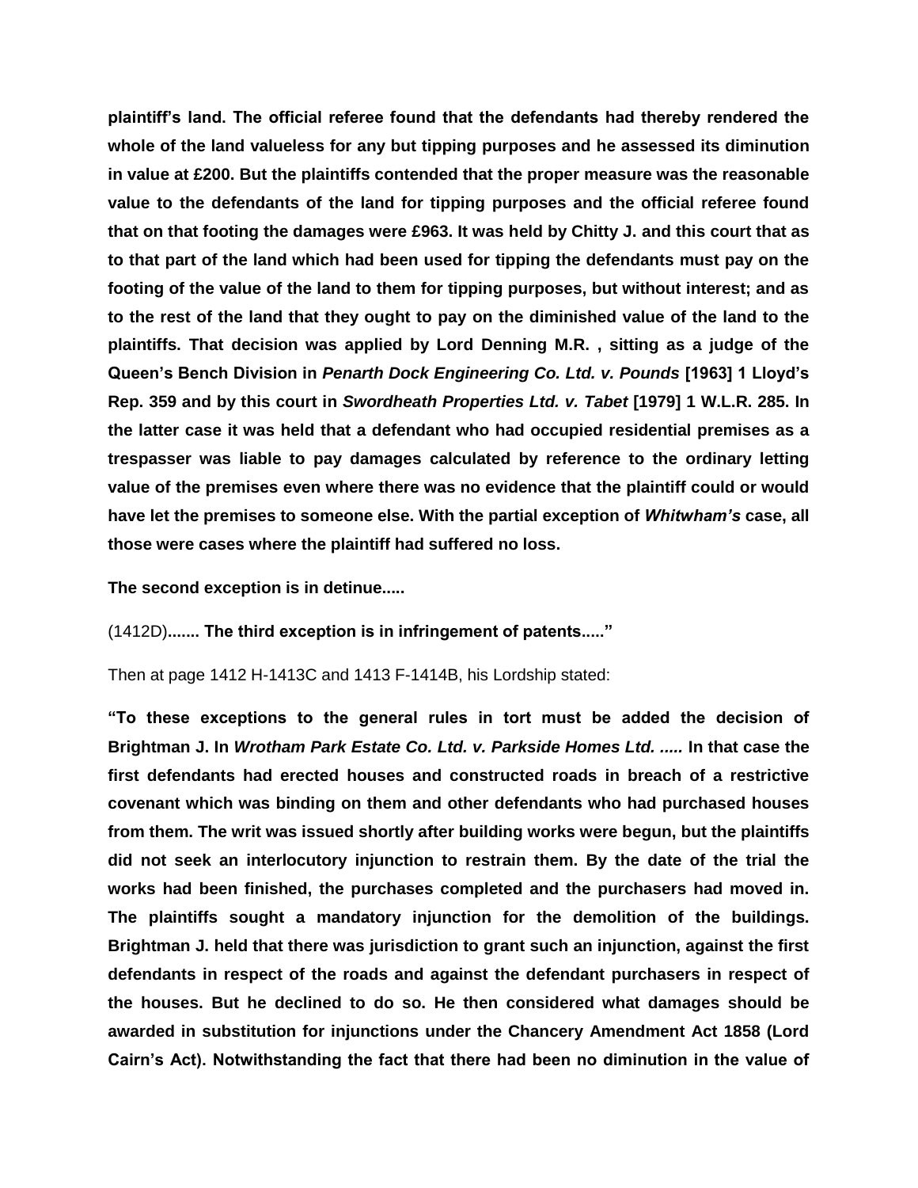**plaintiff's land. The official referee found that the defendants had thereby rendered the whole of the land valueless for any but tipping purposes and he assessed its diminution in value at £200. But the plaintiffs contended that the proper measure was the reasonable value to the defendants of the land for tipping purposes and the official referee found that on that footing the damages were £963. It was held by Chitty J. and this court that as to that part of the land which had been used for tipping the defendants must pay on the footing of the value of the land to them for tipping purposes, but without interest; and as to the rest of the land that they ought to pay on the diminished value of the land to the plaintiffs. That decision was applied by Lord Denning M.R. , sitting as a judge of the Queen's Bench Division in *Penarth Dock Engineering Co. Ltd. v. Pounds* [1963] 1 Lloyd's Rep. 359 and by this court in *Swordheath Properties Ltd. v. Tabet* [1979] 1 W.L.R. 285. In the latter case it was held that a defendant who had occupied residential premises as a trespasser was liable to pay damages calculated by reference to the ordinary letting value of the premises even where there was no evidence that the plaintiff could or would have let the premises to someone else. With the partial exception of *Whitwham's* case, all those were cases where the plaintiff had suffered no loss.**

**The second exception is in detinue.....**

(1412D)**....... The third exception is in infringement of patents....."**

Then at page 1412 H-1413C and 1413 F-1414B, his Lordship stated:

**"To these exceptions to the general rules in tort must be added the decision of Brightman J. In *Wrotham Park Estate Co. Ltd. v. Parkside Homes Ltd. .....* In that case the first defendants had erected houses and constructed roads in breach of a restrictive covenant which was binding on them and other defendants who had purchased houses from them. The writ was issued shortly after building works were begun, but the plaintiffs did not seek an interlocutory injunction to restrain them. By the date of the trial the works had been finished, the purchases completed and the purchasers had moved in. The plaintiffs sought a mandatory injunction for the demolition of the buildings. Brightman J. held that there was jurisdiction to grant such an injunction, against the first defendants in respect of the roads and against the defendant purchasers in respect of the houses. But he declined to do so. He then considered what damages should be awarded in substitution for injunctions under the Chancery Amendment Act 1858 (Lord Cairn's Act). Notwithstanding the fact that there had been no diminution in the value of**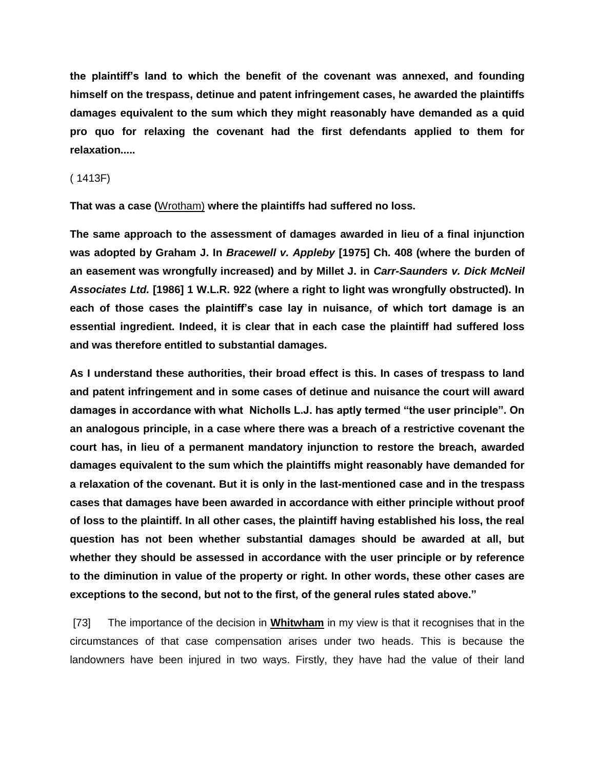**the plaintiff's land to which the benefit of the covenant was annexed, and founding himself on the trespass, detinue and patent infringement cases, he awarded the plaintiffs damages equivalent to the sum which they might reasonably have demanded as a quid pro quo for relaxing the covenant had the first defendants applied to them for relaxation.....**

( 1413F)

**That was a case (**Wrotham) **where the plaintiffs had suffered no loss.**

**The same approach to the assessment of damages awarded in lieu of a final injunction was adopted by Graham J. In *Bracewell v. Appleby* [1975] Ch. 408 (where the burden of an easement was wrongfully increased) and by Millet J. in *Carr-Saunders v. Dick McNeil Associates Ltd.* [1986] 1 W.L.R. 922 (where a right to light was wrongfully obstructed). In each of those cases the plaintiff's case lay in nuisance, of which tort damage is an essential ingredient. Indeed, it is clear that in each case the plaintiff had suffered loss and was therefore entitled to substantial damages.**

**As I understand these authorities, their broad effect is this. In cases of trespass to land and patent infringement and in some cases of detinue and nuisance the court will award damages in accordance with what Nicholls L.J. has aptly termed "the user principle". On an analogous principle, in a case where there was a breach of a restrictive covenant the court has, in lieu of a permanent mandatory injunction to restore the breach, awarded damages equivalent to the sum which the plaintiffs might reasonably have demanded for a relaxation of the covenant. But it is only in the last-mentioned case and in the trespass cases that damages have been awarded in accordance with either principle without proof of loss to the plaintiff. In all other cases, the plaintiff having established his loss, the real question has not been whether substantial damages should be awarded at all, but whether they should be assessed in accordance with the user principle or by reference to the diminution in value of the property or right. In other words, these other cases are exceptions to the second, but not to the first, of the general rules stated above."**

[73] The importance of the decision in **Whitwham** in my view is that it recognises that in the circumstances of that case compensation arises under two heads. This is because the landowners have been injured in two ways. Firstly, they have had the value of their land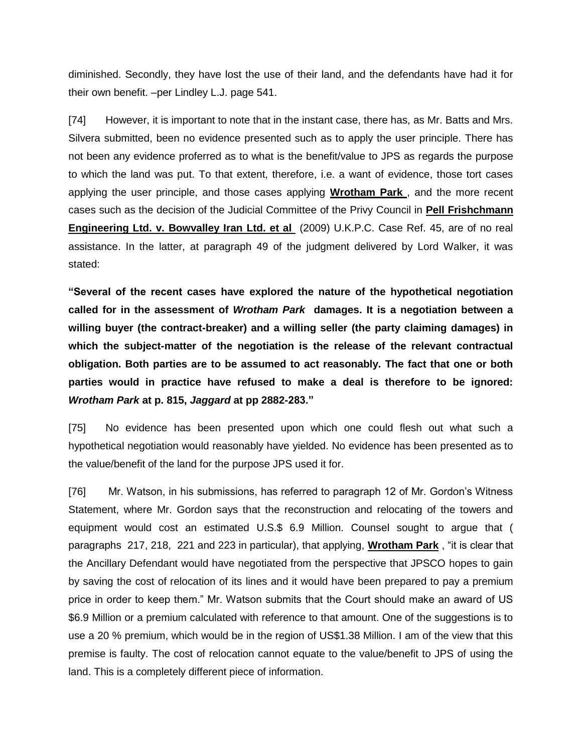diminished. Secondly, they have lost the use of their land, and the defendants have had it for their own benefit. –per Lindley L.J. page 541.

[74] However, it is important to note that in the instant case, there has, as Mr. Batts and Mrs. Silvera submitted, been no evidence presented such as to apply the user principle. There has not been any evidence proferred as to what is the benefit/value to JPS as regards the purpose to which the land was put. To that extent, therefore, i.e. a want of evidence, those tort cases applying the user principle, and those cases applying **Wrotham Park** , and the more recent cases such as the decision of the Judicial Committee of the Privy Council in **Pell Frishchmann Engineering Ltd. v. Bowvalley Iran Ltd. et al** (2009) U.K.P.C. Case Ref. 45, are of no real assistance. In the latter, at paragraph 49 of the judgment delivered by Lord Walker, it was stated:

**"Several of the recent cases have explored the nature of the hypothetical negotiation called for in the assessment of *Wrotham Park* damages. It is a negotiation between a willing buyer (the contract-breaker) and a willing seller (the party claiming damages) in which the subject-matter of the negotiation is the release of the relevant contractual obligation. Both parties are to be assumed to act reasonably. The fact that one or both parties would in practice have refused to make a deal is therefore to be ignored: *Wrotham Park* at p. 815, *Jaggard* at pp 2882-283."**

[75] No evidence has been presented upon which one could flesh out what such a hypothetical negotiation would reasonably have yielded. No evidence has been presented as to the value/benefit of the land for the purpose JPS used it for.

[76] Mr. Watson, in his submissions, has referred to paragraph 12 of Mr. Gordon's Witness Statement, where Mr. Gordon says that the reconstruction and relocating of the towers and equipment would cost an estimated U.S.$ 6.9 Million. Counsel sought to argue that ( paragraphs 217, 218, 221 and 223 in particular), that applying, **Wrotham Park** , "it is clear that the Ancillary Defendant would have negotiated from the perspective that JPSCO hopes to gain by saving the cost of relocation of its lines and it would have been prepared to pay a premium price in order to keep them." Mr. Watson submits that the Court should make an award of US $6.9 Million or a premium calculated with reference to that amount. One of the suggestions is to use a 20 % premium, which would be in the region of US$1.38 Million. I am of the view that this premise is faulty. The cost of relocation cannot equate to the value/benefit to JPS of using the land. This is a completely different piece of information.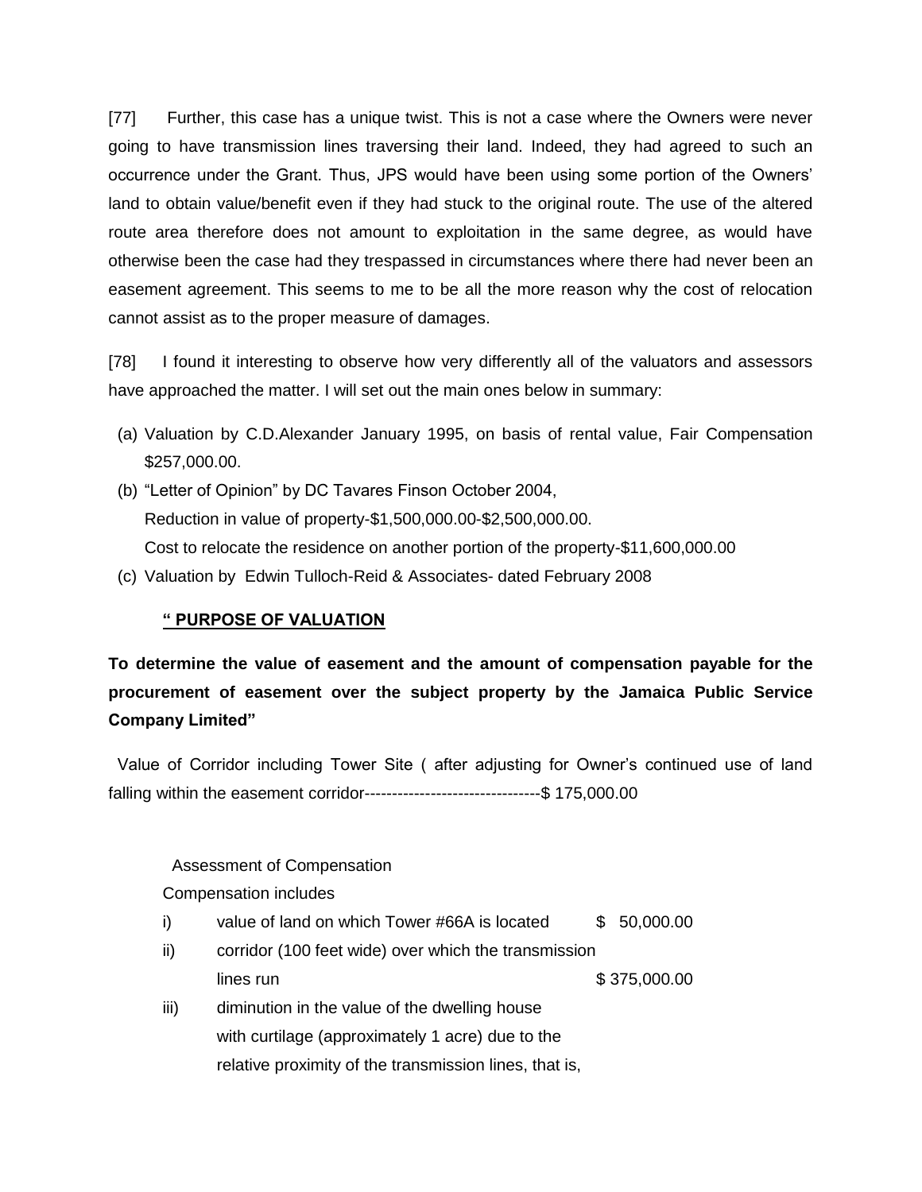[77] Further, this case has a unique twist. This is not a case where the Owners were never going to have transmission lines traversing their land. Indeed, they had agreed to such an occurrence under the Grant. Thus, JPS would have been using some portion of the Owners' land to obtain value/benefit even if they had stuck to the original route. The use of the altered route area therefore does not amount to exploitation in the same degree, as would have otherwise been the case had they trespassed in circumstances where there had never been an easement agreement. This seems to me to be all the more reason why the cost of relocation cannot assist as to the proper measure of damages.

[78] I found it interesting to observe how very differently all of the valuators and assessors have approached the matter. I will set out the main ones below in summary:

(a) Valuation by C.D.Alexander January 1995, on basis of rental value, Fair Compensation $257,000.00.

(b) "Letter of Opinion" by DC Tavares Finson October 2004,
Reduction in value of property-$1,500,000.00-$2,500,000.00.
Cost to relocate the residence on another portion of the property-$11,600,000.00

(c) Valuation by Edwin Tulloch-Reid & Associates- dated February 2008

**" <u>PURPOSE OF VALUATION</u>**

**To determine the value of easement and the amount of compensation payable for the procurement of easement over the subject property by the Jamaica Public Service Company Limited"**

Value of Corridor including Tower Site ( after adjusting for Owner's continued use of land falling within the easement corridor--------------------------------$ 175,000.00

Assessment of Compensation

Compensation includes

| | | |
|---|---|---|
| i) | value of land on which Tower #66A is located | $ 50,000.00 |
| ii) | corridor (100 feet wide) over which the transmission lines run | $ 375,000.00 |
| iii) | diminution in the value of the dwelling house with curtilage (approximately 1 acre) due to the relative proximity of the transmission lines, that is, | |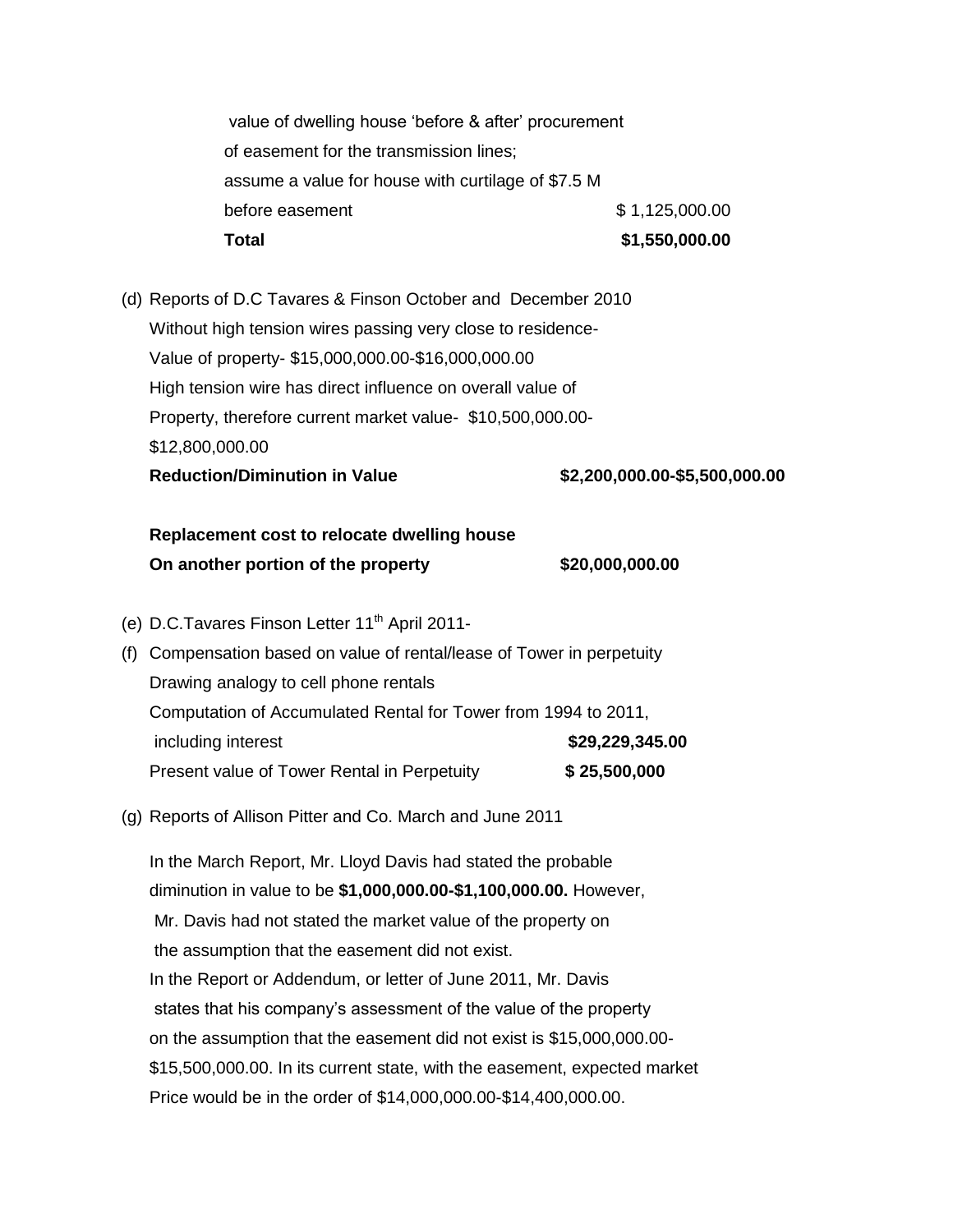value of dwelling house 'before & after' procurement of easement for the transmission lines; assume a value for house with curtilage of $7.5 M before easement $ 1,125,000.00

**Total** **$1,550,000.00**

(d) Reports of D.C Tavares & Finson October and December 2010
Without high tension wires passing very close to residence-
Value of property- $15,000,000.00-$16,000,000.00
High tension wire has direct influence on overall value of Property, therefore current market value- $10,500,000.00-$12,800,000.00
**Reduction/Diminution in Value** **$2,200,000.00-$5,500,000.00**

**Replacement cost to relocate dwelling house On another portion of the property** **$20,000,000.00**

(e) D.C.Tavares Finson Letter 11th April 2011-

(f) Compensation based on value of rental/lease of Tower in perpetuity
Drawing analogy to cell phone rentals
Computation of Accumulated Rental for Tower from 1994 to 2011, including interest **$29,229,345.00**
Present value of Tower Rental in Perpetuity **$ 25,500,000**

(g) Reports of Allison Pitter and Co. March and June 2011

In the March Report, Mr. Lloyd Davis had stated the probable diminution in value to be **$1,000,000.00-$1,100,000.00.** However, Mr. Davis had not stated the market value of the property on the assumption that the easement did not exist.
In the Report or Addendum, or letter of June 2011, Mr. Davis states that his company's assessment of the value of the property on the assumption that the easement did not exist is $15,000,000.00-$15,500,000.00. In its current state, with the easement, expected market Price would be in the order of $14,000,000.00-$14,400,000.00.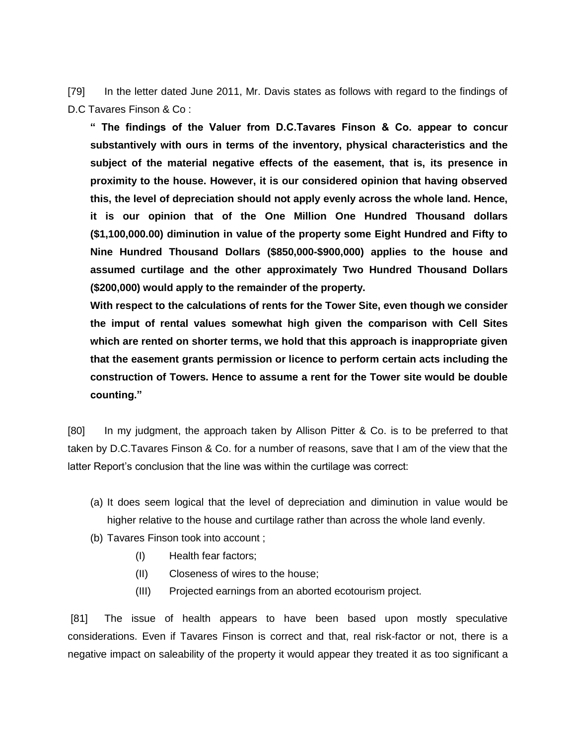[79] In the letter dated June 2011, Mr. Davis states as follows with regard to the findings of D.C Tavares Finson & Co :

> **" The findings of the Valuer from D.C.Tavares Finson & Co. appear to concur substantively with ours in terms of the inventory, physical characteristics and the subject of the material negative effects of the easement, that is, its presence in proximity to the house. However, it is our considered opinion that having observed this, the level of depreciation should not apply evenly across the whole land. Hence, it is our opinion that of the One Million One Hundred Thousand dollars ($1,100,000.00) diminution in value of the property some Eight Hundred and Fifty to Nine Hundred Thousand Dollars ($850,000-$900,000) applies to the house and assumed curtilage and the other approximately Two Hundred Thousand Dollars ($200,000) would apply to the remainder of the property.**
>
> **With respect to the calculations of rents for the Tower Site, even though we consider the imput of rental values somewhat high given the comparison with Cell Sites which are rented on shorter terms, we hold that this approach is inappropriate given that the easement grants permission or licence to perform certain acts including the construction of Towers. Hence to assume a rent for the Tower site would be double counting."**

[80] In my judgment, the approach taken by Allison Pitter & Co. is to be preferred to that taken by D.C.Tavares Finson & Co. for a number of reasons, save that I am of the view that the latter Report's conclusion that the line was within the curtilage was correct:

(a) It does seem logical that the level of depreciation and diminution in value would be higher relative to the house and curtilage rather than across the whole land evenly.

(b) Tavares Finson took into account ;

   (I) Health fear factors;

   (II) Closeness of wires to the house;

   (III) Projected earnings from an aborted ecotourism project.

[81] The issue of health appears to have been based upon mostly speculative considerations. Even if Tavares Finson is correct and that, real risk-factor or not, there is a negative impact on saleability of the property it would appear they treated it as too significant a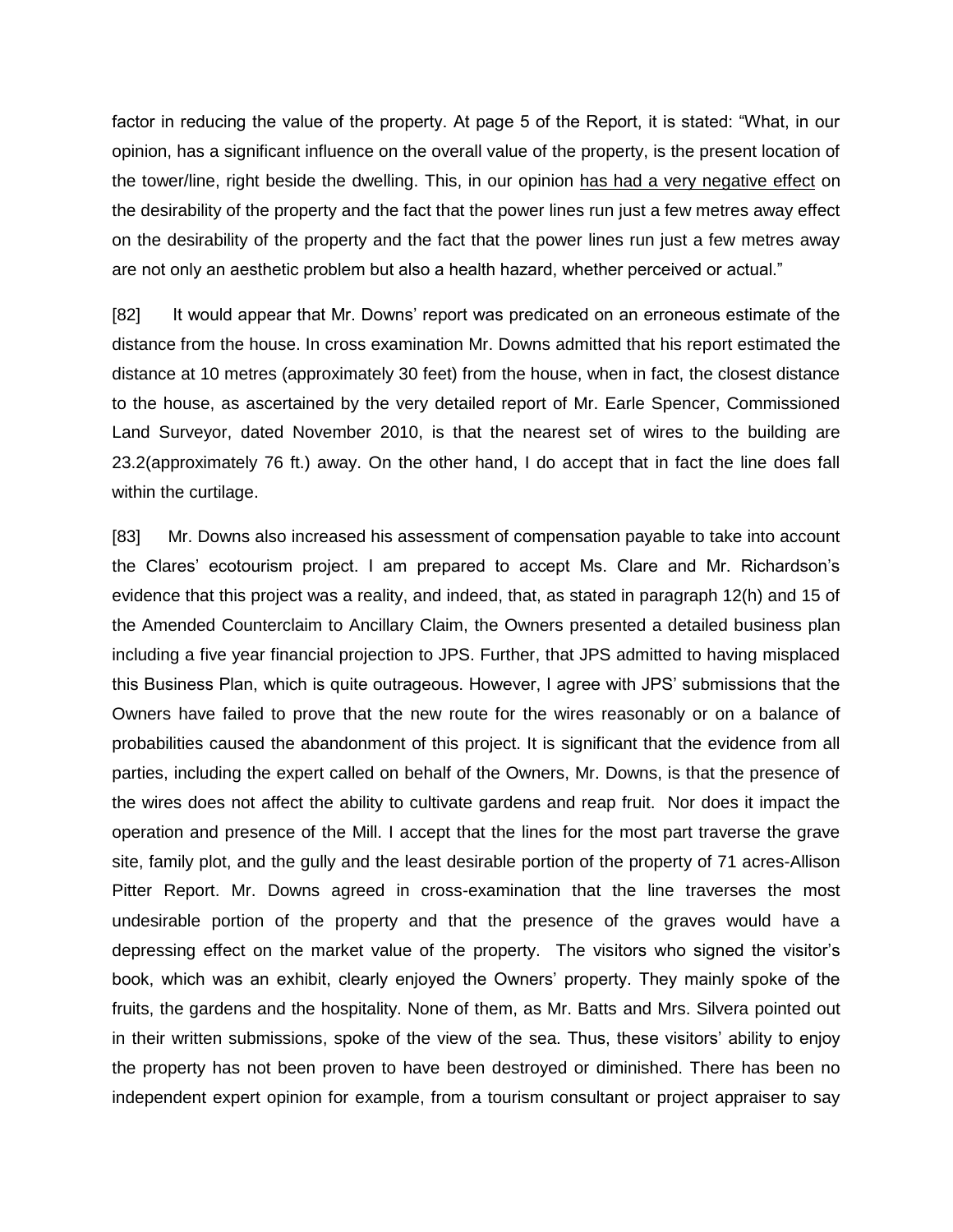factor in reducing the value of the property. At page 5 of the Report, it is stated: "What, in our opinion, has a significant influence on the overall value of the property, is the present location of the tower/line, right beside the dwelling. This, in our opinion has had a very negative effect on the desirability of the property and the fact that the power lines run just a few metres away effect on the desirability of the property and the fact that the power lines run just a few metres away are not only an aesthetic problem but also a health hazard, whether perceived or actual."

[82] It would appear that Mr. Downs' report was predicated on an erroneous estimate of the distance from the house. In cross examination Mr. Downs admitted that his report estimated the distance at 10 metres (approximately 30 feet) from the house, when in fact, the closest distance to the house, as ascertained by the very detailed report of Mr. Earle Spencer, Commissioned Land Surveyor, dated November 2010, is that the nearest set of wires to the building are 23.2(approximately 76 ft.) away. On the other hand, I do accept that in fact the line does fall within the curtilage.

[83] Mr. Downs also increased his assessment of compensation payable to take into account the Clares' ecotourism project. I am prepared to accept Ms. Clare and Mr. Richardson's evidence that this project was a reality, and indeed, that, as stated in paragraph 12(h) and 15 of the Amended Counterclaim to Ancillary Claim, the Owners presented a detailed business plan including a five year financial projection to JPS. Further, that JPS admitted to having misplaced this Business Plan, which is quite outrageous. However, I agree with JPS' submissions that the Owners have failed to prove that the new route for the wires reasonably or on a balance of probabilities caused the abandonment of this project. It is significant that the evidence from all parties, including the expert called on behalf of the Owners, Mr. Downs, is that the presence of the wires does not affect the ability to cultivate gardens and reap fruit. Nor does it impact the operation and presence of the Mill. I accept that the lines for the most part traverse the grave site, family plot, and the gully and the least desirable portion of the property of 71 acres-Allison Pitter Report. Mr. Downs agreed in cross-examination that the line traverses the most undesirable portion of the property and that the presence of the graves would have a depressing effect on the market value of the property. The visitors who signed the visitor's book, which was an exhibit, clearly enjoyed the Owners' property. They mainly spoke of the fruits, the gardens and the hospitality. None of them, as Mr. Batts and Mrs. Silvera pointed out in their written submissions, spoke of the view of the sea. Thus, these visitors' ability to enjoy the property has not been proven to have been destroyed or diminished. There has been no independent expert opinion for example, from a tourism consultant or project appraiser to say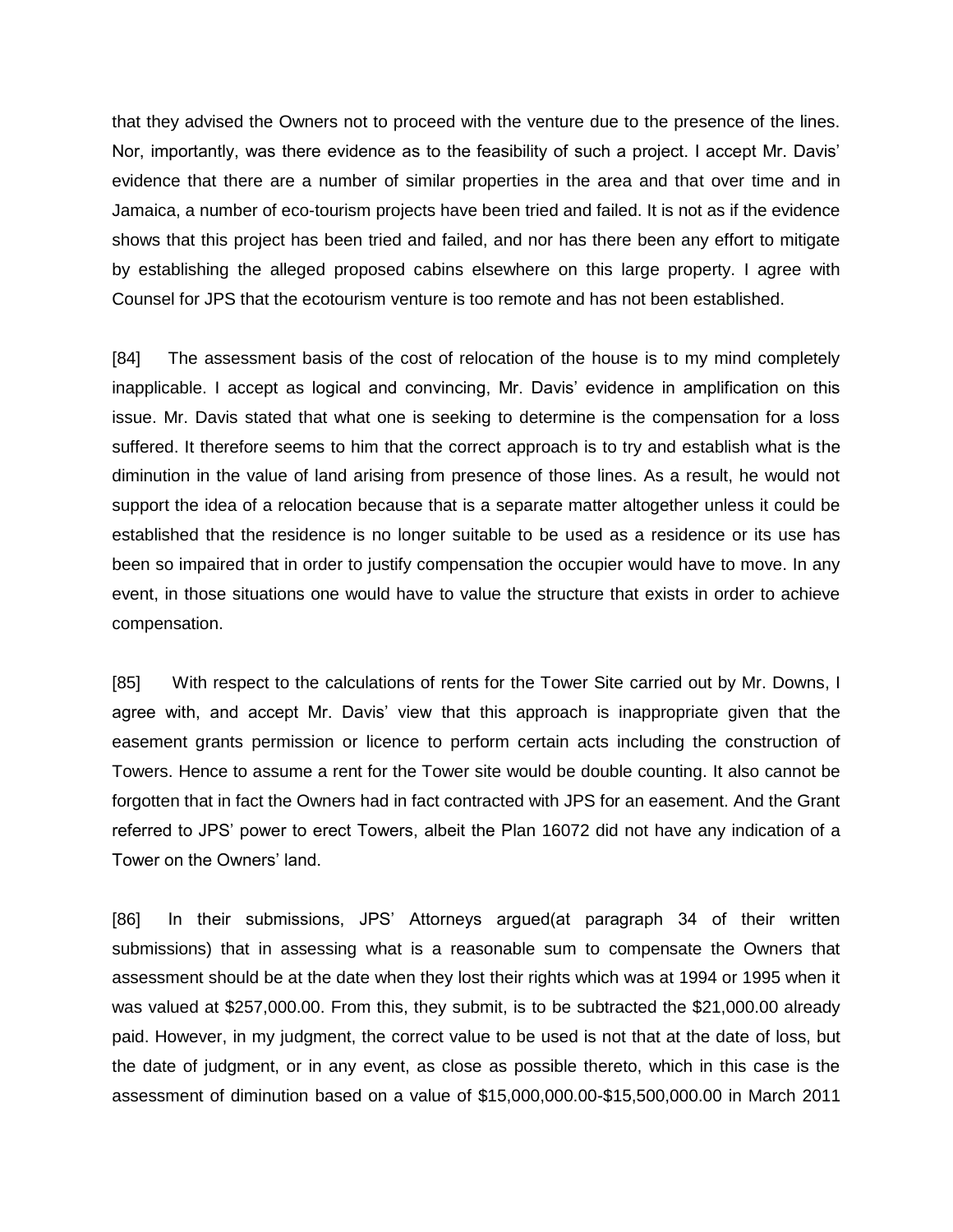that they advised the Owners not to proceed with the venture due to the presence of the lines. Nor, importantly, was there evidence as to the feasibility of such a project. I accept Mr. Davis' evidence that there are a number of similar properties in the area and that over time and in Jamaica, a number of eco-tourism projects have been tried and failed. It is not as if the evidence shows that this project has been tried and failed, and nor has there been any effort to mitigate by establishing the alleged proposed cabins elsewhere on this large property. I agree with Counsel for JPS that the ecotourism venture is too remote and has not been established.

[84] The assessment basis of the cost of relocation of the house is to my mind completely inapplicable. I accept as logical and convincing, Mr. Davis' evidence in amplification on this issue. Mr. Davis stated that what one is seeking to determine is the compensation for a loss suffered. It therefore seems to him that the correct approach is to try and establish what is the diminution in the value of land arising from presence of those lines. As a result, he would not support the idea of a relocation because that is a separate matter altogether unless it could be established that the residence is no longer suitable to be used as a residence or its use has been so impaired that in order to justify compensation the occupier would have to move. In any event, in those situations one would have to value the structure that exists in order to achieve compensation.

[85] With respect to the calculations of rents for the Tower Site carried out by Mr. Downs, I agree with, and accept Mr. Davis' view that this approach is inappropriate given that the easement grants permission or licence to perform certain acts including the construction of Towers. Hence to assume a rent for the Tower site would be double counting. It also cannot be forgotten that in fact the Owners had in fact contracted with JPS for an easement. And the Grant referred to JPS' power to erect Towers, albeit the Plan 16072 did not have any indication of a Tower on the Owners' land.

[86] In their submissions, JPS' Attorneys argued(at paragraph 34 of their written submissions) that in assessing what is a reasonable sum to compensate the Owners that assessment should be at the date when they lost their rights which was at 1994 or 1995 when it was valued at $257,000.00. From this, they submit, is to be subtracted the $21,000.00 already paid. However, in my judgment, the correct value to be used is not that at the date of loss, but the date of judgment, or in any event, as close as possible thereto, which in this case is the assessment of diminution based on a value of $15,000,000.00-$15,500,000.00 in March 2011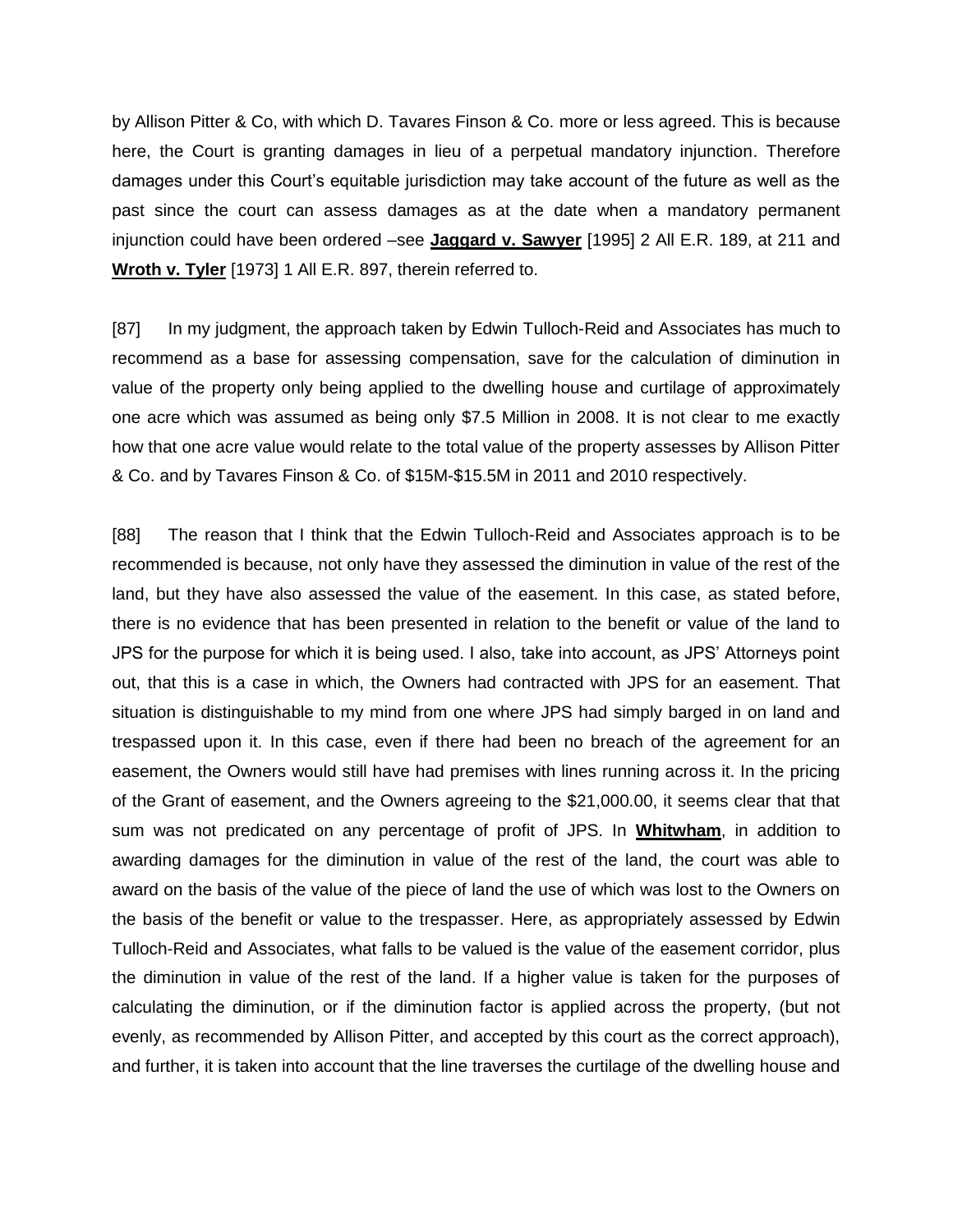by Allison Pitter & Co, with which D. Tavares Finson & Co. more or less agreed. This is because here, the Court is granting damages in lieu of a perpetual mandatory injunction. Therefore damages under this Court's equitable jurisdiction may take account of the future as well as the past since the court can assess damages as at the date when a mandatory permanent injunction could have been ordered –see **Jaggard v. Sawyer** [1995] 2 All E.R. 189, at 211 and **Wroth v. Tyler** [1973] 1 All E.R. 897, therein referred to.

[87] In my judgment, the approach taken by Edwin Tulloch-Reid and Associates has much to recommend as a base for assessing compensation, save for the calculation of diminution in value of the property only being applied to the dwelling house and curtilage of approximately one acre which was assumed as being only $7.5 Million in 2008. It is not clear to me exactly how that one acre value would relate to the total value of the property assesses by Allison Pitter & Co. and by Tavares Finson & Co. of $15M-$15.5M in 2011 and 2010 respectively.

[88] The reason that I think that the Edwin Tulloch-Reid and Associates approach is to be recommended is because, not only have they assessed the diminution in value of the rest of the land, but they have also assessed the value of the easement. In this case, as stated before, there is no evidence that has been presented in relation to the benefit or value of the land to JPS for the purpose for which it is being used. I also, take into account, as JPS' Attorneys point out, that this is a case in which, the Owners had contracted with JPS for an easement. That situation is distinguishable to my mind from one where JPS had simply barged in on land and trespassed upon it. In this case, even if there had been no breach of the agreement for an easement, the Owners would still have had premises with lines running across it. In the pricing of the Grant of easement, and the Owners agreeing to the $21,000.00, it seems clear that that sum was not predicated on any percentage of profit of JPS. In **Whitwham**, in addition to awarding damages for the diminution in value of the rest of the land, the court was able to award on the basis of the value of the piece of land the use of which was lost to the Owners on the basis of the benefit or value to the trespasser. Here, as appropriately assessed by Edwin Tulloch-Reid and Associates, what falls to be valued is the value of the easement corridor, plus the diminution in value of the rest of the land. If a higher value is taken for the purposes of calculating the diminution, or if the diminution factor is applied across the property, (but not evenly, as recommended by Allison Pitter, and accepted by this court as the correct approach), and further, it is taken into account that the line traverses the curtilage of the dwelling house and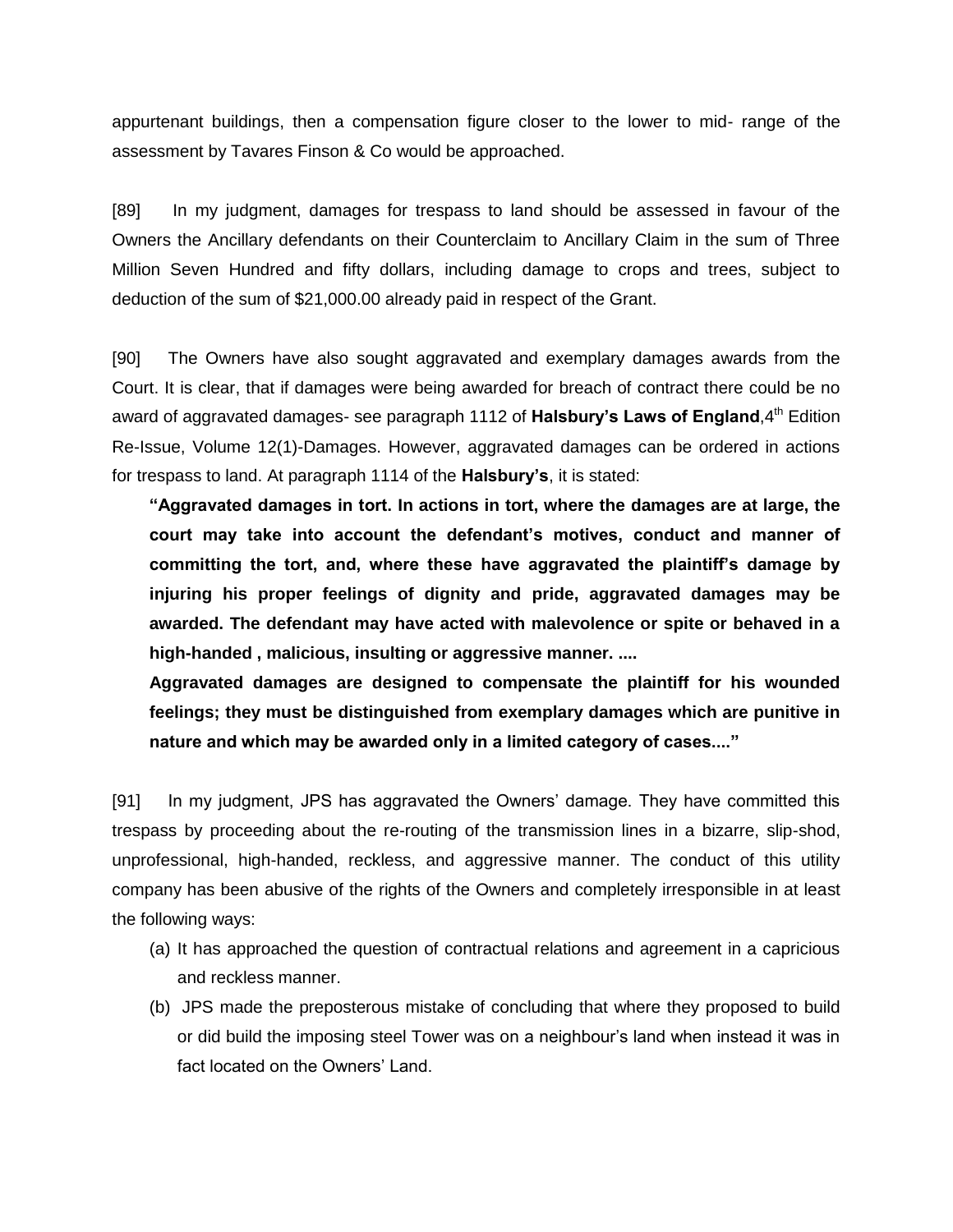appurtenant buildings, then a compensation figure closer to the lower to mid- range of the assessment by Tavares Finson & Co would be approached.

[89] In my judgment, damages for trespass to land should be assessed in favour of the Owners the Ancillary defendants on their Counterclaim to Ancillary Claim in the sum of Three Million Seven Hundred and fifty dollars, including damage to crops and trees, subject to deduction of the sum of $21,000.00 already paid in respect of the Grant.

[90] The Owners have also sought aggravated and exemplary damages awards from the Court. It is clear, that if damages were being awarded for breach of contract there could be no award of aggravated damages- see paragraph 1112 of **Halsbury's Laws of England**,4th Edition Re-Issue, Volume 12(1)-Damages. However, aggravated damages can be ordered in actions for trespass to land. At paragraph 1114 of the **Halsbury's**, it is stated:

> **"Aggravated damages in tort. In actions in tort, where the damages are at large, the court may take into account the defendant's motives, conduct and manner of committing the tort, and, where these have aggravated the plaintiff's damage by injuring his proper feelings of dignity and pride, aggravated damages may be awarded. The defendant may have acted with malevolence or spite or behaved in a high-handed , malicious, insulting or aggressive manner. ....**
>
> **Aggravated damages are designed to compensate the plaintiff for his wounded feelings; they must be distinguished from exemplary damages which are punitive in nature and which may be awarded only in a limited category of cases...."**

[91] In my judgment, JPS has aggravated the Owners' damage. They have committed this trespass by proceeding about the re-routing of the transmission lines in a bizarre, slip-shod, unprofessional, high-handed, reckless, and aggressive manner. The conduct of this utility company has been abusive of the rights of the Owners and completely irresponsible in at least the following ways:

(a) It has approached the question of contractual relations and agreement in a capricious and reckless manner.

(b) JPS made the preposterous mistake of concluding that where they proposed to build or did build the imposing steel Tower was on a neighbour's land when instead it was in fact located on the Owners' Land.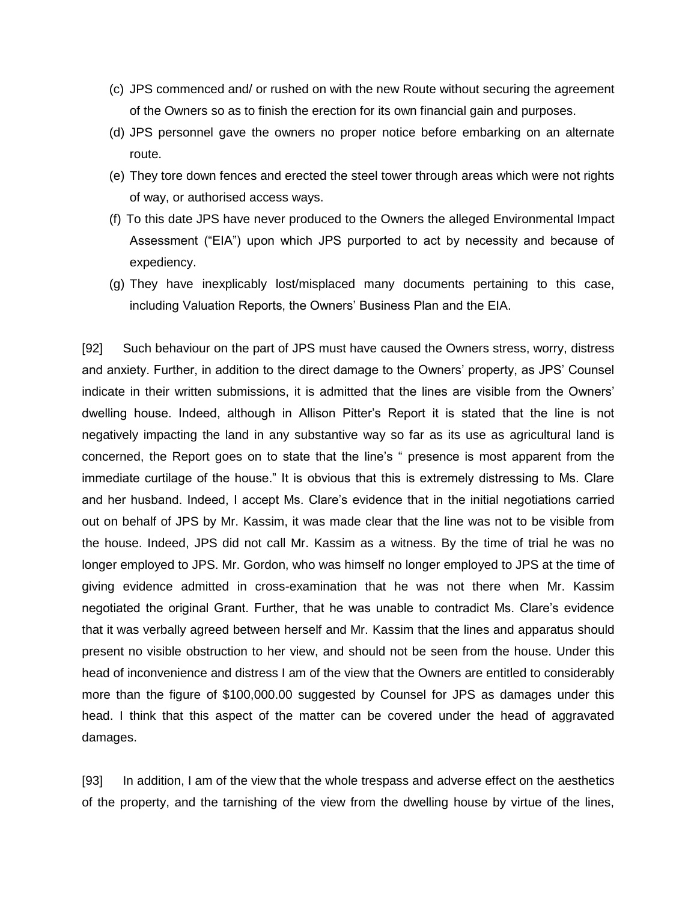(c) JPS commenced and/ or rushed on with the new Route without securing the agreement of the Owners so as to finish the erection for its own financial gain and purposes.

(d) JPS personnel gave the owners no proper notice before embarking on an alternate route.

(e) They tore down fences and erected the steel tower through areas which were not rights of way, or authorised access ways.

(f) To this date JPS have never produced to the Owners the alleged Environmental Impact Assessment ("EIA") upon which JPS purported to act by necessity and because of expediency.

(g) They have inexplicably lost/misplaced many documents pertaining to this case, including Valuation Reports, the Owners' Business Plan and the EIA.

[92] Such behaviour on the part of JPS must have caused the Owners stress, worry, distress and anxiety. Further, in addition to the direct damage to the Owners' property, as JPS' Counsel indicate in their written submissions, it is admitted that the lines are visible from the Owners' dwelling house. Indeed, although in Allison Pitter's Report it is stated that the line is not negatively impacting the land in any substantive way so far as its use as agricultural land is concerned, the Report goes on to state that the line's " presence is most apparent from the immediate curtilage of the house." It is obvious that this is extremely distressing to Ms. Clare and her husband. Indeed, I accept Ms. Clare's evidence that in the initial negotiations carried out on behalf of JPS by Mr. Kassim, it was made clear that the line was not to be visible from the house. Indeed, JPS did not call Mr. Kassim as a witness. By the time of trial he was no longer employed to JPS. Mr. Gordon, who was himself no longer employed to JPS at the time of giving evidence admitted in cross-examination that he was not there when Mr. Kassim negotiated the original Grant. Further, that he was unable to contradict Ms. Clare's evidence that it was verbally agreed between herself and Mr. Kassim that the lines and apparatus should present no visible obstruction to her view, and should not be seen from the house. Under this head of inconvenience and distress I am of the view that the Owners are entitled to considerably more than the figure of $100,000.00 suggested by Counsel for JPS as damages under this head. I think that this aspect of the matter can be covered under the head of aggravated damages.

[93] In addition, I am of the view that the whole trespass and adverse effect on the aesthetics of the property, and the tarnishing of the view from the dwelling house by virtue of the lines,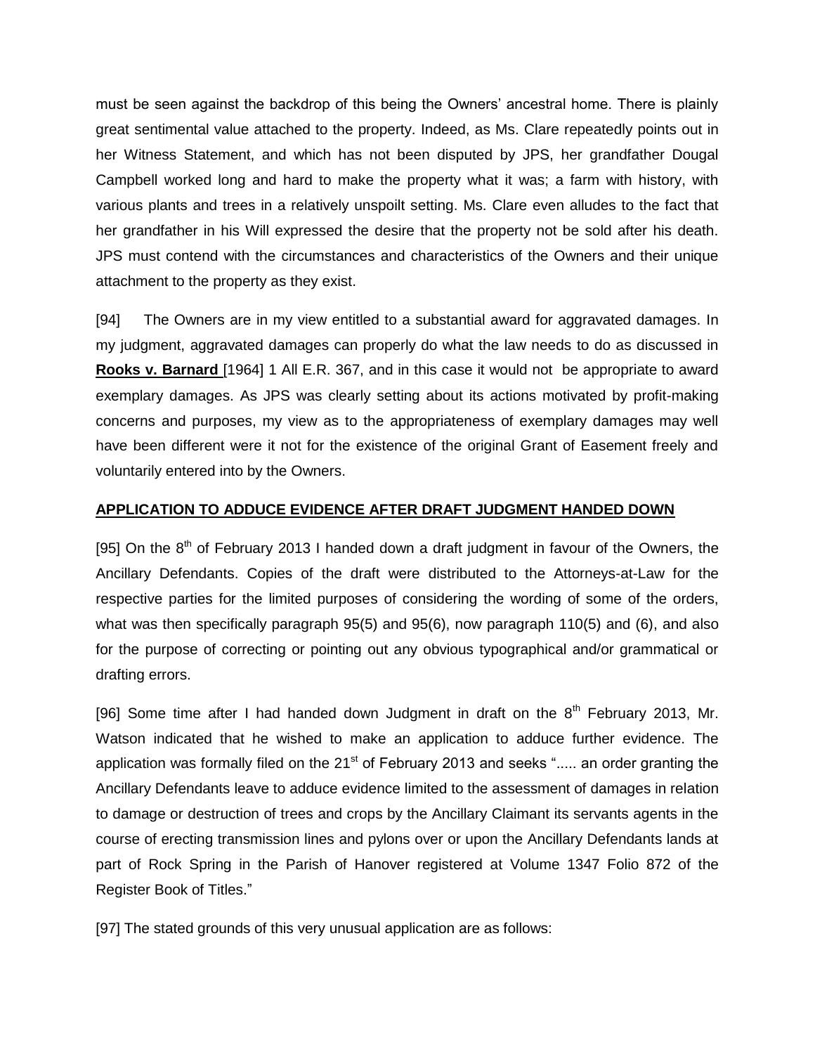must be seen against the backdrop of this being the Owners' ancestral home. There is plainly great sentimental value attached to the property. Indeed, as Ms. Clare repeatedly points out in her Witness Statement, and which has not been disputed by JPS, her grandfather Dougal Campbell worked long and hard to make the property what it was; a farm with history, with various plants and trees in a relatively unspoilt setting. Ms. Clare even alludes to the fact that her grandfather in his Will expressed the desire that the property not be sold after his death. JPS must contend with the circumstances and characteristics of the Owners and their unique attachment to the property as they exist.

[94] The Owners are in my view entitled to a substantial award for aggravated damages. In my judgment, aggravated damages can properly do what the law needs to do as discussed in **Rooks v. Barnard** [1964] 1 All E.R. 367, and in this case it would not be appropriate to award exemplary damages. As JPS was clearly setting about its actions motivated by profit-making concerns and purposes, my view as to the appropriateness of exemplary damages may well have been different were it not for the existence of the original Grant of Easement freely and voluntarily entered into by the Owners.

## APPLICATION TO ADDUCE EVIDENCE AFTER DRAFT JUDGMENT HANDED DOWN

[95] On the 8th of February 2013 I handed down a draft judgment in favour of the Owners, the Ancillary Defendants. Copies of the draft were distributed to the Attorneys-at-Law for the respective parties for the limited purposes of considering the wording of some of the orders, what was then specifically paragraph 95(5) and 95(6), now paragraph 110(5) and (6), and also for the purpose of correcting or pointing out any obvious typographical and/or grammatical or drafting errors.

[96] Some time after I had handed down Judgment in draft on the 8th February 2013, Mr. Watson indicated that he wished to make an application to adduce further evidence. The application was formally filed on the 21st of February 2013 and seeks "..... an order granting the Ancillary Defendants leave to adduce evidence limited to the assessment of damages in relation to damage or destruction of trees and crops by the Ancillary Claimant its servants agents in the course of erecting transmission lines and pylons over or upon the Ancillary Defendants lands at part of Rock Spring in the Parish of Hanover registered at Volume 1347 Folio 872 of the Register Book of Titles."

[97] The stated grounds of this very unusual application are as follows: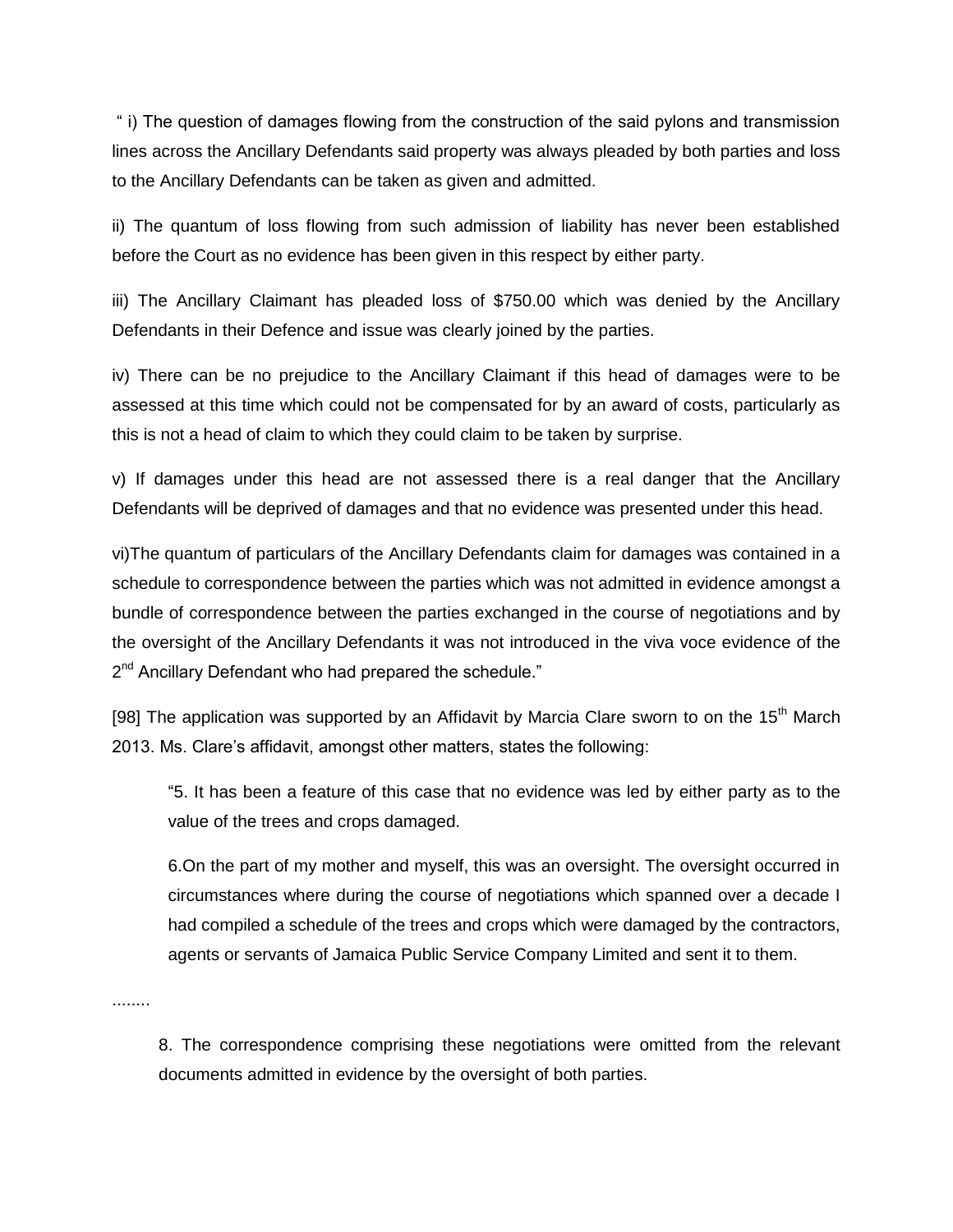" i) The question of damages flowing from the construction of the said pylons and transmission lines across the Ancillary Defendants said property was always pleaded by both parties and loss to the Ancillary Defendants can be taken as given and admitted.

ii) The quantum of loss flowing from such admission of liability has never been established before the Court as no evidence has been given in this respect by either party.

iii) The Ancillary Claimant has pleaded loss of $750.00 which was denied by the Ancillary Defendants in their Defence and issue was clearly joined by the parties.

iv) There can be no prejudice to the Ancillary Claimant if this head of damages were to be assessed at this time which could not be compensated for by an award of costs, particularly as this is not a head of claim to which they could claim to be taken by surprise.

v) If damages under this head are not assessed there is a real danger that the Ancillary Defendants will be deprived of damages and that no evidence was presented under this head.

vi)The quantum of particulars of the Ancillary Defendants claim for damages was contained in a schedule to correspondence between the parties which was not admitted in evidence amongst a bundle of correspondence between the parties exchanged in the course of negotiations and by the oversight of the Ancillary Defendants it was not introduced in the viva voce evidence of the 2nd Ancillary Defendant who had prepared the schedule."

[98] The application was supported by an Affidavit by Marcia Clare sworn to on the 15th March 2013. Ms. Clare's affidavit, amongst other matters, states the following:

> "5. It has been a feature of this case that no evidence was led by either party as to the value of the trees and crops damaged.
>
> 6.On the part of my mother and myself, this was an oversight. The oversight occurred in circumstances where during the course of negotiations which spanned over a decade I had compiled a schedule of the trees and crops which were damaged by the contractors, agents or servants of Jamaica Public Service Company Limited and sent it to them.

........

> 8. The correspondence comprising these negotiations were omitted from the relevant documents admitted in evidence by the oversight of both parties.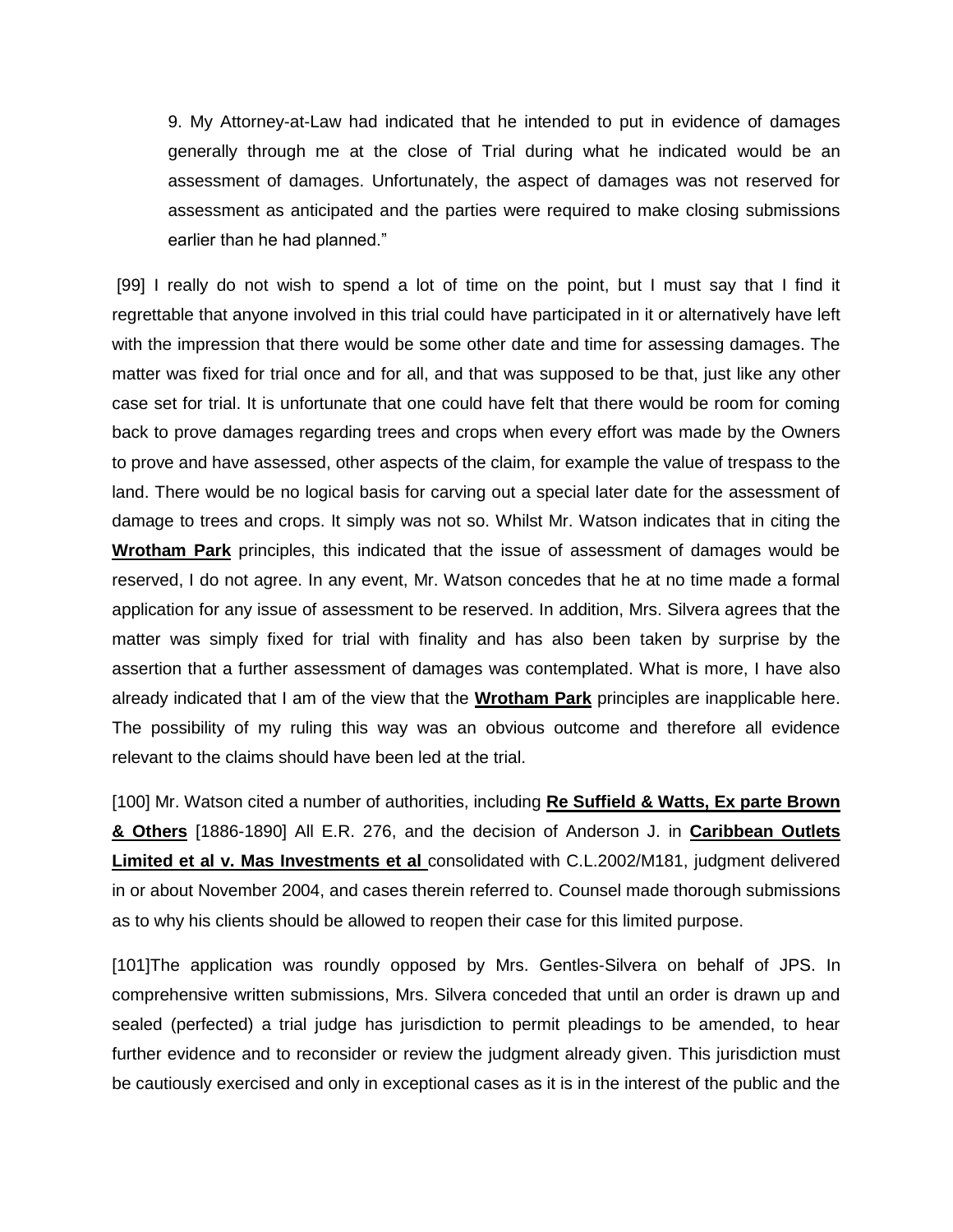> 9. My Attorney-at-Law had indicated that he intended to put in evidence of damages generally through me at the close of Trial during what he indicated would be an assessment of damages. Unfortunately, the aspect of damages was not reserved for assessment as anticipated and the parties were required to make closing submissions earlier than he had planned."

[99] I really do not wish to spend a lot of time on the point, but I must say that I find it regrettable that anyone involved in this trial could have participated in it or alternatively have left with the impression that there would be some other date and time for assessing damages. The matter was fixed for trial once and for all, and that was supposed to be that, just like any other case set for trial. It is unfortunate that one could have felt that there would be room for coming back to prove damages regarding trees and crops when every effort was made by the Owners to prove and have assessed, other aspects of the claim, for example the value of trespass to the land. There would be no logical basis for carving out a special later date for the assessment of damage to trees and crops. It simply was not so. Whilst Mr. Watson indicates that in citing the **Wrotham Park** principles, this indicated that the issue of assessment of damages would be reserved, I do not agree. In any event, Mr. Watson concedes that he at no time made a formal application for any issue of assessment to be reserved. In addition, Mrs. Silvera agrees that the matter was simply fixed for trial with finality and has also been taken by surprise by the assertion that a further assessment of damages was contemplated. What is more, I have also already indicated that I am of the view that the **Wrotham Park** principles are inapplicable here. The possibility of my ruling this way was an obvious outcome and therefore all evidence relevant to the claims should have been led at the trial.

[100] Mr. Watson cited a number of authorities, including **Re Suffield & Watts, Ex parte Brown & Others** [1886-1890] All E.R. 276, and the decision of Anderson J. in **Caribbean Outlets Limited et al v. Mas Investments et al** consolidated with C.L.2002/M181, judgment delivered in or about November 2004, and cases therein referred to. Counsel made thorough submissions as to why his clients should be allowed to reopen their case for this limited purpose.

[101]The application was roundly opposed by Mrs. Gentles-Silvera on behalf of JPS. In comprehensive written submissions, Mrs. Silvera conceded that until an order is drawn up and sealed (perfected) a trial judge has jurisdiction to permit pleadings to be amended, to hear further evidence and to reconsider or review the judgment already given. This jurisdiction must be cautiously exercised and only in exceptional cases as it is in the interest of the public and the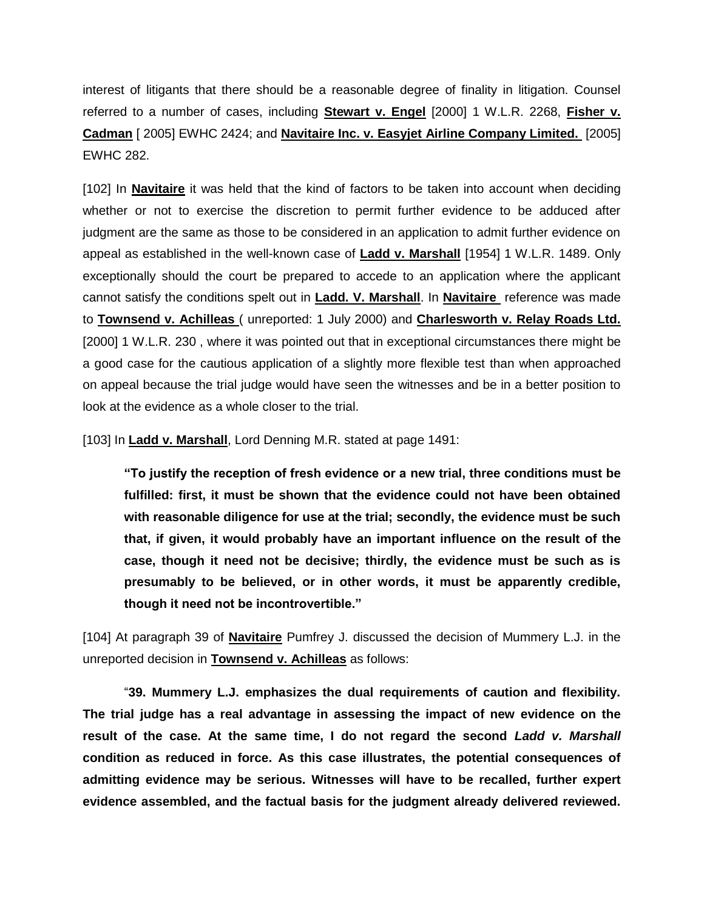interest of litigants that there should be a reasonable degree of finality in litigation. Counsel referred to a number of cases, including **Stewart v. Engel** [2000] 1 W.L.R. 2268, **Fisher v. Cadman** [ 2005] EWHC 2424; and **Navitaire Inc. v. Easyjet Airline Company Limited.** [2005] EWHC 282.

[102] In **Navitaire** it was held that the kind of factors to be taken into account when deciding whether or not to exercise the discretion to permit further evidence to be adduced after judgment are the same as those to be considered in an application to admit further evidence on appeal as established in the well-known case of **Ladd v. Marshall** [1954] 1 W.L.R. 1489. Only exceptionally should the court be prepared to accede to an application where the applicant cannot satisfy the conditions spelt out in **Ladd. V. Marshall**. In **Navitaire** reference was made to **Townsend v. Achilleas** ( unreported: 1 July 2000) and **Charlesworth v. Relay Roads Ltd.** [2000] 1 W.L.R. 230 , where it was pointed out that in exceptional circumstances there might be a good case for the cautious application of a slightly more flexible test than when approached on appeal because the trial judge would have seen the witnesses and be in a better position to look at the evidence as a whole closer to the trial.

[103] In **Ladd v. Marshall**, Lord Denning M.R. stated at page 1491:

> **"To justify the reception of fresh evidence or a new trial, three conditions must be fulfilled: first, it must be shown that the evidence could not have been obtained with reasonable diligence for use at the trial; secondly, the evidence must be such that, if given, it would probably have an important influence on the result of the case, though it need not be decisive; thirdly, the evidence must be such as is presumably to be believed, or in other words, it must be apparently credible, though it need not be incontrovertible."**

[104] At paragraph 39 of **Navitaire** Pumfrey J. discussed the decision of Mummery L.J. in the unreported decision in **Townsend v. Achilleas** as follows:

> "**39. Mummery L.J. emphasizes the dual requirements of caution and flexibility. The trial judge has a real advantage in assessing the impact of new evidence on the result of the case. At the same time, I do not regard the second *Ladd v. Marshall* condition as reduced in force. As this case illustrates, the potential consequences of admitting evidence may be serious. Witnesses will have to be recalled, further expert evidence assembled, and the factual basis for the judgment already delivered reviewed.**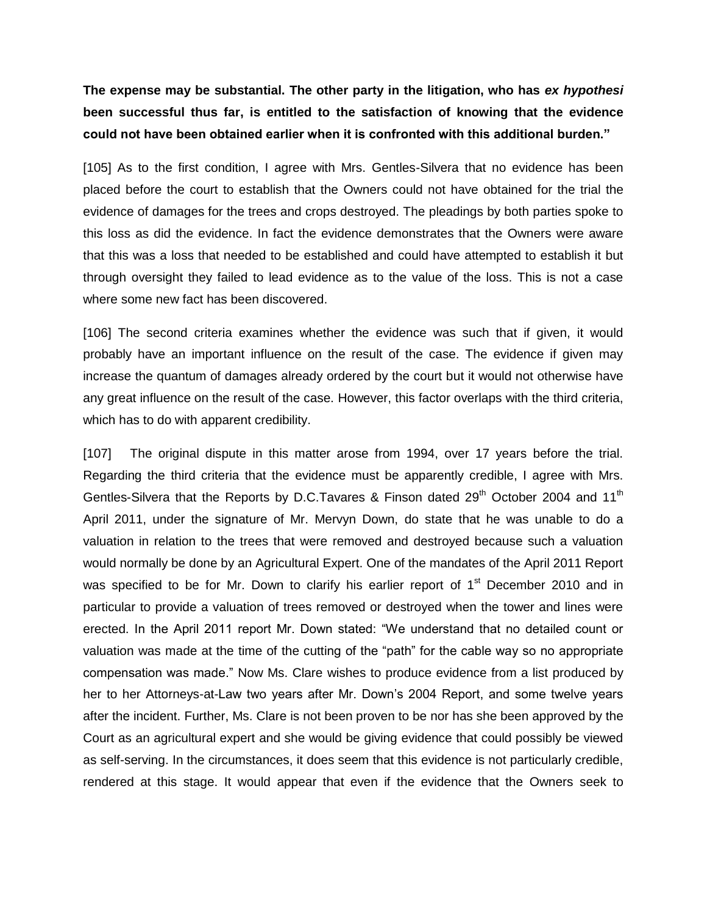**The expense may be substantial. The other party in the litigation, who has *ex hypothesi* been successful thus far, is entitled to the satisfaction of knowing that the evidence could not have been obtained earlier when it is confronted with this additional burden."**

[105] As to the first condition, I agree with Mrs. Gentles-Silvera that no evidence has been placed before the court to establish that the Owners could not have obtained for the trial the evidence of damages for the trees and crops destroyed. The pleadings by both parties spoke to this loss as did the evidence. In fact the evidence demonstrates that the Owners were aware that this was a loss that needed to be established and could have attempted to establish it but through oversight they failed to lead evidence as to the value of the loss. This is not a case where some new fact has been discovered.

[106] The second criteria examines whether the evidence was such that if given, it would probably have an important influence on the result of the case. The evidence if given may increase the quantum of damages already ordered by the court but it would not otherwise have any great influence on the result of the case. However, this factor overlaps with the third criteria, which has to do with apparent credibility.

[107] The original dispute in this matter arose from 1994, over 17 years before the trial. Regarding the third criteria that the evidence must be apparently credible, I agree with Mrs. Gentles-Silvera that the Reports by D.C.Tavares & Finson dated 29th October 2004 and 11th April 2011, under the signature of Mr. Mervyn Down, do state that he was unable to do a valuation in relation to the trees that were removed and destroyed because such a valuation would normally be done by an Agricultural Expert. One of the mandates of the April 2011 Report was specified to be for Mr. Down to clarify his earlier report of 1st December 2010 and in particular to provide a valuation of trees removed or destroyed when the tower and lines were erected. In the April 2011 report Mr. Down stated: "We understand that no detailed count or valuation was made at the time of the cutting of the "path" for the cable way so no appropriate compensation was made." Now Ms. Clare wishes to produce evidence from a list produced by her to her Attorneys-at-Law two years after Mr. Down's 2004 Report, and some twelve years after the incident. Further, Ms. Clare is not been proven to be nor has she been approved by the Court as an agricultural expert and she would be giving evidence that could possibly be viewed as self-serving. In the circumstances, it does seem that this evidence is not particularly credible, rendered at this stage. It would appear that even if the evidence that the Owners seek to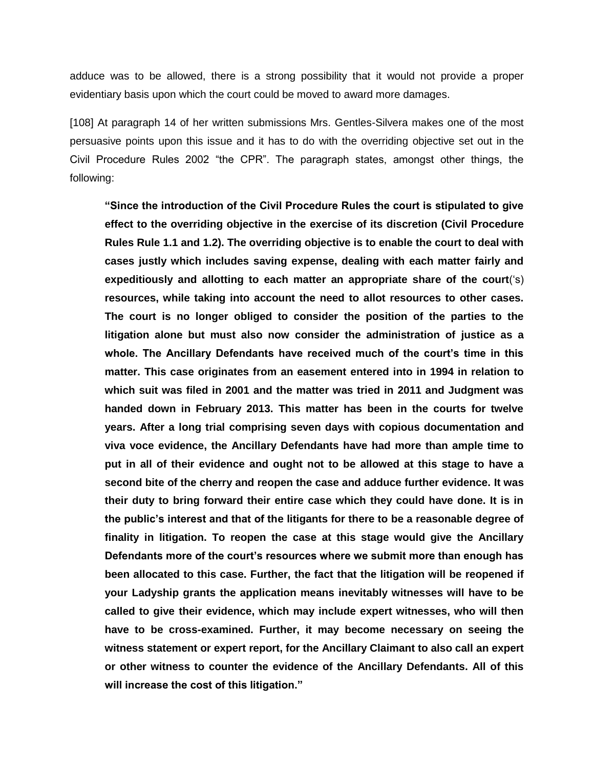adduce was to be allowed, there is a strong possibility that it would not provide a proper evidentiary basis upon which the court could be moved to award more damages.

[108] At paragraph 14 of her written submissions Mrs. Gentles-Silvera makes one of the most persuasive points upon this issue and it has to do with the overriding objective set out in the Civil Procedure Rules 2002 "the CPR". The paragraph states, amongst other things, the following:

> **"Since the introduction of the Civil Procedure Rules the court is stipulated to give effect to the overriding objective in the exercise of its discretion (Civil Procedure Rules Rule 1.1 and 1.2). The overriding objective is to enable the court to deal with cases justly which includes saving expense, dealing with each matter fairly and expeditiously and allotting to each matter an appropriate share of the court**('s) **resources, while taking into account the need to allot resources to other cases. The court is no longer obliged to consider the position of the parties to the litigation alone but must also now consider the administration of justice as a whole. The Ancillary Defendants have received much of the court's time in this matter. This case originates from an easement entered into in 1994 in relation to which suit was filed in 2001 and the matter was tried in 2011 and Judgment was handed down in February 2013. This matter has been in the courts for twelve years. After a long trial comprising seven days with copious documentation and viva voce evidence, the Ancillary Defendants have had more than ample time to put in all of their evidence and ought not to be allowed at this stage to have a second bite of the cherry and reopen the case and adduce further evidence. It was their duty to bring forward their entire case which they could have done. It is in the public's interest and that of the litigants for there to be a reasonable degree of finality in litigation. To reopen the case at this stage would give the Ancillary Defendants more of the court's resources where we submit more than enough has been allocated to this case. Further, the fact that the litigation will be reopened if your Ladyship grants the application means inevitably witnesses will have to be called to give their evidence, which may include expert witnesses, who will then have to be cross-examined. Further, it may become necessary on seeing the witness statement or expert report, for the Ancillary Claimant to also call an expert or other witness to counter the evidence of the Ancillary Defendants. All of this will increase the cost of this litigation."**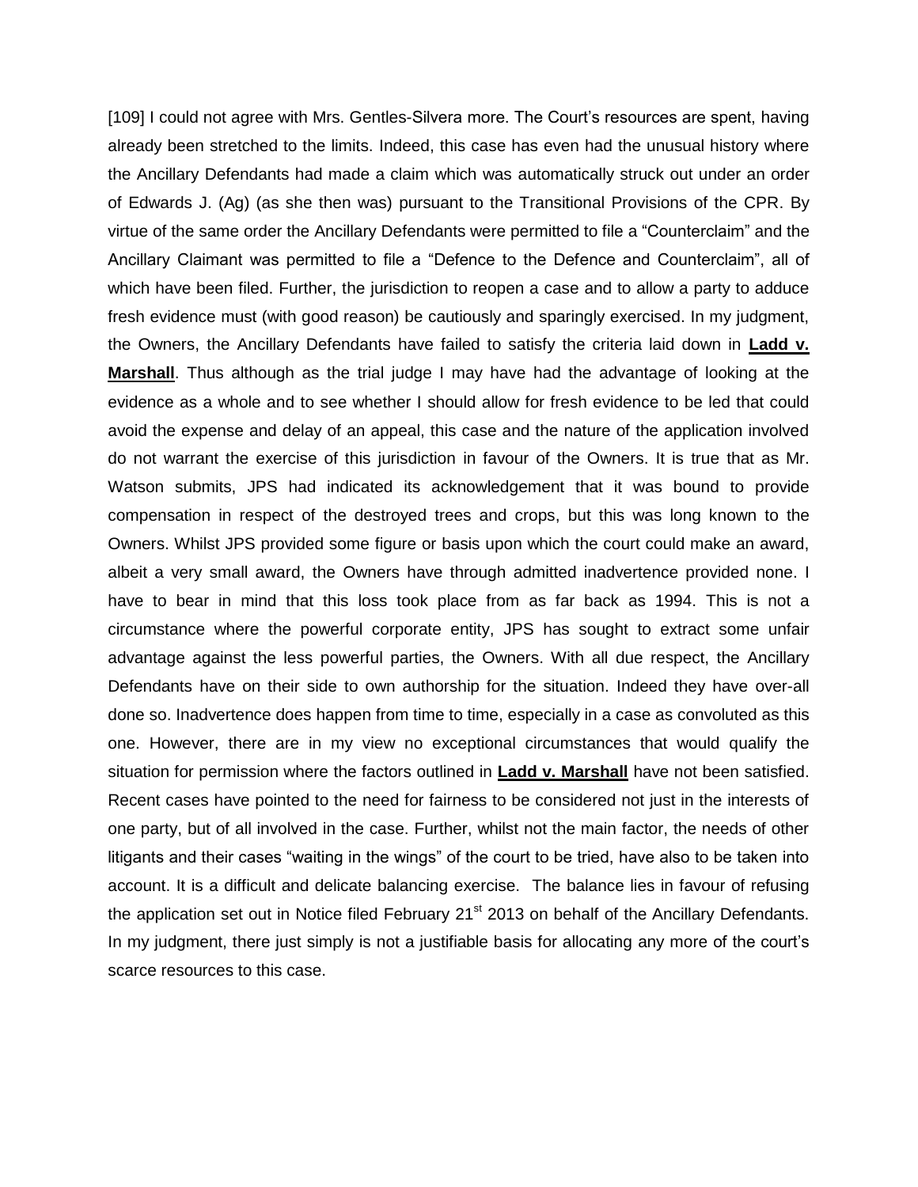[109] I could not agree with Mrs. Gentles-Silvera more. The Court's resources are spent, having already been stretched to the limits. Indeed, this case has even had the unusual history where the Ancillary Defendants had made a claim which was automatically struck out under an order of Edwards J. (Ag) (as she then was) pursuant to the Transitional Provisions of the CPR. By virtue of the same order the Ancillary Defendants were permitted to file a "Counterclaim" and the Ancillary Claimant was permitted to file a "Defence to the Defence and Counterclaim", all of which have been filed. Further, the jurisdiction to reopen a case and to allow a party to adduce fresh evidence must (with good reason) be cautiously and sparingly exercised. In my judgment, the Owners, the Ancillary Defendants have failed to satisfy the criteria laid down in **Ladd v. Marshall**. Thus although as the trial judge I may have had the advantage of looking at the evidence as a whole and to see whether I should allow for fresh evidence to be led that could avoid the expense and delay of an appeal, this case and the nature of the application involved do not warrant the exercise of this jurisdiction in favour of the Owners. It is true that as Mr. Watson submits, JPS had indicated its acknowledgement that it was bound to provide compensation in respect of the destroyed trees and crops, but this was long known to the Owners. Whilst JPS provided some figure or basis upon which the court could make an award, albeit a very small award, the Owners have through admitted inadvertence provided none. I have to bear in mind that this loss took place from as far back as 1994. This is not a circumstance where the powerful corporate entity, JPS has sought to extract some unfair advantage against the less powerful parties, the Owners. With all due respect, the Ancillary Defendants have on their side to own authorship for the situation. Indeed they have over-all done so. Inadvertence does happen from time to time, especially in a case as convoluted as this one. However, there are in my view no exceptional circumstances that would qualify the situation for permission where the factors outlined in **Ladd v. Marshall** have not been satisfied. Recent cases have pointed to the need for fairness to be considered not just in the interests of one party, but of all involved in the case. Further, whilst not the main factor, the needs of other litigants and their cases "waiting in the wings" of the court to be tried, have also to be taken into account. It is a difficult and delicate balancing exercise. The balance lies in favour of refusing the application set out in Notice filed February 21st 2013 on behalf of the Ancillary Defendants. In my judgment, there just simply is not a justifiable basis for allocating any more of the court's scarce resources to this case.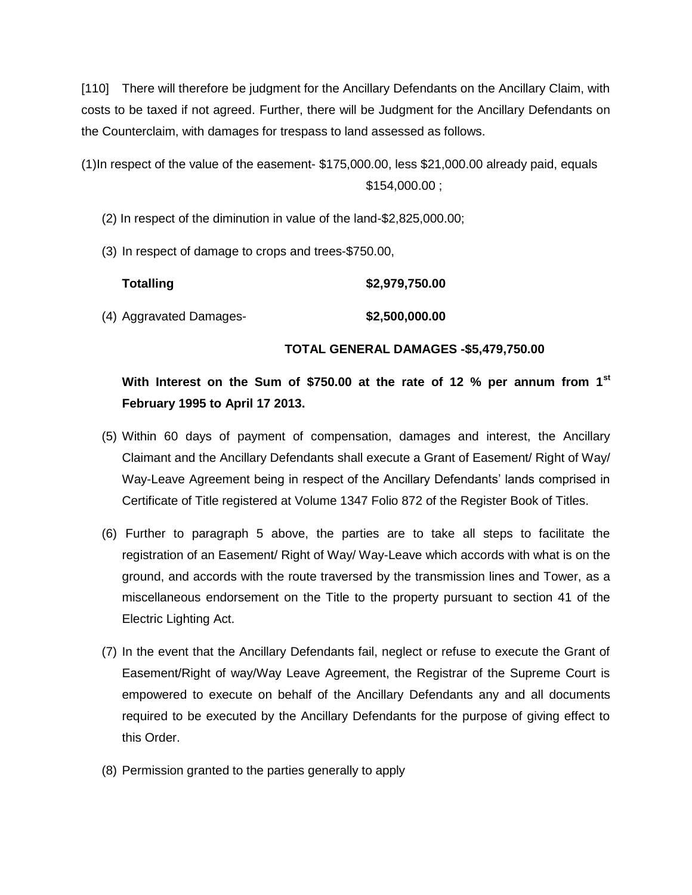[110] There will therefore be judgment for the Ancillary Defendants on the Ancillary Claim, with costs to be taxed if not agreed. Further, there will be Judgment for the Ancillary Defendants on the Counterclaim, with damages for trespass to land assessed as follows.

(1) In respect of the value of the easement- $175,000.00, less $21,000.00 already paid, equals $154,000.00 ;

(2) In respect of the diminution in value of the land-$2,825,000.00;

(3) In respect of damage to crops and trees-$750.00,

**Totalling** **$2,979,750.00**

(4) Aggravated Damages- **$2,500,000.00**

**TOTAL GENERAL DAMAGES -$5,479,750.00**

**With Interest on the Sum of $750.00 at the rate of 12 % per annum from 1st February 1995 to April 17 2013.**

(5) Within 60 days of payment of compensation, damages and interest, the Ancillary Claimant and the Ancillary Defendants shall execute a Grant of Easement/ Right of Way/ Way-Leave Agreement being in respect of the Ancillary Defendants' lands comprised in Certificate of Title registered at Volume 1347 Folio 872 of the Register Book of Titles.

(6) Further to paragraph 5 above, the parties are to take all steps to facilitate the registration of an Easement/ Right of Way/ Way-Leave which accords with what is on the ground, and accords with the route traversed by the transmission lines and Tower, as a miscellaneous endorsement on the Title to the property pursuant to section 41 of the Electric Lighting Act.

(7) In the event that the Ancillary Defendants fail, neglect or refuse to execute the Grant of Easement/Right of way/Way Leave Agreement, the Registrar of the Supreme Court is empowered to execute on behalf of the Ancillary Defendants any and all documents required to be executed by the Ancillary Defendants for the purpose of giving effect to this Order.

(8) Permission granted to the parties generally to apply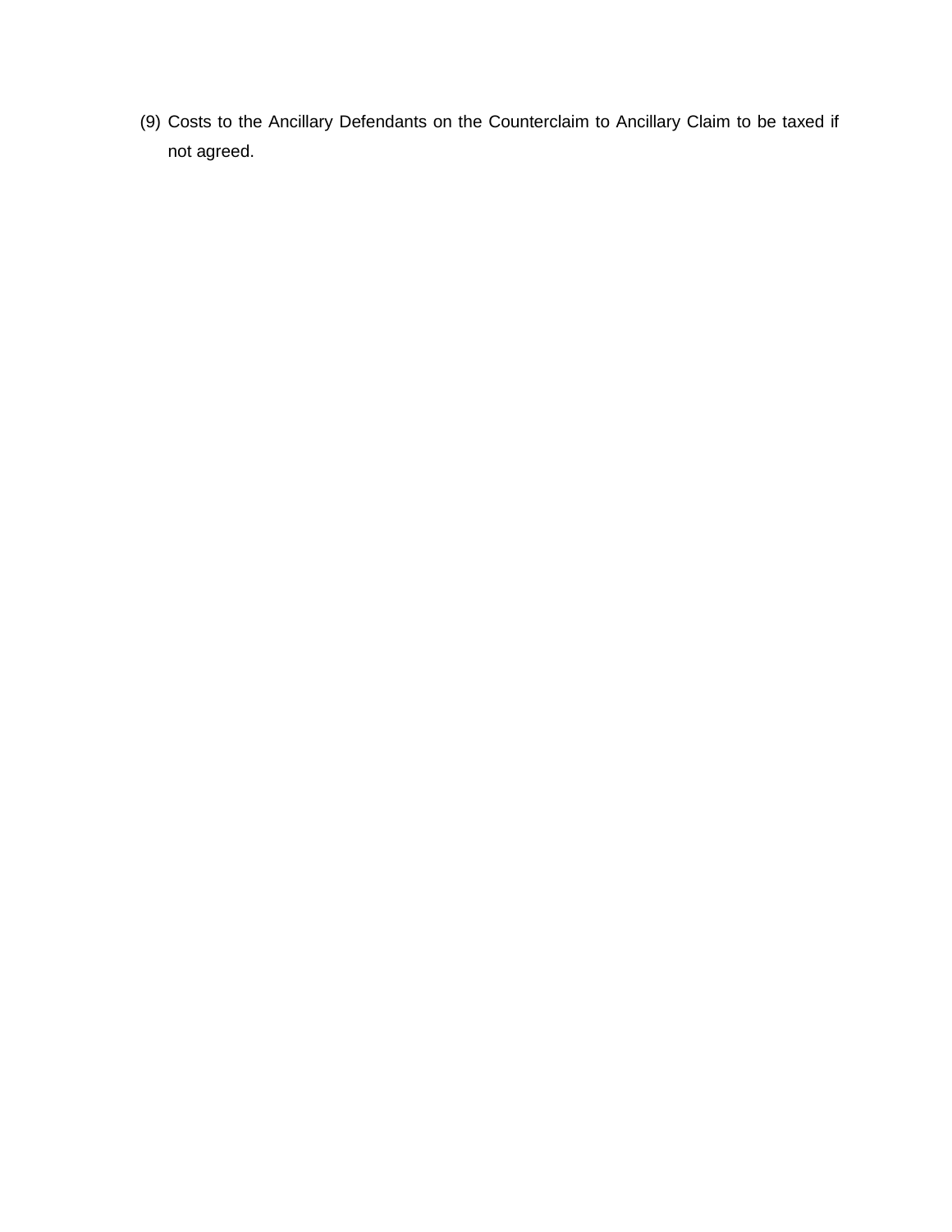(9) Costs to the Ancillary Defendants on the Counterclaim to Ancillary Claim to be taxed if not agreed.